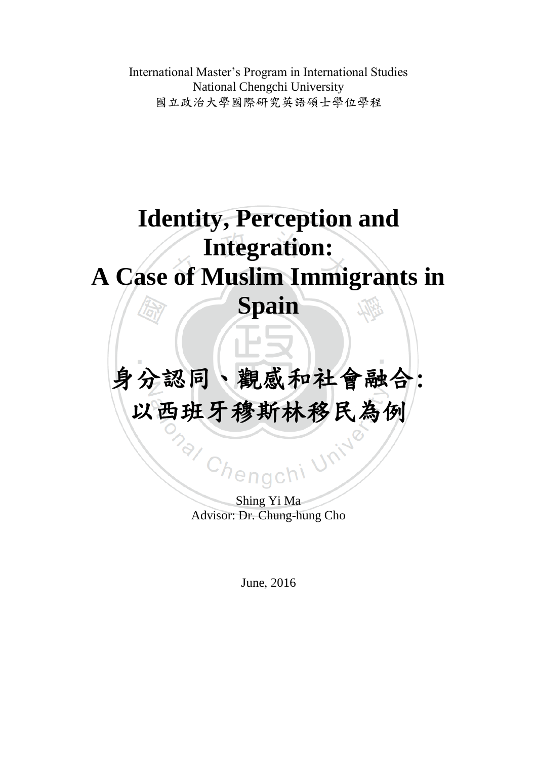International Master's Program in International Studies
National Chengchi University
國立政治大學國際研究英語碩士學位學程

# Identity, Perception and Integration: A Case of Muslim Immigrants in Spain

# 身分認同、觀感和社會融合：以西班牙穆斯林移民為例

Shing Yi Ma
Advisor: Dr. Chung-hung Cho

June, 2016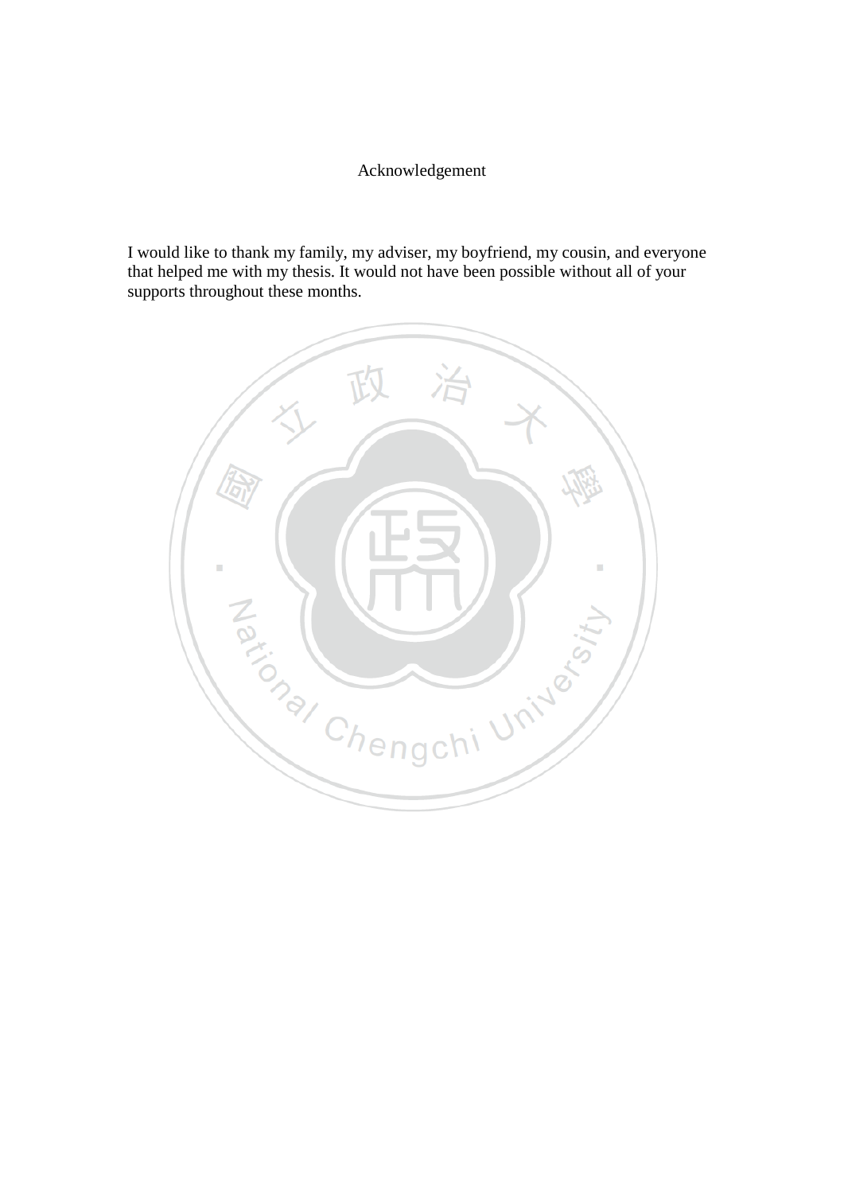# Acknowledgement

I would like to thank my family, my adviser, my boyfriend, my cousin, and everyone that helped me with my thesis. It would not have been possible without all of your supports throughout these months.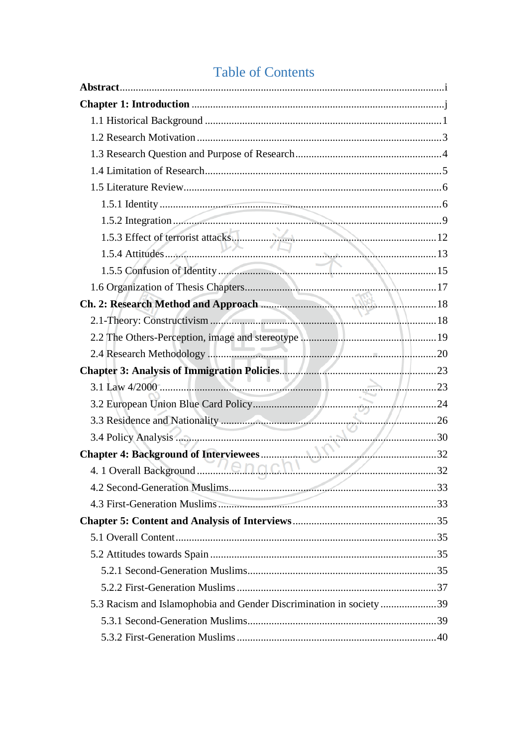# Table of Contents

**Abstract**......................................................................................................................i

**Chapter 1: Introduction** .............................................................................................j

1.1 Historical Background ........................................................................................1

1.2 Research Motivation ...........................................................................................3

1.3 Research Question and Purpose of Research.......................................................4

1.4 Limitation of Research.........................................................................................5

1.5 Literature Review.................................................................................................6

1.5.1 Identity .........................................................................................................6

1.5.2 Integration ....................................................................................................9

1.5.3 Effect of terrorist attacks..............................................................................12

1.5.4 Attitudes.......................................................................................................13

1.5.5 Confusion of Identity ...................................................................................15

1.6 Organization of Thesis Chapters..........................................................................17

**Ch. 2: Research Method and Approach** .....................................................................18

2.1-Theory: Constructivism ......................................................................................18

2.2 The Others-Perception, image and stereotype .....................................................19

2.4 Research Methodology .......................................................................................20

**Chapter 3: Analysis of Immigration Policies**...............................................................23

3.1 Law 4/2000 .........................................................................................................23

3.2 European Union Blue Card Policy.......................................................................24

3.3 Residence and Nationality ...................................................................................26

3.4 Policy Analysis ....................................................................................................30

**Chapter 4: Background of Interviewees**.....................................................................32

4. 1 Overall Background ...........................................................................................32

4.2 Second-Generation Muslims................................................................................33

4.3 First-Generation Muslims ...................................................................................33

**Chapter 5: Content and Analysis of Interviews**..........................................................35

5.1 Overall Content....................................................................................................35

5.2 Attitudes towards Spain .......................................................................................35

5.2.1 Second-Generation Muslims.........................................................................35

5.2.2 First-Generation Muslims .............................................................................37

5.3 Racism and Islamophobia and Gender Discrimination in society .......................39

5.3.1 Second-Generation Muslims.........................................................................39

5.3.2 First-Generation Muslims .............................................................................40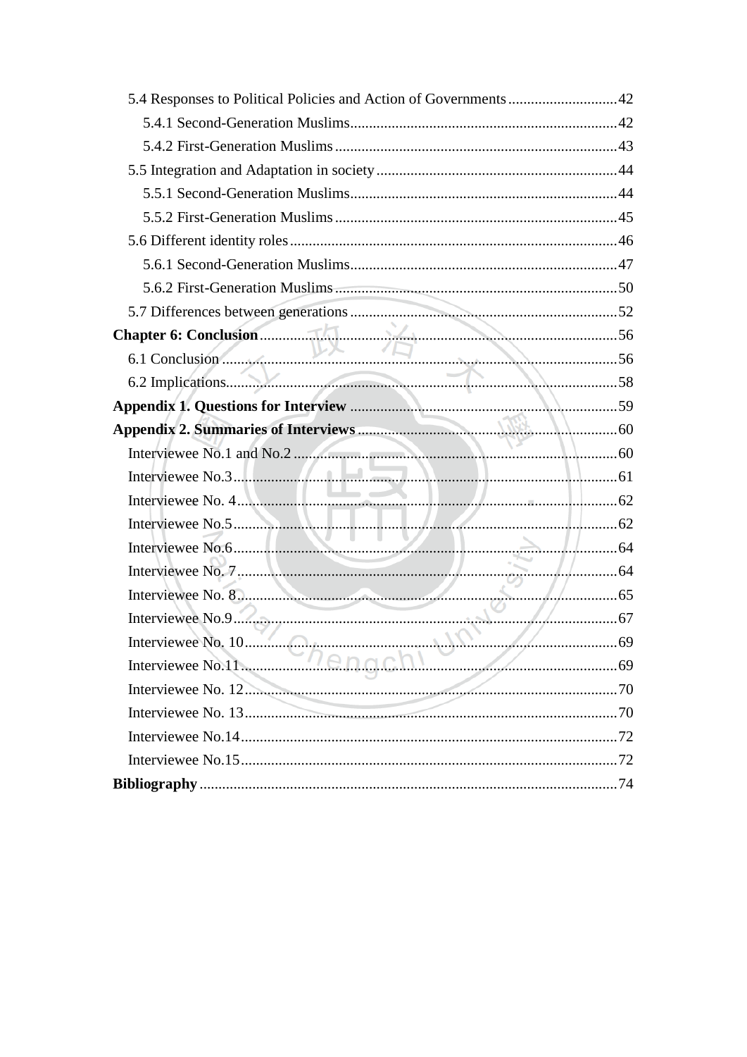5.4 Responses to Political Policies and Action of Governments ............................42

5.4.1 Second-Generation Muslims......................................................................42

5.4.2 First-Generation Muslims ..........................................................................43

5.5 Integration and Adaptation in society ...............................................................44

5.5.1 Second-Generation Muslims......................................................................44

5.5.2 First-Generation Muslims ..........................................................................45

5.6 Different identity roles .......................................................................................46

5.6.1 Second-Generation Muslims......................................................................47

5.6.2 First-Generation Muslims ..........................................................................50

5.7 Differences between generations ......................................................................52

**Chapter 6: Conclusion**..............................................................................................56

6.1 Conclusion ........................................................................................................56

6.2 Implications.......................................................................................................58

**Appendix 1. Questions for Interview** .......................................................................59

**Appendix 2. Summaries of Interviews** .....................................................................60

Interviewee No.1 and No.2 .....................................................................................60

Interviewee No.3.....................................................................................................61

Interviewee No. 4....................................................................................................62

Interviewee No.5.....................................................................................................62

Interviewee No.6.....................................................................................................64

Interviewee No. 7....................................................................................................64

Interviewee No. 8....................................................................................................65

Interviewee No.9.....................................................................................................67

Interviewee No. 10..................................................................................................69

Interviewee No.11...................................................................................................69

Interviewee No. 12..................................................................................................70

Interviewee No. 13..................................................................................................70

Interviewee No.14...................................................................................................72

Interviewee No.15...................................................................................................72

**Bibliography** .............................................................................................................74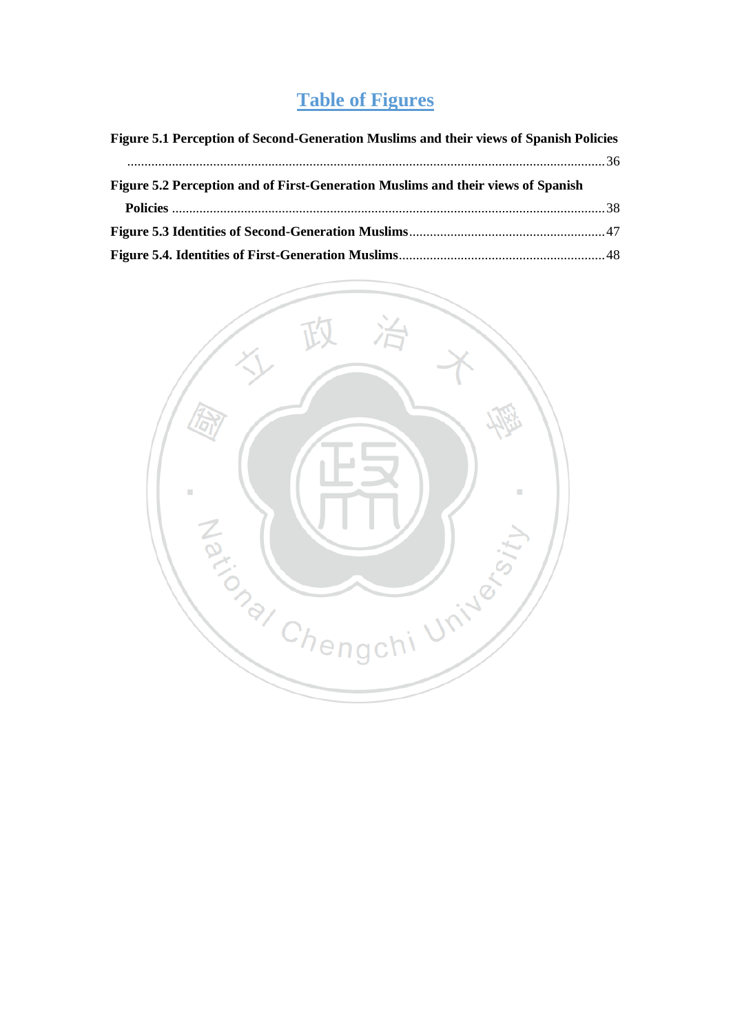# Table of Figures

**Figure 5.1 Perception of Second-Generation Muslims and their views of Spanish Policies** ........................................................................................................................................ 36

**Figure 5.2 Perception and of First-Generation Muslims and their views of Spanish Policies** ........................................................................................................................... 38

**Figure 5.3 Identities of Second-Generation Muslims**........................................................ 47

**Figure 5.4. Identities of First-Generation Muslims**........................................................... 48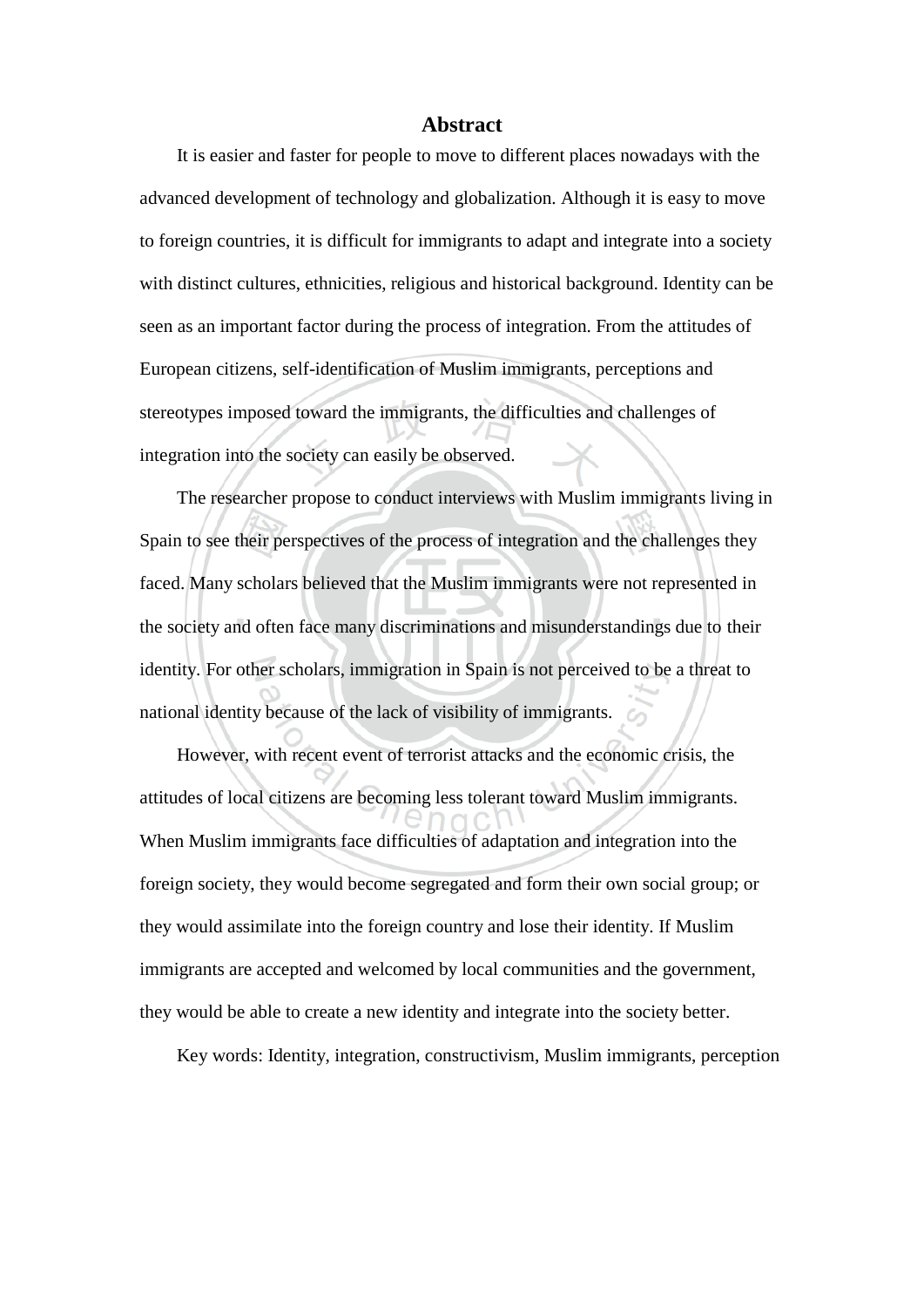# Abstract

It is easier and faster for people to move to different places nowadays with the advanced development of technology and globalization. Although it is easy to move to foreign countries, it is difficult for immigrants to adapt and integrate into a society with distinct cultures, ethnicities, religious and historical background. Identity can be seen as an important factor during the process of integration. From the attitudes of European citizens, self-identification of Muslim immigrants, perceptions and stereotypes imposed toward the immigrants, the difficulties and challenges of integration into the society can easily be observed.

The researcher propose to conduct interviews with Muslim immigrants living in Spain to see their perspectives of the process of integration and the challenges they faced. Many scholars believed that the Muslim immigrants were not represented in the society and often face many discriminations and misunderstandings due to their identity. For other scholars, immigration in Spain is not perceived to be a threat to national identity because of the lack of visibility of immigrants.

However, with recent event of terrorist attacks and the economic crisis, the attitudes of local citizens are becoming less tolerant toward Muslim immigrants. When Muslim immigrants face difficulties of adaptation and integration into the foreign society, they would become segregated and form their own social group; or they would assimilate into the foreign country and lose their identity. If Muslim immigrants are accepted and welcomed by local communities and the government, they would be able to create a new identity and integrate into the society better.

Key words: Identity, integration, constructivism, Muslim immigrants, perception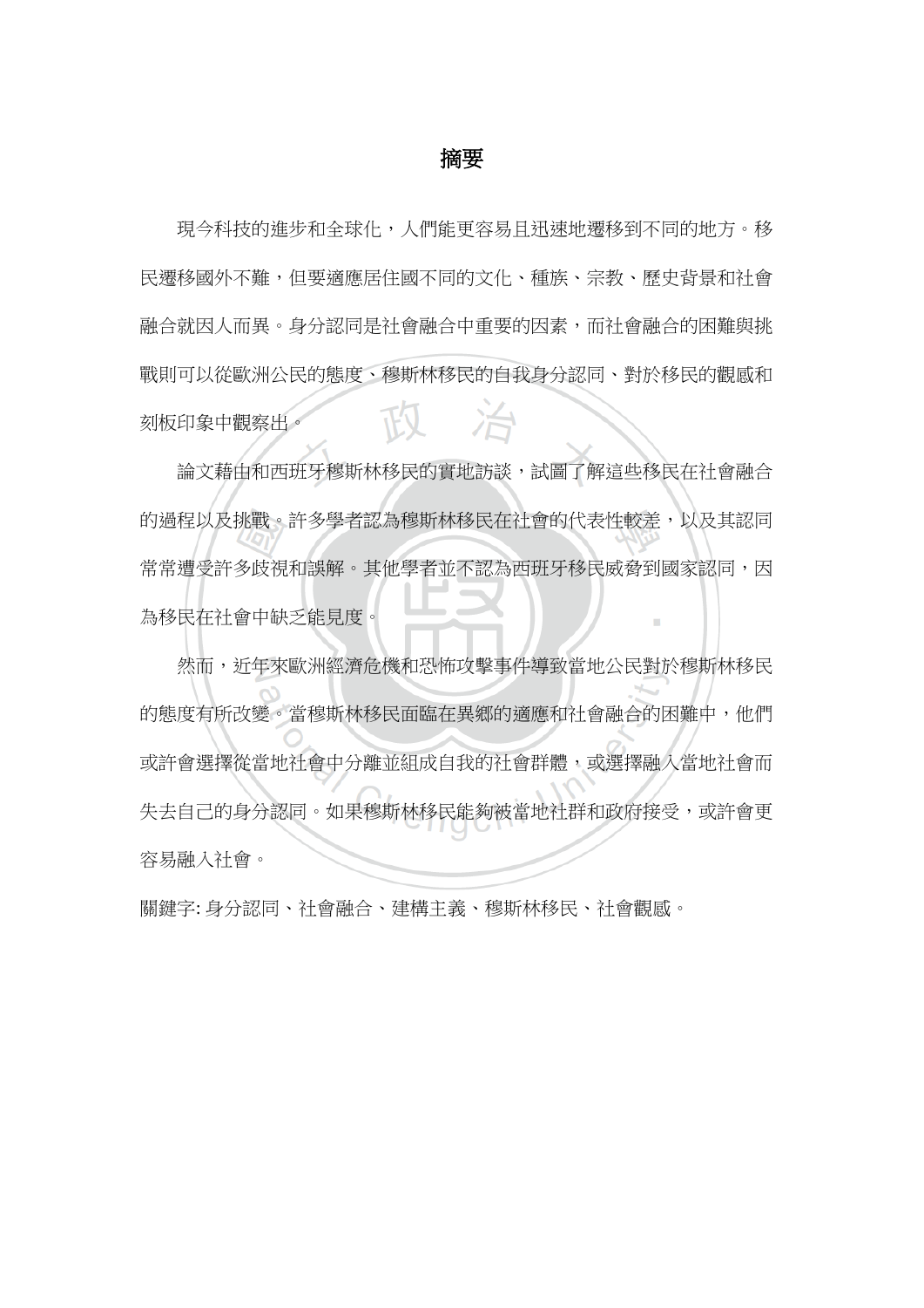# 摘要

現今科技的進步和全球化，人們能更容易且迅速地遷移到不同的地方。移民遷移國外不難，但要適應居住國不同的文化、種族、宗教、歷史背景和社會融合就因人而異。身分認同是社會融合中重要的因素，而社會融合的困難與挑戰則可以從歐洲公民的態度、穆斯林移民的自我身分認同、對於移民的觀感和刻板印象中觀察出。

論文藉由和西班牙穆斯林移民的實地訪談，試圖了解這些移民在社會融合的過程以及挑戰。許多學者認為穆斯林移民在社會的代表性較差，以及其認同常常遭受許多歧視和誤解。其他學者並不認為西班牙移民威脅到國家認同，因為移民在社會中缺乏能見度。

然而，近年來歐洲經濟危機和恐怖攻擊事件導致當地公民對於穆斯林移民的態度有所改變。當穆斯林移民面臨在異鄉的適應和社會融合的困難中，他們或許會選擇從當地社會中分離並組成自我的社會群體，或選擇融入當地社會而失去自己的身分認同。如果穆斯林移民能夠被當地社群和政府接受，或許會更容易融入社會。

關鍵字: 身分認同、社會融合、建構主義、穆斯林移民、社會觀感。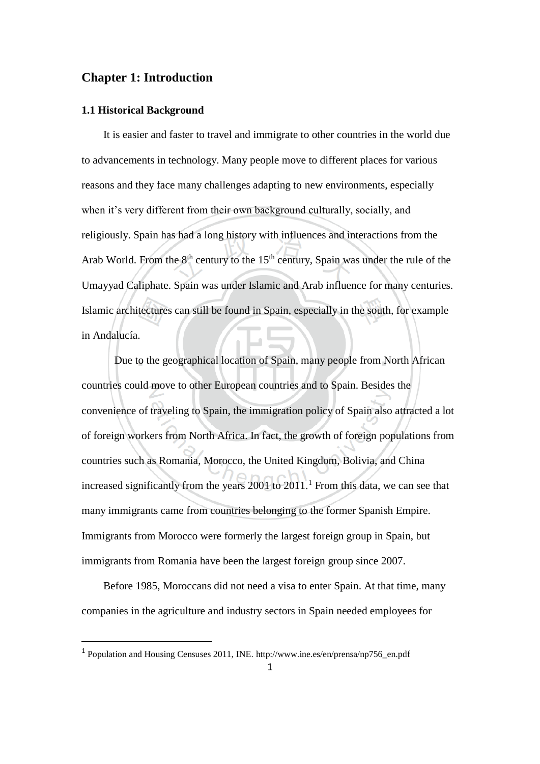## Chapter 1: Introduction

### 1.1 Historical Background

It is easier and faster to travel and immigrate to other countries in the world due to advancements in technology. Many people move to different places for various reasons and they face many challenges adapting to new environments, especially when it's very different from their own background culturally, socially, and religiously. Spain has had a long history with influences and interactions from the Arab World. From the $8^{th}$ century to the $15^{th}$ century, Spain was under the rule of the Umayyad Caliphate. Spain was under Islamic and Arab influence for many centuries. Islamic architectures can still be found in Spain, especially in the south, for example in Andalucía.

Due to the geographical location of Spain, many people from North African countries could move to other European countries and to Spain. Besides the convenience of traveling to Spain, the immigration policy of Spain also attracted a lot of foreign workers from North Africa. In fact, the growth of foreign populations from countries such as Romania, Morocco, the United Kingdom, Bolivia, and China increased significantly from the years 2001 to 2011.[1] From this data, we can see that many immigrants came from countries belonging to the former Spanish Empire. Immigrants from Morocco were formerly the largest foreign group in Spain, but immigrants from Romania have been the largest foreign group since 2007.

Before 1985, Moroccans did not need a visa to enter Spain. At that time, many companies in the agriculture and industry sectors in Spain needed employees for

---

[1] Population and Housing Censuses 2011, INE. http://www.ine.es/en/prensa/np756_en.pdf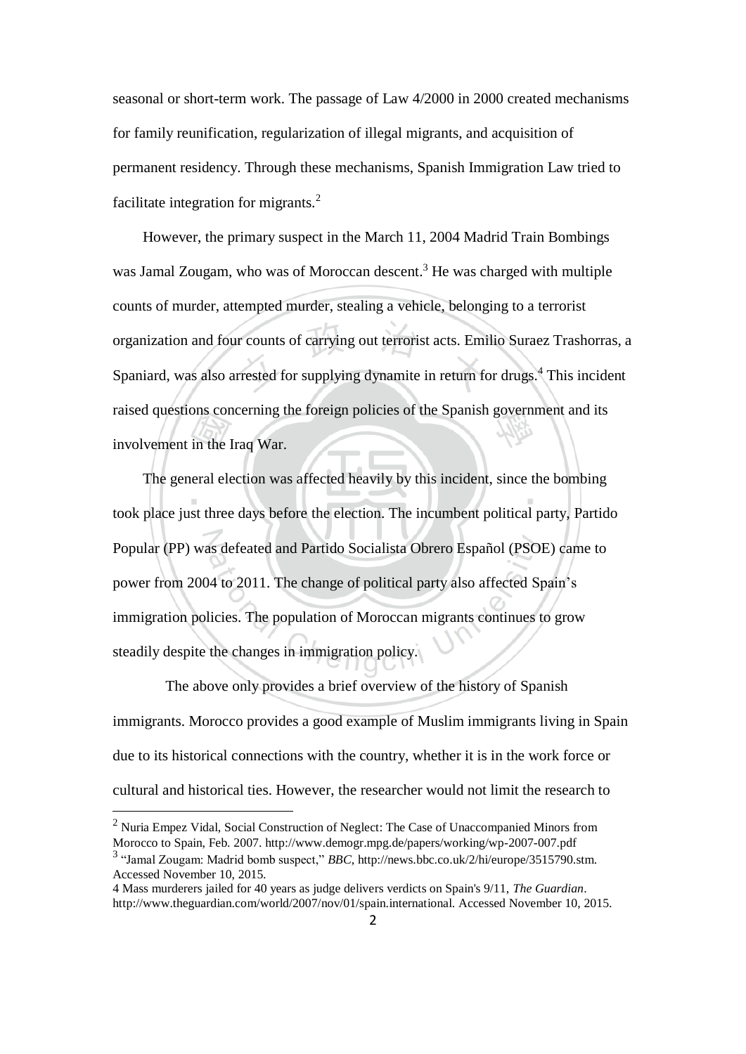seasonal or short-term work. The passage of Law 4/2000 in 2000 created mechanisms for family reunification, regularization of illegal migrants, and acquisition of permanent residency. Through these mechanisms, Spanish Immigration Law tried to facilitate integration for migrants.[2]

However, the primary suspect in the March 11, 2004 Madrid Train Bombings was Jamal Zougam, who was of Moroccan descent.[3] He was charged with multiple counts of murder, attempted murder, stealing a vehicle, belonging to a terrorist organization and four counts of carrying out terrorist acts. Emilio Suraez Trashorras, a Spaniard, was also arrested for supplying dynamite in return for drugs.[4] This incident raised questions concerning the foreign policies of the Spanish government and its involvement in the Iraq War.

The general election was affected heavily by this incident, since the bombing took place just three days before the election. The incumbent political party, Partido Popular (PP) was defeated and Partido Socialista Obrero Español (PSOE) came to power from 2004 to 2011. The change of political party also affected Spain's immigration policies. The population of Moroccan migrants continues to grow steadily despite the changes in immigration policy.

The above only provides a brief overview of the history of Spanish immigrants. Morocco provides a good example of Muslim immigrants living in Spain due to its historical connections with the country, whether it is in the work force or cultural and historical ties. However, the researcher would not limit the research to

---

[2] Nuria Empez Vidal, Social Construction of Neglect: The Case of Unaccompanied Minors from Morocco to Spain, Feb. 2007. http://www.demogr.mpg.de/papers/working/wp-2007-007.pdf

[3] "Jamal Zougam: Madrid bomb suspect," *BBC*, http://news.bbc.co.uk/2/hi/europe/3515790.stm. Accessed November 10, 2015.

4 Mass murderers jailed for 40 years as judge delivers verdicts on Spain's 9/11, *The Guardian*. http://www.theguardian.com/world/2007/nov/01/spain.international. Accessed November 10, 2015.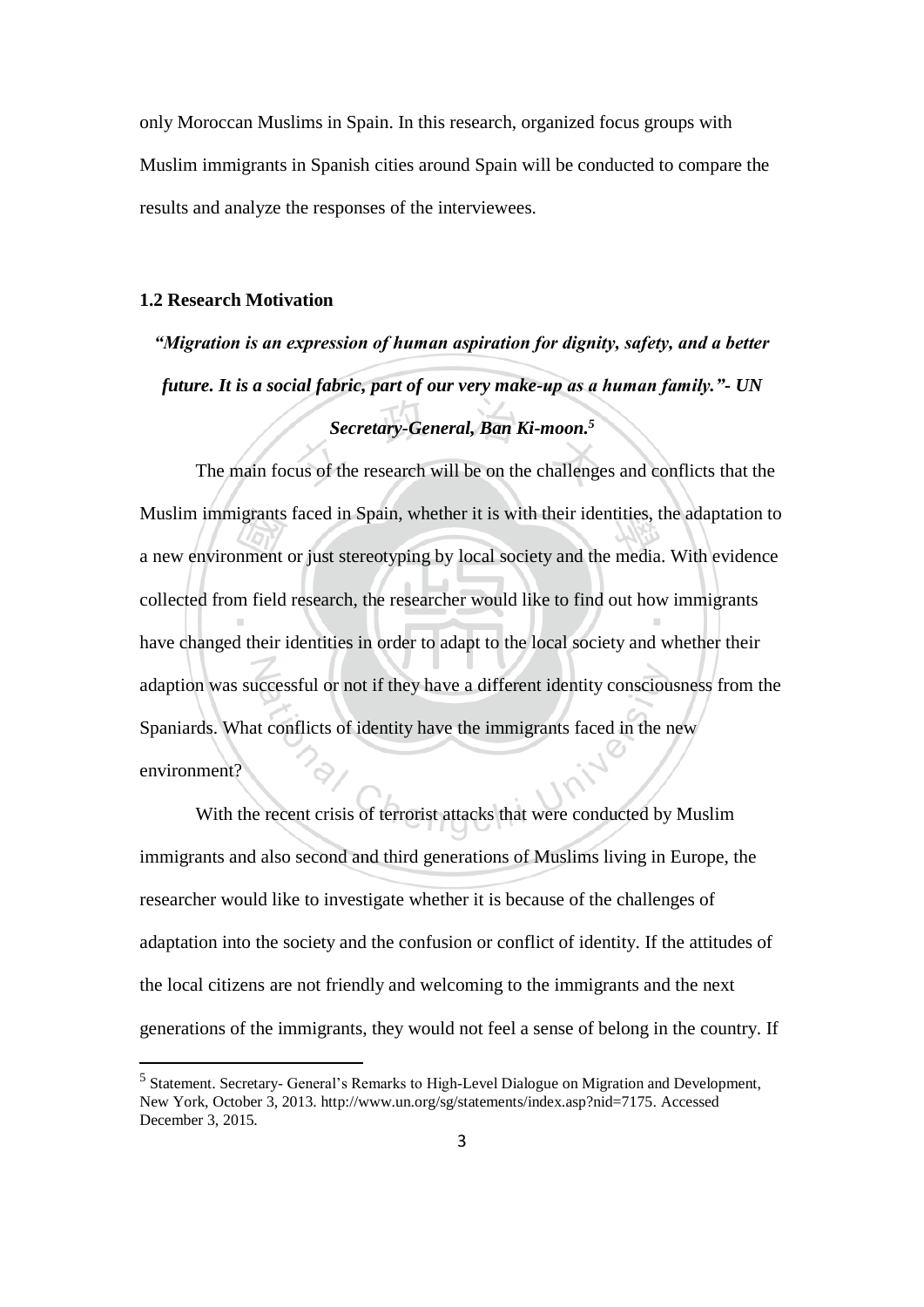only Moroccan Muslims in Spain. In this research, organized focus groups with Muslim immigrants in Spanish cities around Spain will be conducted to compare the results and analyze the responses of the interviewees.

### 1.2 Research Motivation

***"Migration is an expression of human aspiration for dignity, safety, and a better future. It is a social fabric, part of our very make-up as a human family."- UN Secretary-General, Ban Ki-moon.***[5]

The main focus of the research will be on the challenges and conflicts that the Muslim immigrants faced in Spain, whether it is with their identities, the adaptation to a new environment or just stereotyping by local society and the media. With evidence collected from field research, the researcher would like to find out how immigrants have changed their identities in order to adapt to the local society and whether their adaption was successful or not if they have a different identity consciousness from the Spaniards. What conflicts of identity have the immigrants faced in the new environment?

With the recent crisis of terrorist attacks that were conducted by Muslim immigrants and also second and third generations of Muslims living in Europe, the researcher would like to investigate whether it is because of the challenges of adaptation into the society and the confusion or conflict of identity. If the attitudes of the local citizens are not friendly and welcoming to the immigrants and the next generations of the immigrants, they would not feel a sense of belong in the country. If

---

[5] Statement. Secretary- General's Remarks to High-Level Dialogue on Migration and Development, New York, October 3, 2013. http://www.un.org/sg/statements/index.asp?nid=7175. Accessed December 3, 2015.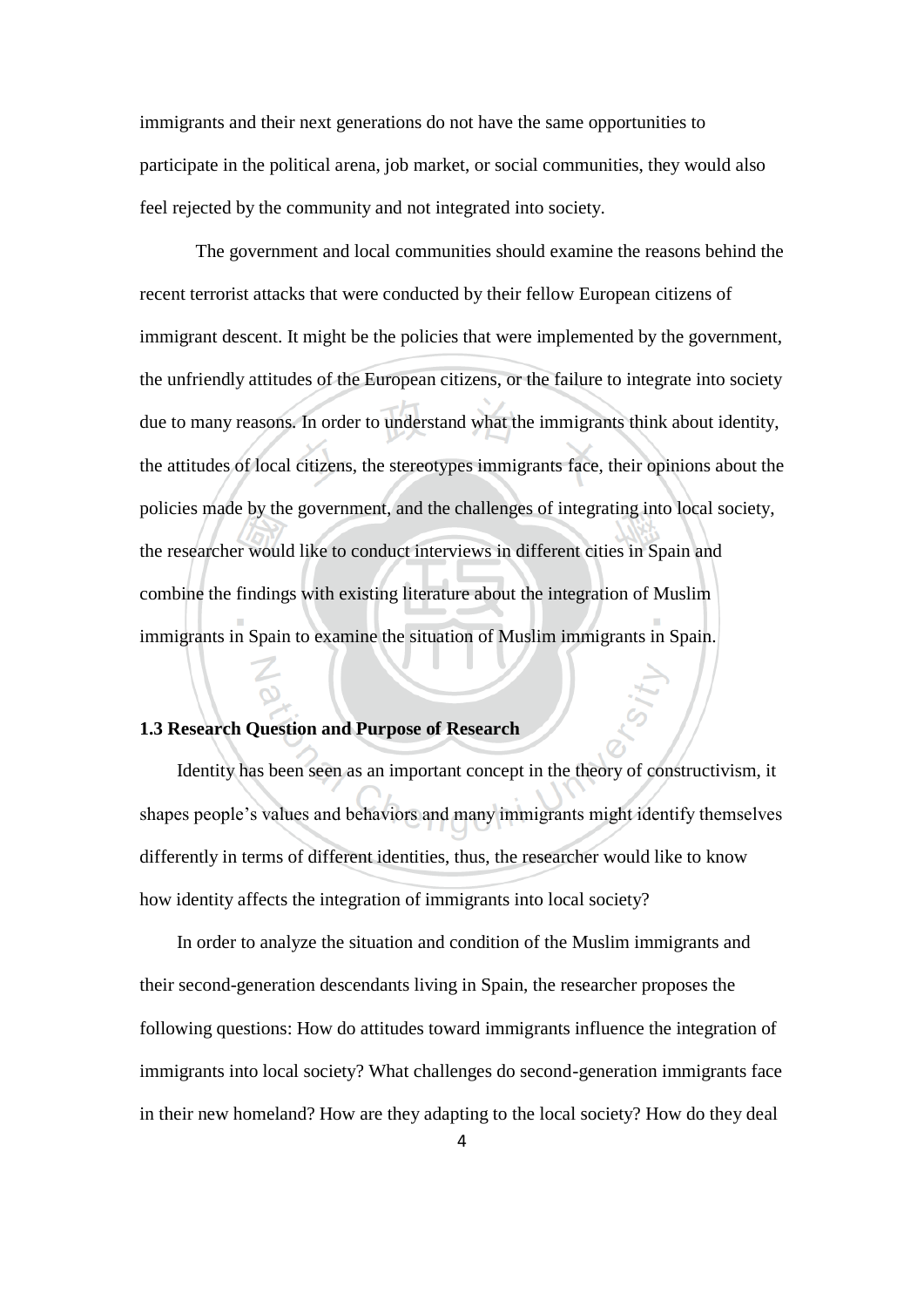immigrants and their next generations do not have the same opportunities to participate in the political arena, job market, or social communities, they would also feel rejected by the community and not integrated into society.

The government and local communities should examine the reasons behind the recent terrorist attacks that were conducted by their fellow European citizens of immigrant descent. It might be the policies that were implemented by the government, the unfriendly attitudes of the European citizens, or the failure to integrate into society due to many reasons. In order to understand what the immigrants think about identity, the attitudes of local citizens, the stereotypes immigrants face, their opinions about the policies made by the government, and the challenges of integrating into local society, the researcher would like to conduct interviews in different cities in Spain and combine the findings with existing literature about the integration of Muslim immigrants in Spain to examine the situation of Muslim immigrants in Spain.

### 1.3 Research Question and Purpose of Research

Identity has been seen as an important concept in the theory of constructivism, it shapes people's values and behaviors and many immigrants might identify themselves differently in terms of different identities, thus, the researcher would like to know how identity affects the integration of immigrants into local society?

In order to analyze the situation and condition of the Muslim immigrants and their second-generation descendants living in Spain, the researcher proposes the following questions: How do attitudes toward immigrants influence the integration of immigrants into local society? What challenges do second-generation immigrants face in their new homeland? How are they adapting to the local society? How do they deal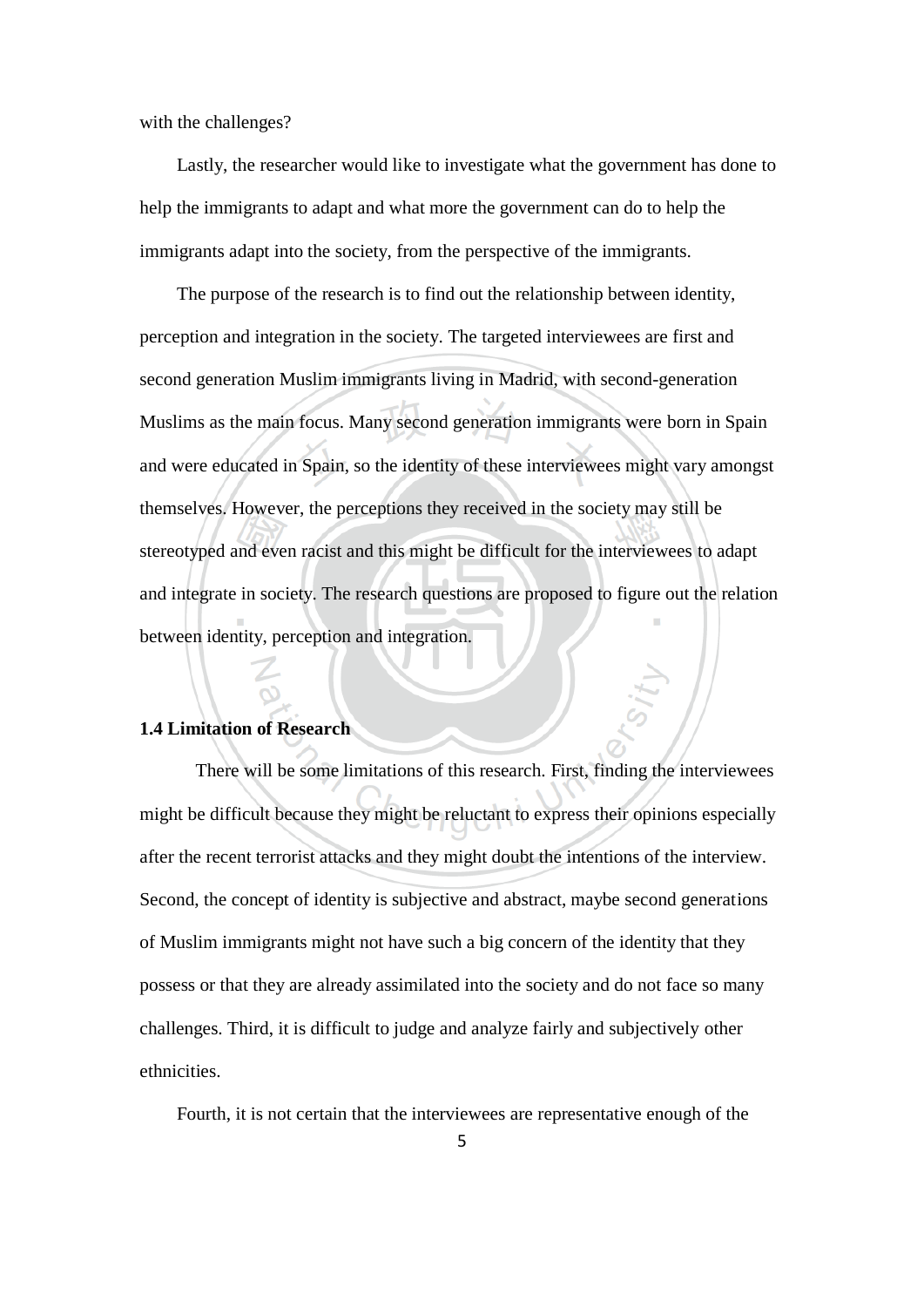with the challenges?

Lastly, the researcher would like to investigate what the government has done to help the immigrants to adapt and what more the government can do to help the immigrants adapt into the society, from the perspective of the immigrants.

The purpose of the research is to find out the relationship between identity, perception and integration in the society. The targeted interviewees are first and second generation Muslim immigrants living in Madrid, with second-generation Muslims as the main focus. Many second generation immigrants were born in Spain and were educated in Spain, so the identity of these interviewees might vary amongst themselves. However, the perceptions they received in the society may still be stereotyped and even racist and this might be difficult for the interviewees to adapt and integrate in society. The research questions are proposed to figure out the relation between identity, perception and integration.

**1.4 Limitation of Research**

There will be some limitations of this research. First, finding the interviewees might be difficult because they might be reluctant to express their opinions especially after the recent terrorist attacks and they might doubt the intentions of the interview. Second, the concept of identity is subjective and abstract, maybe second generations of Muslim immigrants might not have such a big concern of the identity that they possess or that they are already assimilated into the society and do not face so many challenges. Third, it is difficult to judge and analyze fairly and subjectively other ethnicities.

Fourth, it is not certain that the interviewees are representative enough of the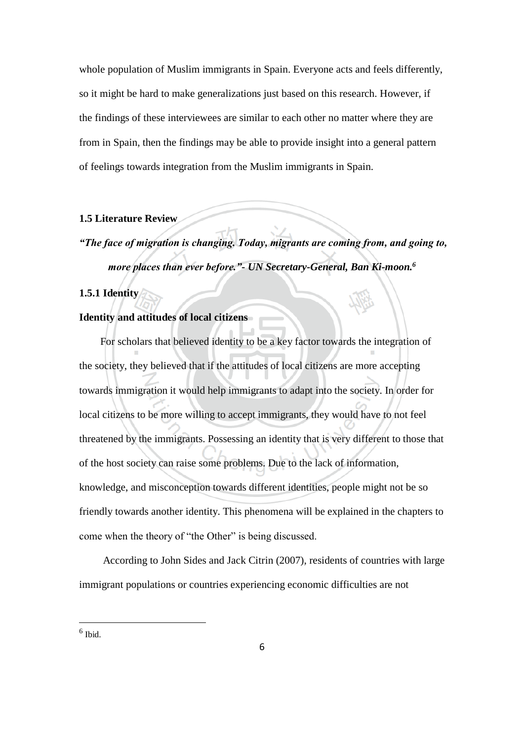whole population of Muslim immigrants in Spain. Everyone acts and feels differently, so it might be hard to make generalizations just based on this research. However, if the findings of these interviewees are similar to each other no matter where they are from in Spain, then the findings may be able to provide insight into a general pattern of feelings towards integration from the Muslim immigrants in Spain.

### 1.5 Literature Review

***"The face of migration is changing. Today, migrants are coming from, and going to, more places than ever before."- UN Secretary-General, Ban Ki-moon.***[6]

#### 1.5.1 Identity

**Identity and attitudes of local citizens**

For scholars that believed identity to be a key factor towards the integration of the society, they believed that if the attitudes of local citizens are more accepting towards immigration it would help immigrants to adapt into the society. In order for local citizens to be more willing to accept immigrants, they would have to not feel threatened by the immigrants. Possessing an identity that is very different to those that of the host society can raise some problems. Due to the lack of information, knowledge, and misconception towards different identities, people might not be so friendly towards another identity. This phenomena will be explained in the chapters to come when the theory of "the Other" is being discussed.

According to John Sides and Jack Citrin (2007), residents of countries with large immigrant populations or countries experiencing economic difficulties are not

[6] Ibid.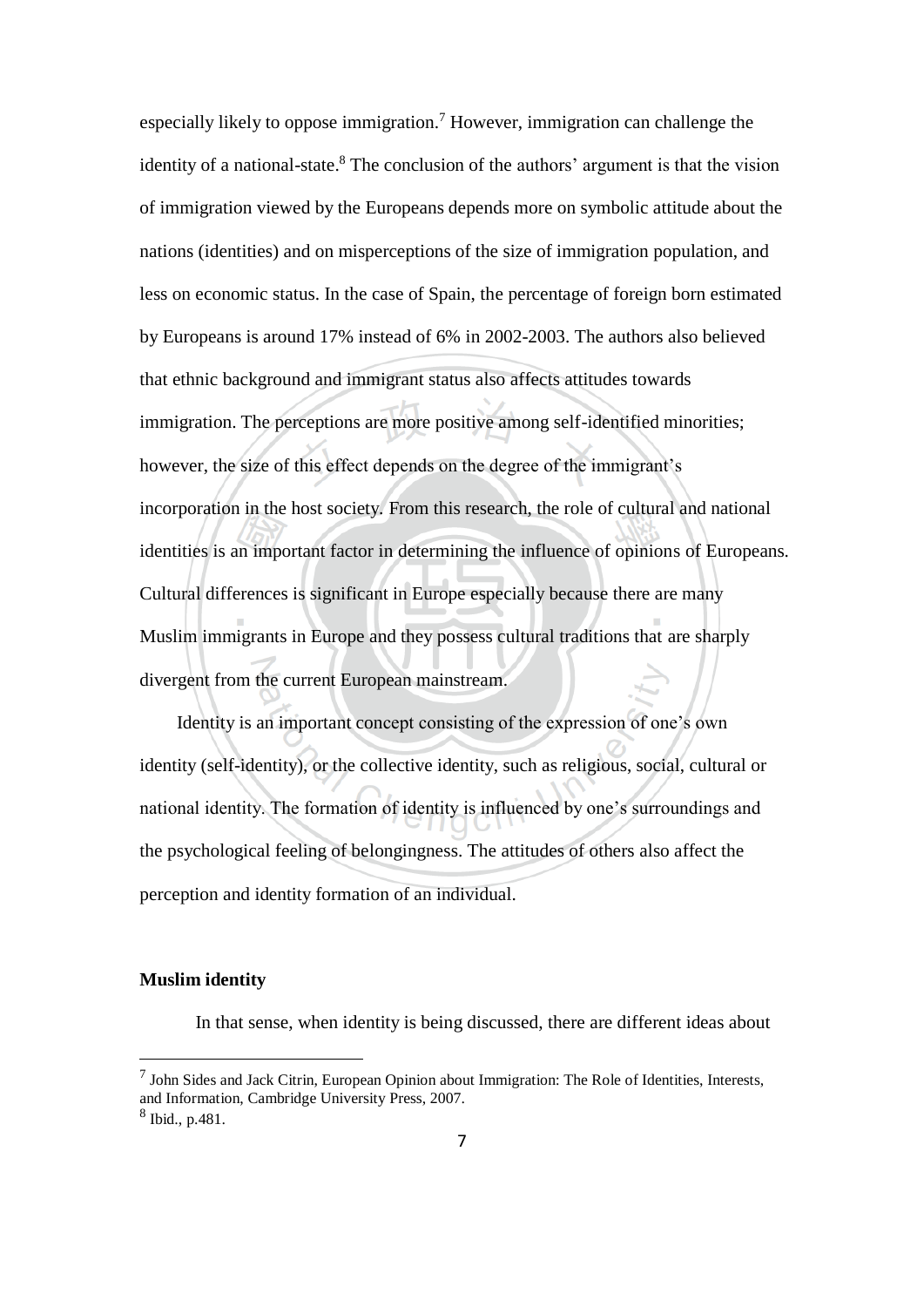especially likely to oppose immigration.[7] However, immigration can challenge the identity of a national-state.[8] The conclusion of the authors' argument is that the vision of immigration viewed by the Europeans depends more on symbolic attitude about the nations (identities) and on misperceptions of the size of immigration population, and less on economic status. In the case of Spain, the percentage of foreign born estimated by Europeans is around 17% instead of 6% in 2002-2003. The authors also believed that ethnic background and immigrant status also affects attitudes towards immigration. The perceptions are more positive among self-identified minorities; however, the size of this effect depends on the degree of the immigrant's incorporation in the host society. From this research, the role of cultural and national identities is an important factor in determining the influence of opinions of Europeans. Cultural differences is significant in Europe especially because there are many Muslim immigrants in Europe and they possess cultural traditions that are sharply divergent from the current European mainstream.

Identity is an important concept consisting of the expression of one's own identity (self-identity), or the collective identity, such as religious, social, cultural or national identity. The formation of identity is influenced by one's surroundings and the psychological feeling of belongingness. The attitudes of others also affect the perception and identity formation of an individual.

**Muslim identity**

In that sense, when identity is being discussed, there are different ideas about

---

[7] John Sides and Jack Citrin, European Opinion about Immigration: The Role of Identities, Interests, and Information, Cambridge University Press, 2007.

[8] Ibid., p.481.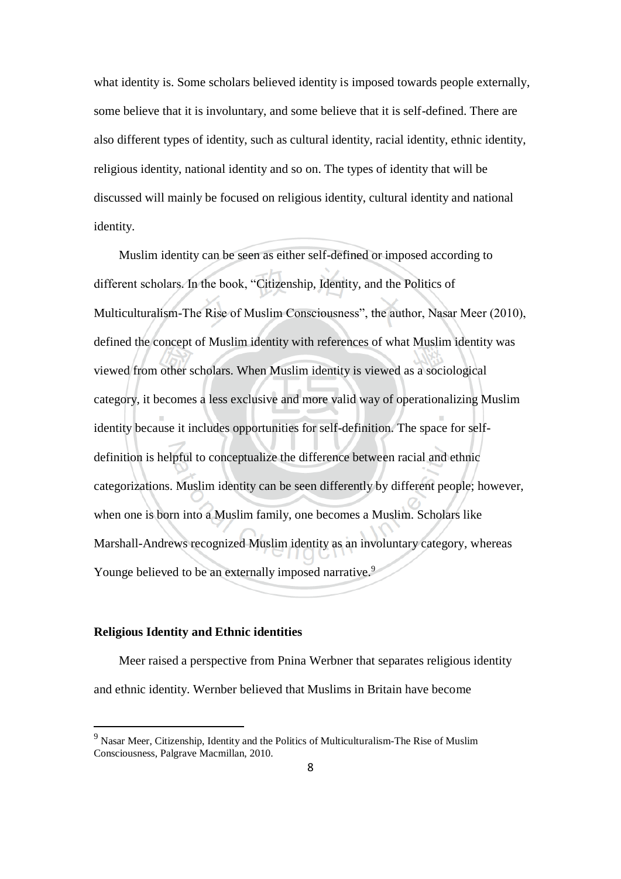what identity is. Some scholars believed identity is imposed towards people externally, some believe that it is involuntary, and some believe that it is self-defined. There are also different types of identity, such as cultural identity, racial identity, ethnic identity, religious identity, national identity and so on. The types of identity that will be discussed will mainly be focused on religious identity, cultural identity and national identity.

Muslim identity can be seen as either self-defined or imposed according to different scholars. In the book, "Citizenship, Identity, and the Politics of Multiculturalism-The Rise of Muslim Consciousness", the author, Nasar Meer (2010), defined the concept of Muslim identity with references of what Muslim identity was viewed from other scholars. When Muslim identity is viewed as a sociological category, it becomes a less exclusive and more valid way of operationalizing Muslim identity because it includes opportunities for self-definition. The space for self-definition is helpful to conceptualize the difference between racial and ethnic categorizations. Muslim identity can be seen differently by different people; however, when one is born into a Muslim family, one becomes a Muslim. Scholars like Marshall-Andrews recognized Muslim identity as an involuntary category, whereas Younge believed to be an externally imposed narrative.[9]

### Religious Identity and Ethnic identities

Meer raised a perspective from Pnina Werbner that separates religious identity and ethnic identity. Wernber believed that Muslims in Britain have become

[9] Nasar Meer, Citizenship, Identity and the Politics of Multiculturalism-The Rise of Muslim Consciousness, Palgrave Macmillan, 2010.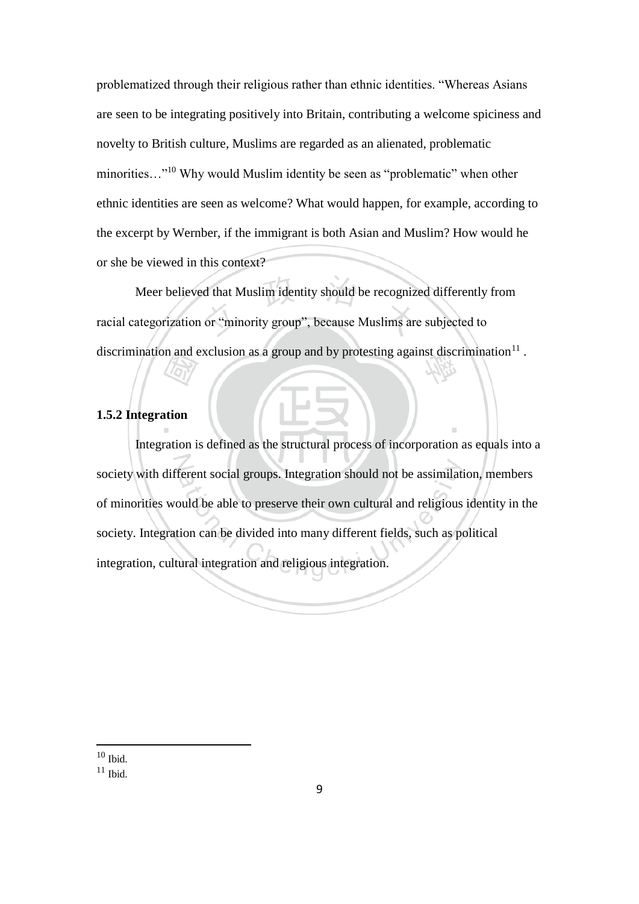problematized through their religious rather than ethnic identities. “Whereas Asians are seen to be integrating positively into Britain, contributing a welcome spiciness and novelty to British culture, Muslims are regarded as an alienated, problematic minorities…”[10] Why would Muslim identity be seen as “problematic” when other ethnic identities are seen as welcome? What would happen, for example, according to the excerpt by Wernber, if the immigrant is both Asian and Muslim? How would he or she be viewed in this context?

Meer believed that Muslim identity should be recognized differently from racial categorization or “minority group”, because Muslims are subjected to discrimination and exclusion as a group and by protesting against discrimination[11] .

**1.5.2 Integration**

Integration is defined as the structural process of incorporation as equals into a society with different social groups. Integration should not be assimilation, members of minorities would be able to preserve their own cultural and religious identity in the society. Integration can be divided into many different fields, such as political integration, cultural integration and religious integration.

[10] Ibid.

[11] Ibid.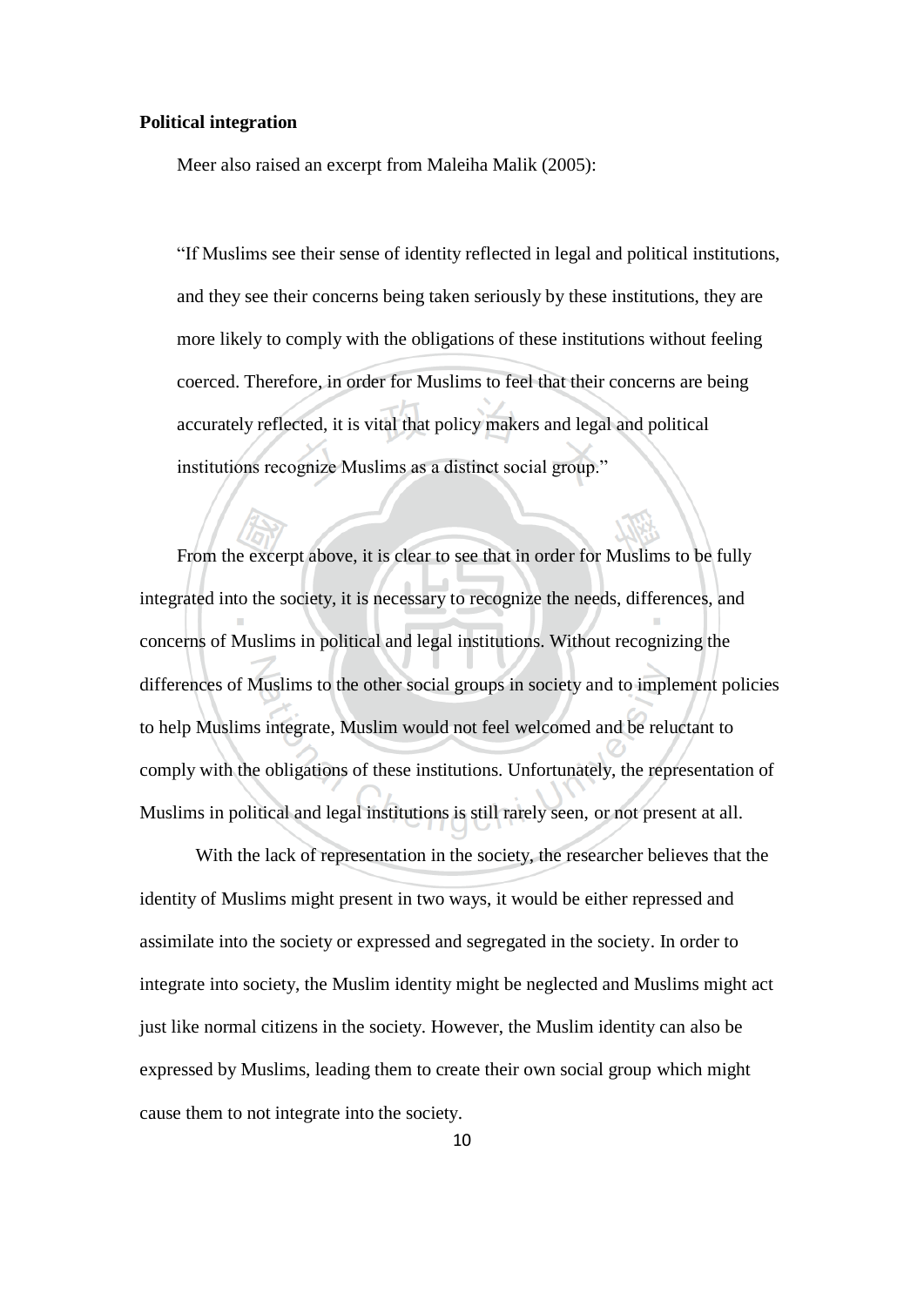**Political integration**

Meer also raised an excerpt from Maleiha Malik (2005):

> "If Muslims see their sense of identity reflected in legal and political institutions, and they see their concerns being taken seriously by these institutions, they are more likely to comply with the obligations of these institutions without feeling coerced. Therefore, in order for Muslims to feel that their concerns are being accurately reflected, it is vital that policy makers and legal and political institutions recognize Muslims as a distinct social group."

From the excerpt above, it is clear to see that in order for Muslims to be fully integrated into the society, it is necessary to recognize the needs, differences, and concerns of Muslims in political and legal institutions. Without recognizing the differences of Muslims to the other social groups in society and to implement policies to help Muslims integrate, Muslim would not feel welcomed and be reluctant to comply with the obligations of these institutions. Unfortunately, the representation of Muslims in political and legal institutions is still rarely seen, or not present at all.

With the lack of representation in the society, the researcher believes that the identity of Muslims might present in two ways, it would be either repressed and assimilate into the society or expressed and segregated in the society. In order to integrate into society, the Muslim identity might be neglected and Muslims might act just like normal citizens in the society. However, the Muslim identity can also be expressed by Muslims, leading them to create their own social group which might cause them to not integrate into the society.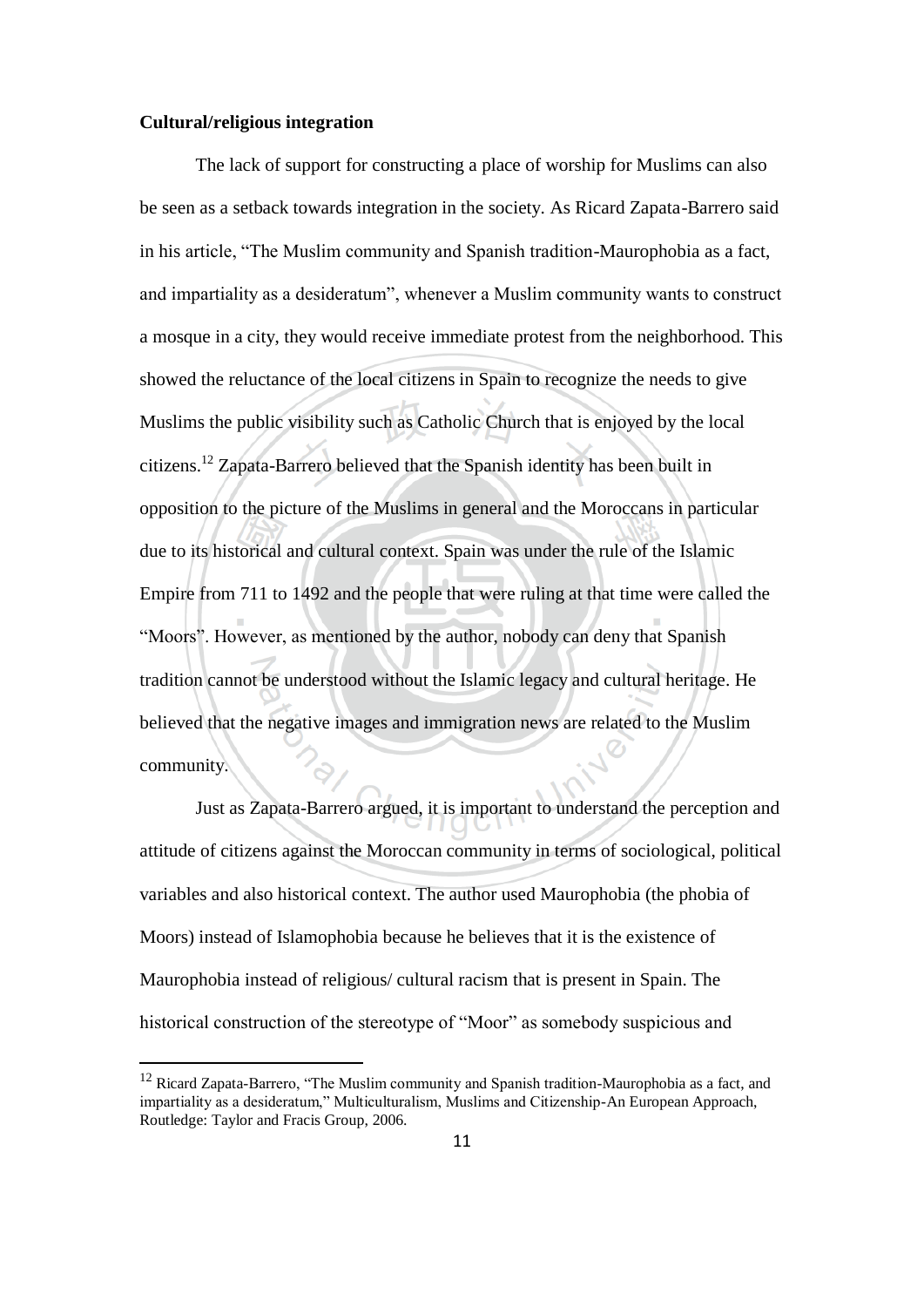**Cultural/religious integration**

The lack of support for constructing a place of worship for Muslims can also be seen as a setback towards integration in the society. As Ricard Zapata-Barrero said in his article, "The Muslim community and Spanish tradition-Maurophobia as a fact, and impartiality as a desideratum", whenever a Muslim community wants to construct a mosque in a city, they would receive immediate protest from the neighborhood. This showed the reluctance of the local citizens in Spain to recognize the needs to give Muslims the public visibility such as Catholic Church that is enjoyed by the local citizens.[12] Zapata-Barrero believed that the Spanish identity has been built in opposition to the picture of the Muslims in general and the Moroccans in particular due to its historical and cultural context. Spain was under the rule of the Islamic Empire from 711 to 1492 and the people that were ruling at that time were called the "Moors". However, as mentioned by the author, nobody can deny that Spanish tradition cannot be understood without the Islamic legacy and cultural heritage. He believed that the negative images and immigration news are related to the Muslim community.

Just as Zapata-Barrero argued, it is important to understand the perception and attitude of citizens against the Moroccan community in terms of sociological, political variables and also historical context. The author used Maurophobia (the phobia of Moors) instead of Islamophobia because he believes that it is the existence of Maurophobia instead of religious/ cultural racism that is present in Spain. The historical construction of the stereotype of "Moor" as somebody suspicious and

[12] Ricard Zapata-Barrero, "The Muslim community and Spanish tradition-Maurophobia as a fact, and impartiality as a desideratum," Multiculturalism, Muslims and Citizenship-An European Approach, Routledge: Taylor and Fracis Group, 2006.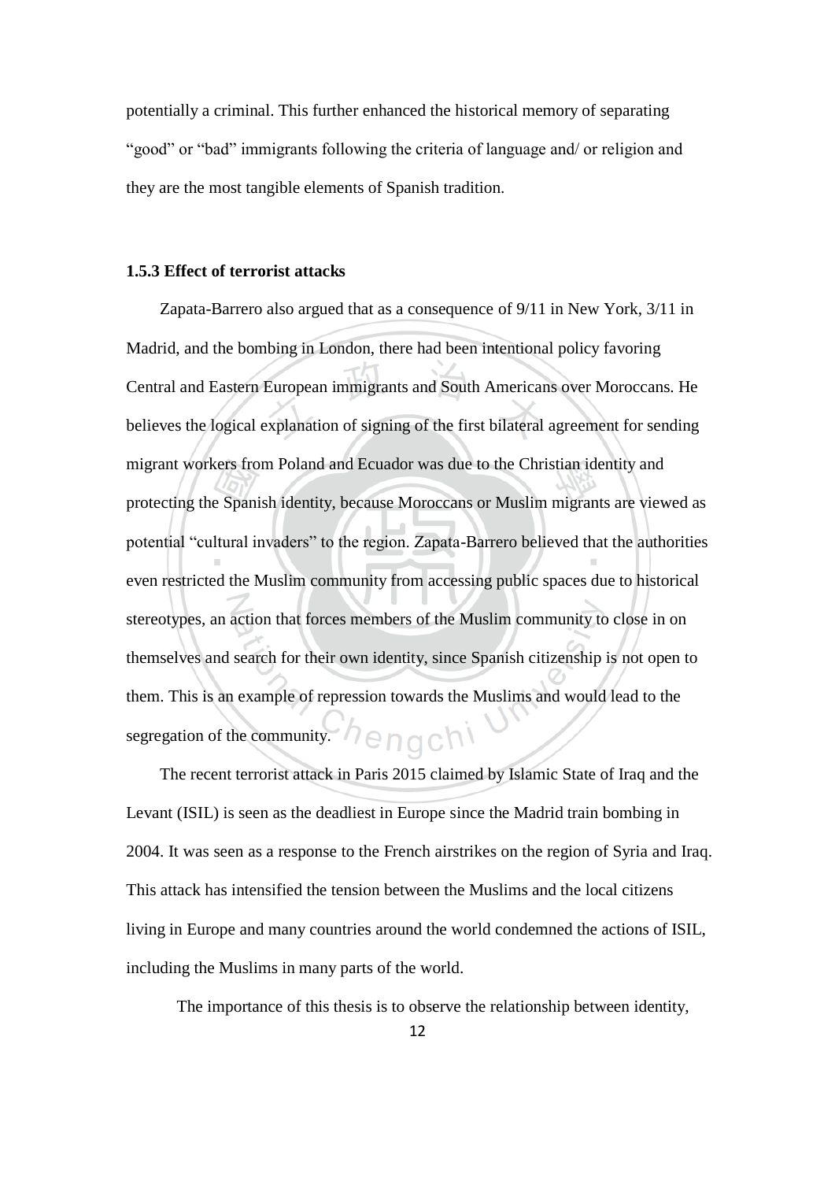potentially a criminal. This further enhanced the historical memory of separating "good" or "bad" immigrants following the criteria of language and/ or religion and they are the most tangible elements of Spanish tradition.

### 1.5.3 Effect of terrorist attacks

Zapata-Barrero also argued that as a consequence of 9/11 in New York, 3/11 in Madrid, and the bombing in London, there had been intentional policy favoring Central and Eastern European immigrants and South Americans over Moroccans. He believes the logical explanation of signing of the first bilateral agreement for sending migrant workers from Poland and Ecuador was due to the Christian identity and protecting the Spanish identity, because Moroccans or Muslim migrants are viewed as potential "cultural invaders" to the region. Zapata-Barrero believed that the authorities even restricted the Muslim community from accessing public spaces due to historical stereotypes, an action that forces members of the Muslim community to close in on themselves and search for their own identity, since Spanish citizenship is not open to them. This is an example of repression towards the Muslims and would lead to the segregation of the community.

The recent terrorist attack in Paris 2015 claimed by Islamic State of Iraq and the Levant (ISIL) is seen as the deadliest in Europe since the Madrid train bombing in 2004. It was seen as a response to the French airstrikes on the region of Syria and Iraq. This attack has intensified the tension between the Muslims and the local citizens living in Europe and many countries around the world condemned the actions of ISIL, including the Muslims in many parts of the world.

The importance of this thesis is to observe the relationship between identity,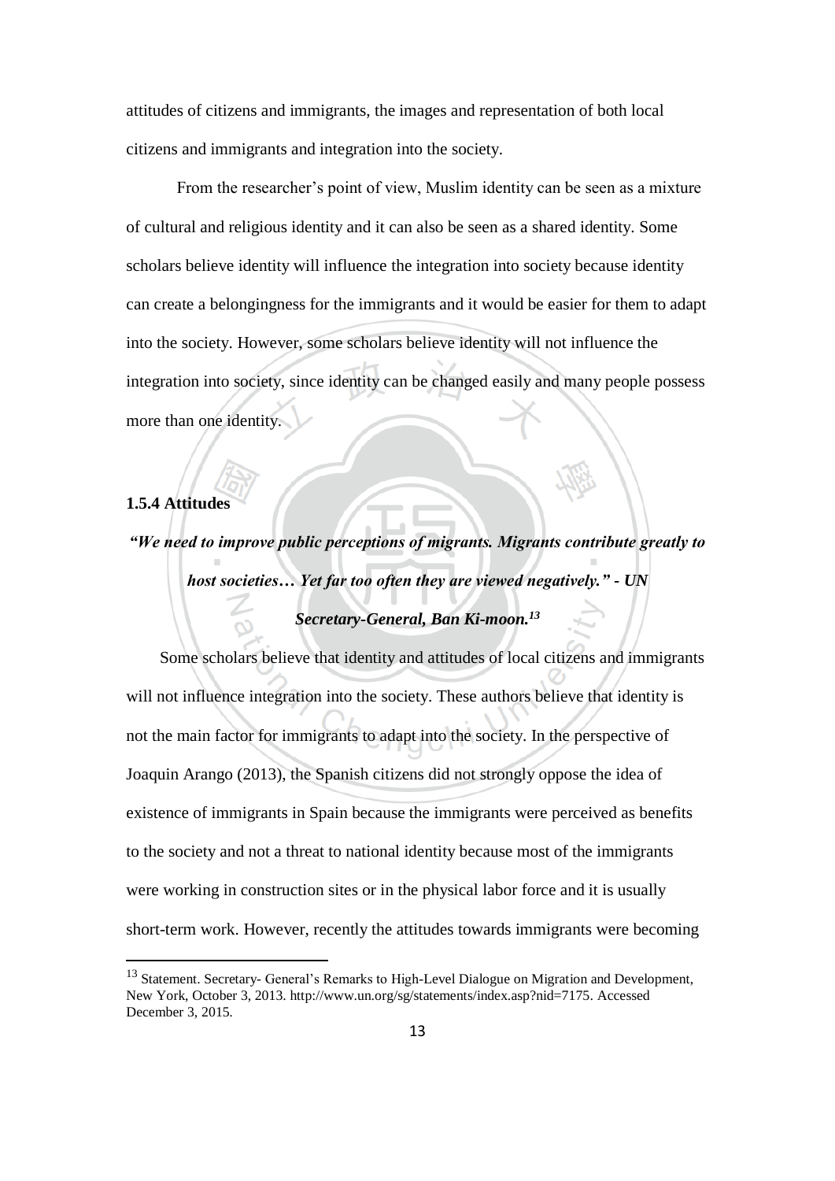attitudes of citizens and immigrants, the images and representation of both local citizens and immigrants and integration into the society.

From the researcher's point of view, Muslim identity can be seen as a mixture of cultural and religious identity and it can also be seen as a shared identity. Some scholars believe identity will influence the integration into society because identity can create a belongingness for the immigrants and it would be easier for them to adapt into the society. However, some scholars believe identity will not influence the integration into society, since identity can be changed easily and many people possess more than one identity.

### 1.5.4 Attitudes

***"We need to improve public perceptions of migrants. Migrants contribute greatly to host societies… Yet far too often they are viewed negatively." - UN Secretary-General, Ban Ki-moon.[13]***

Some scholars believe that identity and attitudes of local citizens and immigrants will not influence integration into the society. These authors believe that identity is not the main factor for immigrants to adapt into the society. In the perspective of Joaquin Arango (2013), the Spanish citizens did not strongly oppose the idea of existence of immigrants in Spain because the immigrants were perceived as benefits to the society and not a threat to national identity because most of the immigrants were working in construction sites or in the physical labor force and it is usually short-term work. However, recently the attitudes towards immigrants were becoming

---

[13] Statement. Secretary- General's Remarks to High-Level Dialogue on Migration and Development, New York, October 3, 2013. http://www.un.org/sg/statements/index.asp?nid=7175. Accessed December 3, 2015.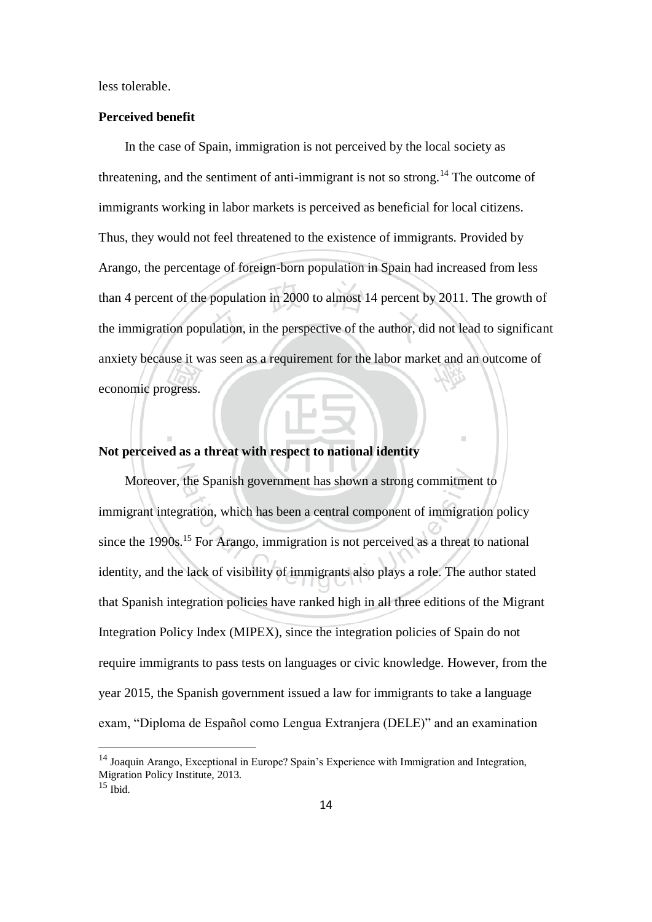less tolerable.

**Perceived benefit**

In the case of Spain, immigration is not perceived by the local society as threatening, and the sentiment of anti-immigrant is not so strong.[14] The outcome of immigrants working in labor markets is perceived as beneficial for local citizens. Thus, they would not feel threatened to the existence of immigrants. Provided by Arango, the percentage of foreign-born population in Spain had increased from less than 4 percent of the population in 2000 to almost 14 percent by 2011. The growth of the immigration population, in the perspective of the author, did not lead to significant anxiety because it was seen as a requirement for the labor market and an outcome of economic progress.

**Not perceived as a threat with respect to national identity**

Moreover, the Spanish government has shown a strong commitment to immigrant integration, which has been a central component of immigration policy since the 1990s.[15] For Arango, immigration is not perceived as a threat to national identity, and the lack of visibility of immigrants also plays a role. The author stated that Spanish integration policies have ranked high in all three editions of the Migrant Integration Policy Index (MIPEX), since the integration policies of Spain do not require immigrants to pass tests on languages or civic knowledge. However, from the year 2015, the Spanish government issued a law for immigrants to take a language exam, "Diploma de Español como Lengua Extranjera (DELE)" and an examination

[14] Joaquin Arango, Exceptional in Europe? Spain's Experience with Immigration and Integration, Migration Policy Institute, 2013.

[15] Ibid.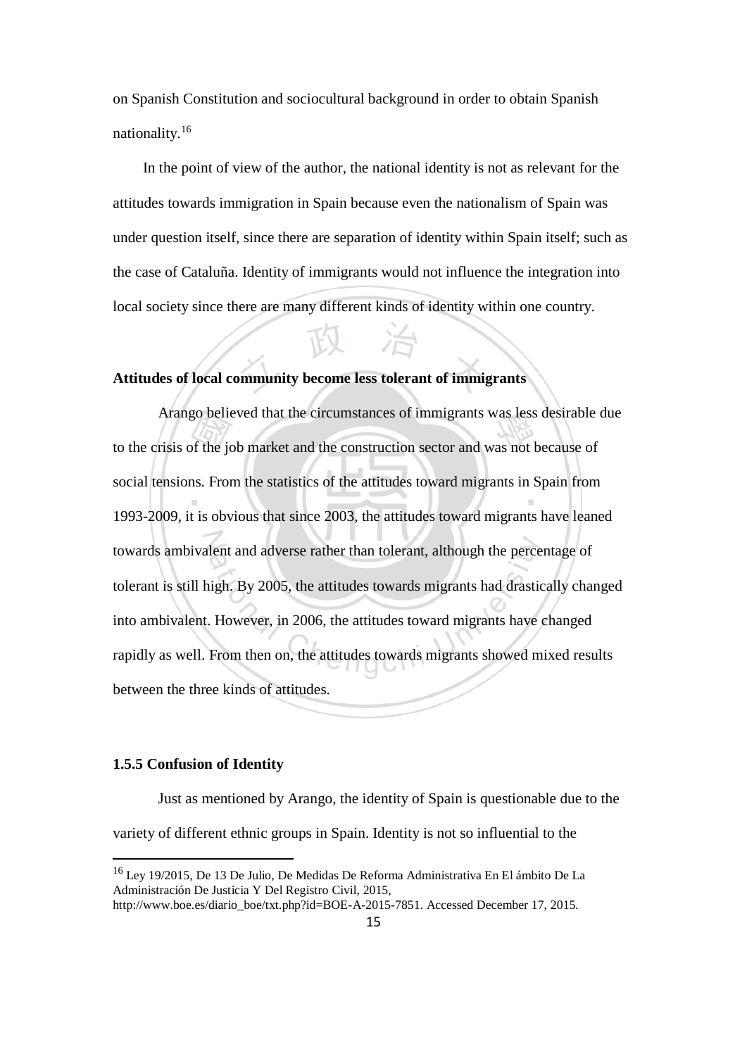on Spanish Constitution and sociocultural background in order to obtain Spanish nationality.[16]

In the point of view of the author, the national identity is not as relevant for the attitudes towards immigration in Spain because even the nationalism of Spain was under question itself, since there are separation of identity within Spain itself; such as the case of Cataluña. Identity of immigrants would not influence the integration into local society since there are many different kinds of identity within one country.

**Attitudes of local community become less tolerant of immigrants**

Arango believed that the circumstances of immigrants was less desirable due to the crisis of the job market and the construction sector and was not because of social tensions. From the statistics of the attitudes toward migrants in Spain from 1993-2009, it is obvious that since 2003, the attitudes toward migrants have leaned towards ambivalent and adverse rather than tolerant, although the percentage of tolerant is still high. By 2005, the attitudes towards migrants had drastically changed into ambivalent. However, in 2006, the attitudes toward migrants have changed rapidly as well. From then on, the attitudes towards migrants showed mixed results between the three kinds of attitudes.

### 1.5.5 Confusion of Identity

Just as mentioned by Arango, the identity of Spain is questionable due to the variety of different ethnic groups in Spain. Identity is not so influential to the

---

[16] Ley 19/2015, De 13 De Julio, De Medidas De Reforma Administrativa En El ámbito De La Administración De Justicia Y Del Registro Civil, 2015, http://www.boe.es/diario_boe/txt.php?id=BOE-A-2015-7851. Accessed December 17, 2015.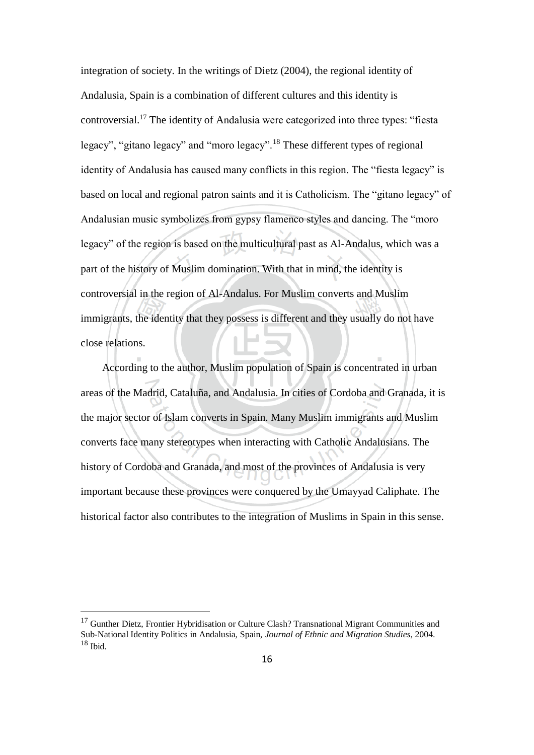integration of society. In the writings of Dietz (2004), the regional identity of Andalusia, Spain is a combination of different cultures and this identity is controversial.[17] The identity of Andalusia were categorized into three types: "fiesta legacy", "gitano legacy" and "moro legacy".[18] These different types of regional identity of Andalusia has caused many conflicts in this region. The "fiesta legacy" is based on local and regional patron saints and it is Catholicism. The "gitano legacy" of Andalusian music symbolizes from gypsy flamenco styles and dancing. The "moro legacy" of the region is based on the multicultural past as Al-Andalus, which was a part of the history of Muslim domination. With that in mind, the identity is controversial in the region of Al-Andalus. For Muslim converts and Muslim immigrants, the identity that they possess is different and they usually do not have close relations.

According to the author, Muslim population of Spain is concentrated in urban areas of the Madrid, Cataluña, and Andalusia. In cities of Cordoba and Granada, it is the major sector of Islam converts in Spain. Many Muslim immigrants and Muslim converts face many stereotypes when interacting with Catholic Andalusians. The history of Cordoba and Granada, and most of the provinces of Andalusia is very important because these provinces were conquered by the Umayyad Caliphate. The historical factor also contributes to the integration of Muslims in Spain in this sense.

---

[17] Gunther Dietz, Frontier Hybridisation or Culture Clash? Transnational Migrant Communities and Sub-National Identity Politics in Andalusia, Spain, *Journal of Ethnic and Migration Studies*, 2004.
[18] Ibid.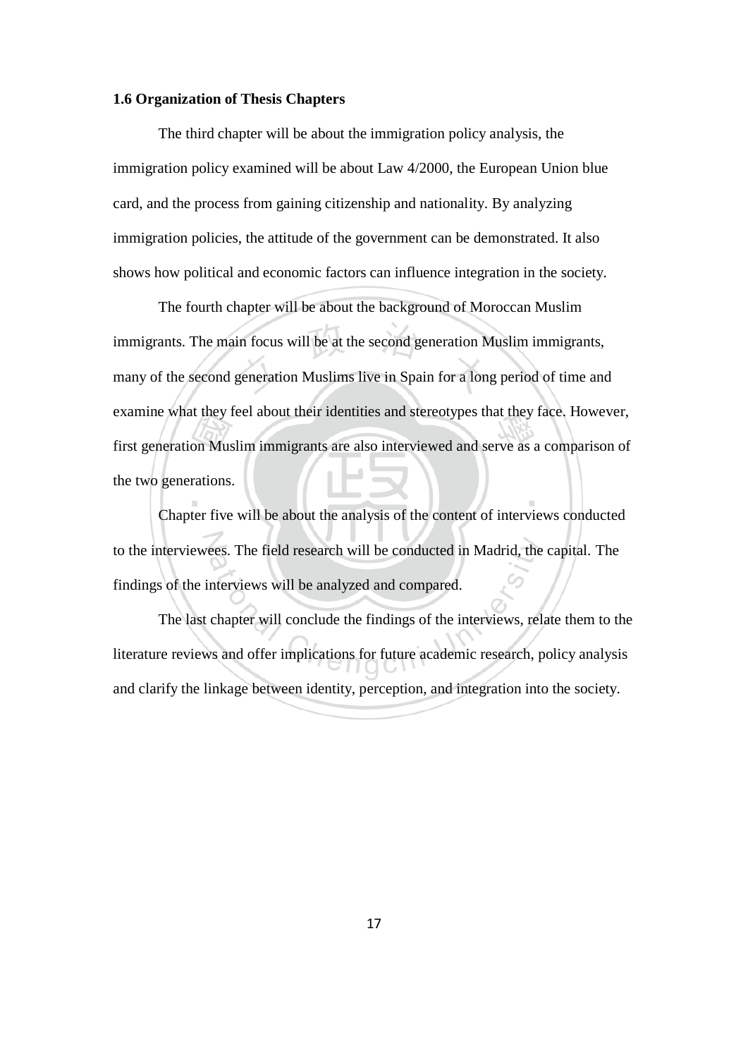**1.6 Organization of Thesis Chapters**

The third chapter will be about the immigration policy analysis, the immigration policy examined will be about Law 4/2000, the European Union blue card, and the process from gaining citizenship and nationality. By analyzing immigration policies, the attitude of the government can be demonstrated. It also shows how political and economic factors can influence integration in the society.

The fourth chapter will be about the background of Moroccan Muslim immigrants. The main focus will be at the second generation Muslim immigrants, many of the second generation Muslims live in Spain for a long period of time and examine what they feel about their identities and stereotypes that they face. However, first generation Muslim immigrants are also interviewed and serve as a comparison of the two generations.

Chapter five will be about the analysis of the content of interviews conducted to the interviewees. The field research will be conducted in Madrid, the capital. The findings of the interviews will be analyzed and compared.

The last chapter will conclude the findings of the interviews, relate them to the literature reviews and offer implications for future academic research, policy analysis and clarify the linkage between identity, perception, and integration into the society.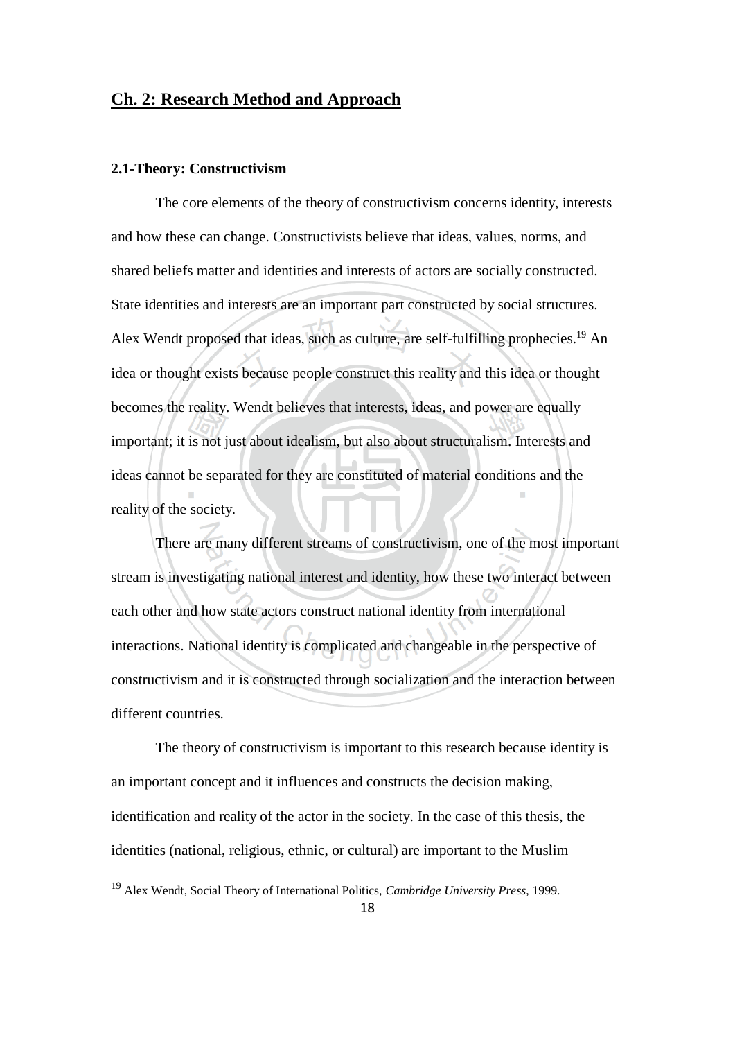## Ch. 2: Research Method and Approach

### 2.1-Theory: Constructivism

The core elements of the theory of constructivism concerns identity, interests and how these can change. Constructivists believe that ideas, values, norms, and shared beliefs matter and identities and interests of actors are socially constructed. State identities and interests are an important part constructed by social structures. Alex Wendt proposed that ideas, such as culture, are self-fulfilling prophecies.[19] An idea or thought exists because people construct this reality and this idea or thought becomes the reality. Wendt believes that interests, ideas, and power are equally important; it is not just about idealism, but also about structuralism. Interests and ideas cannot be separated for they are constituted of material conditions and the reality of the society.

There are many different streams of constructivism, one of the most important stream is investigating national interest and identity, how these two interact between each other and how state actors construct national identity from international interactions. National identity is complicated and changeable in the perspective of constructivism and it is constructed through socialization and the interaction between different countries.

The theory of constructivism is important to this research because identity is an important concept and it influences and constructs the decision making, identification and reality of the actor in the society. In the case of this thesis, the identities (national, religious, ethnic, or cultural) are important to the Muslim

---

[19] Alex Wendt, Social Theory of International Politics, *Cambridge University Press*, 1999.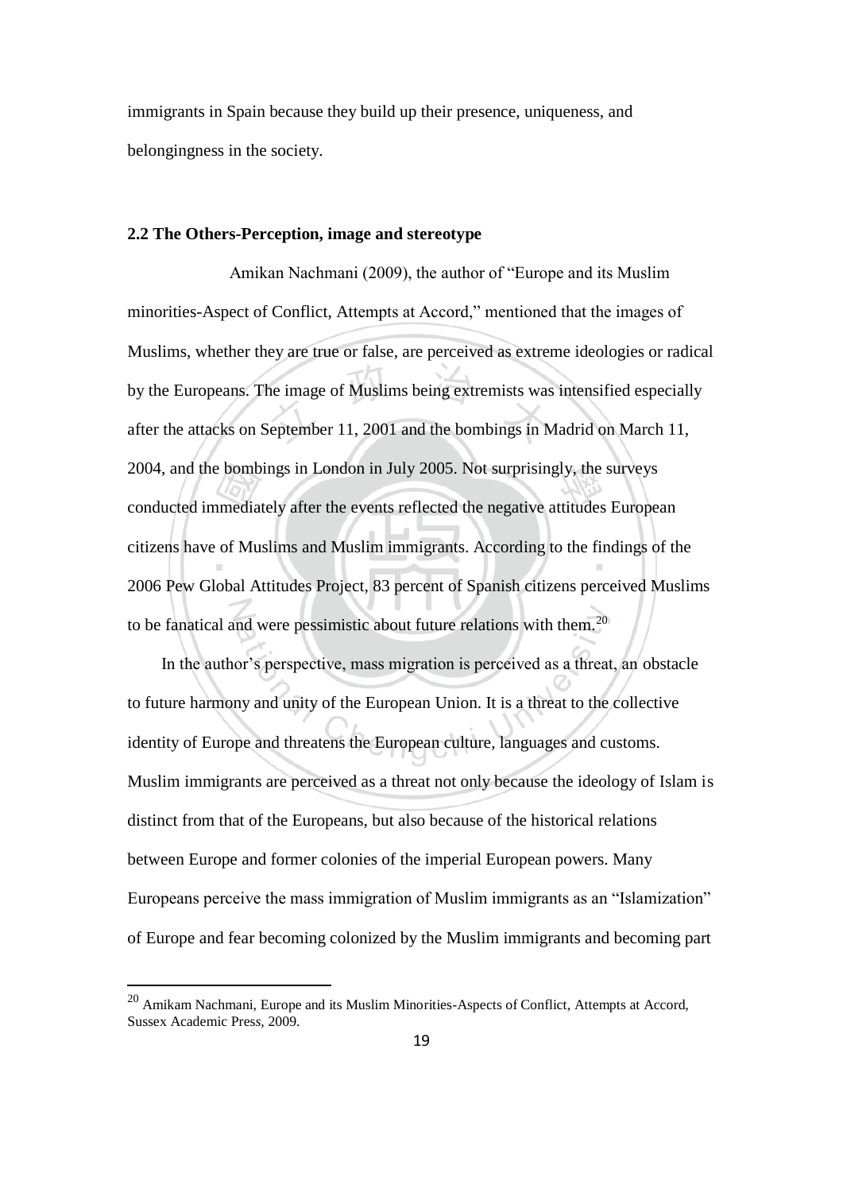immigrants in Spain because they build up their presence, uniqueness, and belongingness in the society.

### 2.2 The Others-Perception, image and stereotype

Amikan Nachmani (2009), the author of "Europe and its Muslim minorities-Aspect of Conflict, Attempts at Accord," mentioned that the images of Muslims, whether they are true or false, are perceived as extreme ideologies or radical by the Europeans. The image of Muslims being extremists was intensified especially after the attacks on September 11, 2001 and the bombings in Madrid on March 11, 2004, and the bombings in London in July 2005. Not surprisingly, the surveys conducted immediately after the events reflected the negative attitudes European citizens have of Muslims and Muslim immigrants. According to the findings of the 2006 Pew Global Attitudes Project, 83 percent of Spanish citizens perceived Muslims to be fanatical and were pessimistic about future relations with them.[20]

In the author's perspective, mass migration is perceived as a threat, an obstacle to future harmony and unity of the European Union. It is a threat to the collective identity of Europe and threatens the European culture, languages and customs. Muslim immigrants are perceived as a threat not only because the ideology of Islam is distinct from that of the Europeans, but also because of the historical relations between Europe and former colonies of the imperial European powers. Many Europeans perceive the mass immigration of Muslim immigrants as an "Islamization" of Europe and fear becoming colonized by the Muslim immigrants and becoming part

[20] Amikam Nachmani, Europe and its Muslim Minorities-Aspects of Conflict, Attempts at Accord, Sussex Academic Press, 2009.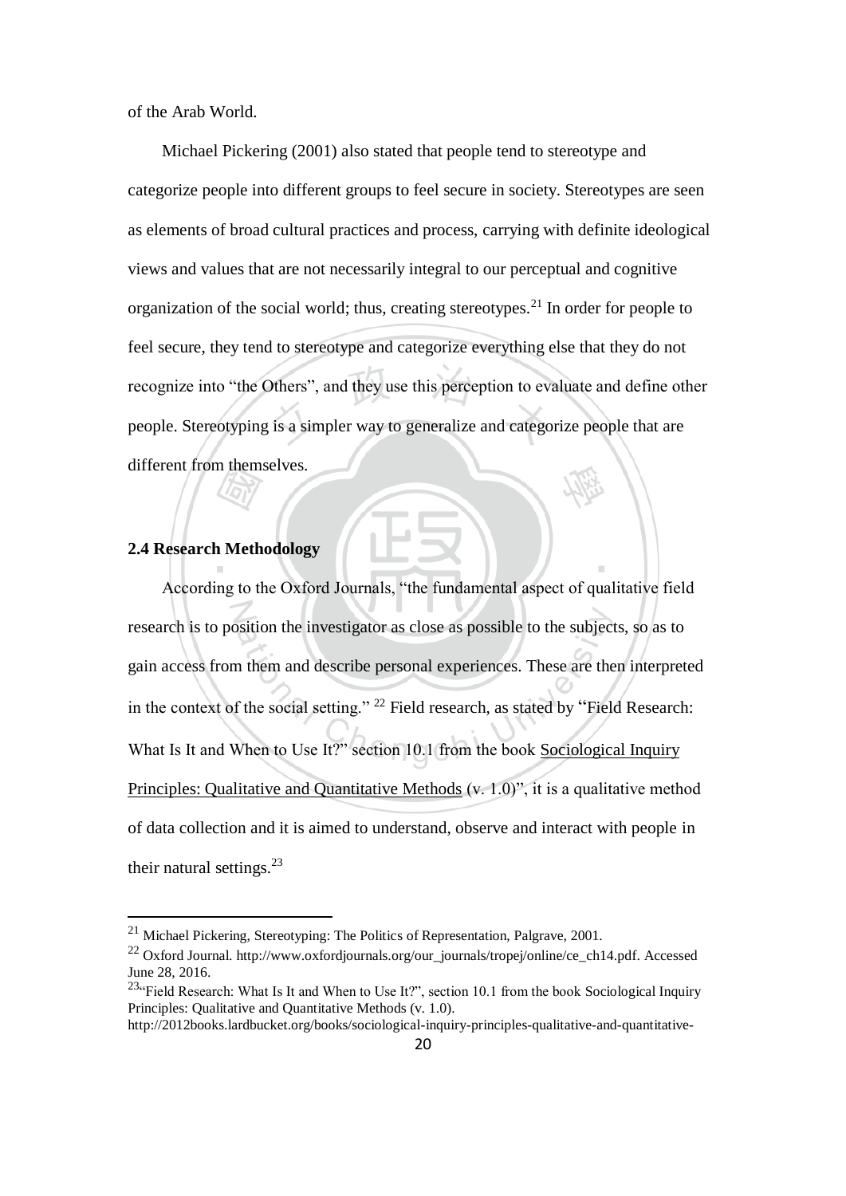of the Arab World.

Michael Pickering (2001) also stated that people tend to stereotype and categorize people into different groups to feel secure in society. Stereotypes are seen as elements of broad cultural practices and process, carrying with definite ideological views and values that are not necessarily integral to our perceptual and cognitive organization of the social world; thus, creating stereotypes.[21] In order for people to feel secure, they tend to stereotype and categorize everything else that they do not recognize into "the Others", and they use this perception to evaluate and define other people. Stereotyping is a simpler way to generalize and categorize people that are different from themselves.

### 2.4 Research Methodology

According to the Oxford Journals, "the fundamental aspect of qualitative field research is to position the investigator as close as possible to the subjects, so as to gain access from them and describe personal experiences. These are then interpreted in the context of the social setting." [22] Field research, as stated by "Field Research: What Is It and When to Use It?" section 10.1 from the book Sociological Inquiry Principles: Qualitative and Quantitative Methods (v. 1.0)", it is a qualitative method of data collection and it is aimed to understand, observe and interact with people in their natural settings.[23]

---

[21] Michael Pickering, Stereotyping: The Politics of Representation, Palgrave, 2001.

[22] Oxford Journal. http://www.oxfordjournals.org/our_journals/tropej/online/ce_ch14.pdf. Accessed June 28, 2016.

[23] "Field Research: What Is It and When to Use It?", section 10.1 from the book Sociological Inquiry Principles: Qualitative and Quantitative Methods (v. 1.0).
http://2012books.lardbucket.org/books/sociological-inquiry-principles-qualitative-and-quantitative-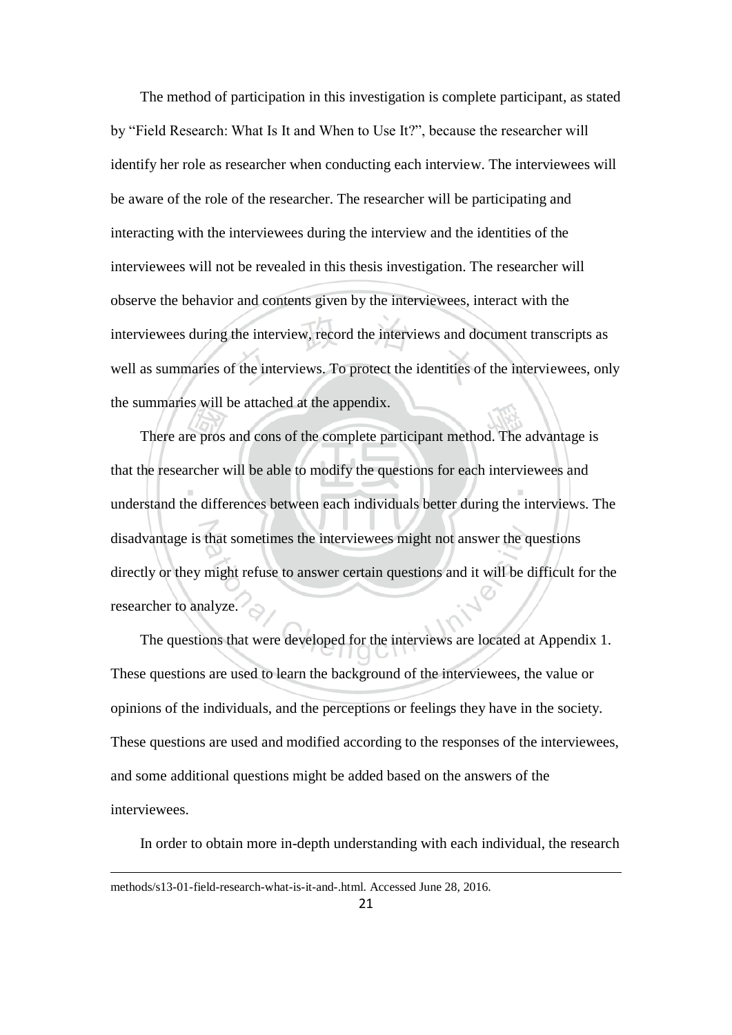The method of participation in this investigation is complete participant, as stated by "Field Research: What Is It and When to Use It?", because the researcher will identify her role as researcher when conducting each interview. The interviewees will be aware of the role of the researcher. The researcher will be participating and interacting with the interviewees during the interview and the identities of the interviewees will not be revealed in this thesis investigation. The researcher will observe the behavior and contents given by the interviewees, interact with the interviewees during the interview, record the interviews and document transcripts as well as summaries of the interviews. To protect the identities of the interviewees, only the summaries will be attached at the appendix.

There are pros and cons of the complete participant method. The advantage is that the researcher will be able to modify the questions for each interviewees and understand the differences between each individuals better during the interviews. The disadvantage is that sometimes the interviewees might not answer the questions directly or they might refuse to answer certain questions and it will be difficult for the researcher to analyze.

The questions that were developed for the interviews are located at Appendix 1. These questions are used to learn the background of the interviewees, the value or opinions of the individuals, and the perceptions or feelings they have in the society. These questions are used and modified according to the responses of the interviewees, and some additional questions might be added based on the answers of the interviewees.

In order to obtain more in-depth understanding with each individual, the research

---

methods/s13-01-field-research-what-is-it-and-.html. Accessed June 28, 2016.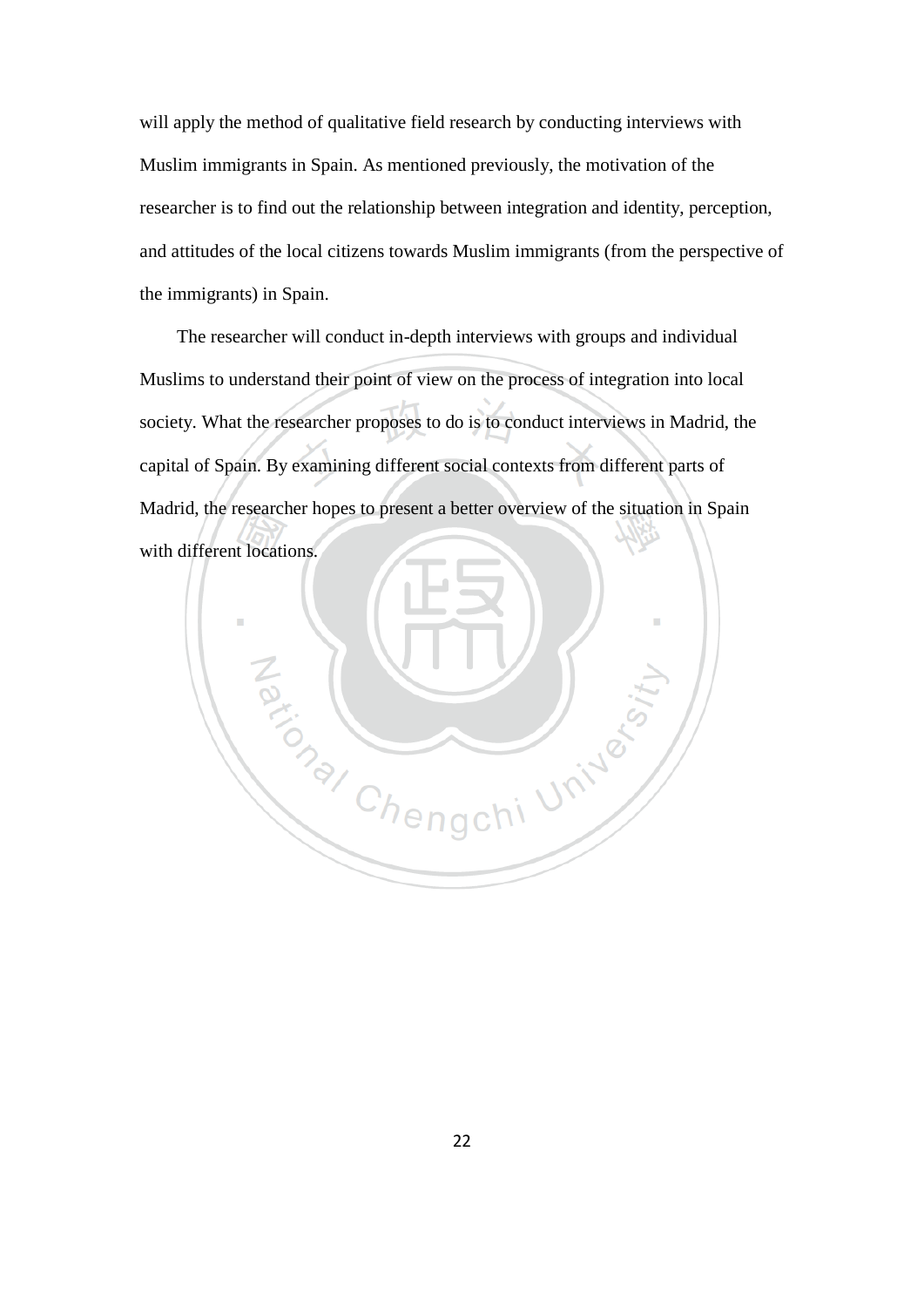will apply the method of qualitative field research by conducting interviews with Muslim immigrants in Spain. As mentioned previously, the motivation of the researcher is to find out the relationship between integration and identity, perception, and attitudes of the local citizens towards Muslim immigrants (from the perspective of the immigrants) in Spain.

The researcher will conduct in-depth interviews with groups and individual Muslims to understand their point of view on the process of integration into local society. What the researcher proposes to do is to conduct interviews in Madrid, the capital of Spain. By examining different social contexts from different parts of Madrid, the researcher hopes to present a better overview of the situation in Spain with different locations.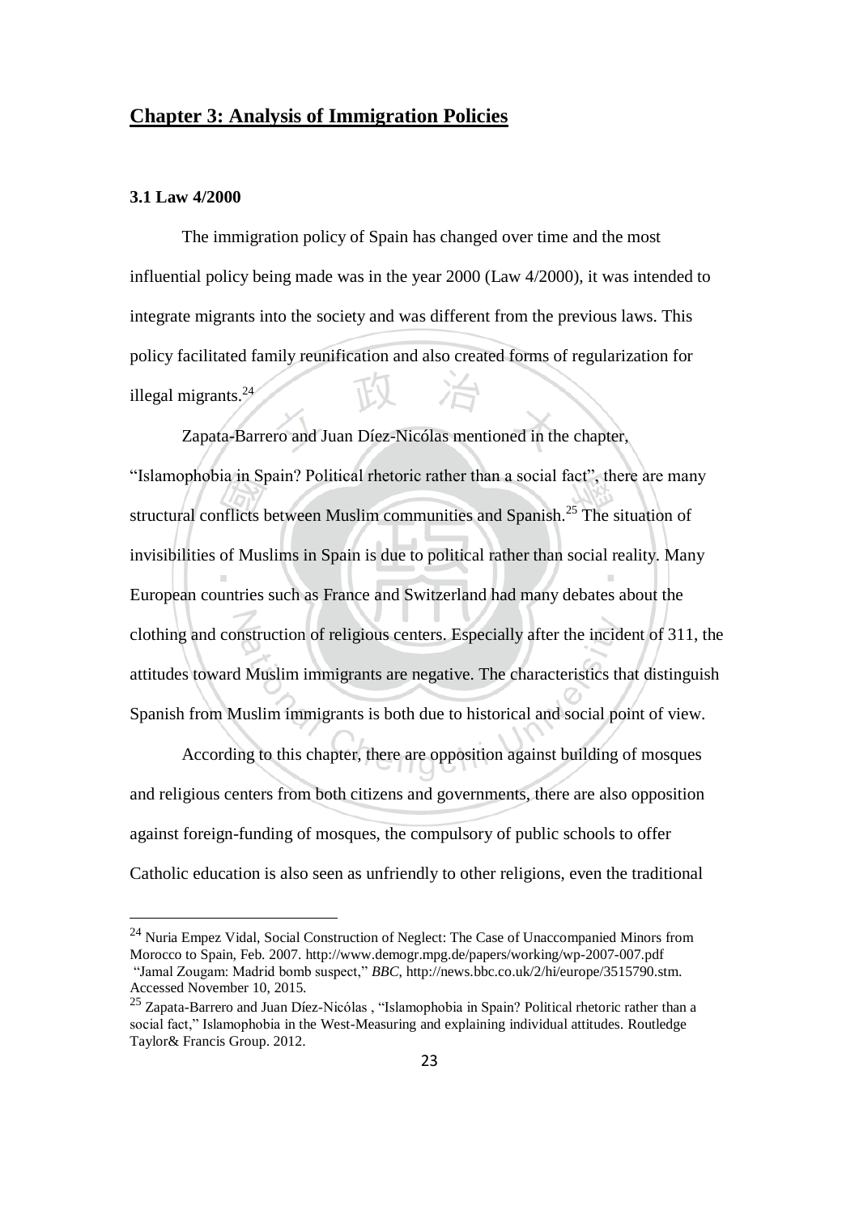## Chapter 3: Analysis of Immigration Policies

### 3.1 Law 4/2000

The immigration policy of Spain has changed over time and the most influential policy being made was in the year 2000 (Law 4/2000), it was intended to integrate migrants into the society and was different from the previous laws. This policy facilitated family reunification and also created forms of regularization for illegal migrants.[24]

Zapata-Barrero and Juan Díez-Nicólas mentioned in the chapter, "Islamophobia in Spain? Political rhetoric rather than a social fact", there are many structural conflicts between Muslim communities and Spanish.[25] The situation of invisibilities of Muslims in Spain is due to political rather than social reality. Many European countries such as France and Switzerland had many debates about the clothing and construction of religious centers. Especially after the incident of 311, the attitudes toward Muslim immigrants are negative. The characteristics that distinguish Spanish from Muslim immigrants is both due to historical and social point of view.

According to this chapter, there are opposition against building of mosques and religious centers from both citizens and governments, there are also opposition against foreign-funding of mosques, the compulsory of public schools to offer Catholic education is also seen as unfriendly to other religions, even the traditional

---

[24] Nuria Empez Vidal, Social Construction of Neglect: The Case of Unaccompanied Minors from Morocco to Spain, Feb. 2007. http://www.demogr.mpg.de/papers/working/wp-2007-007.pdf "Jamal Zougam: Madrid bomb suspect," *BBC*, http://news.bbc.co.uk/2/hi/europe/3515790.stm. Accessed November 10, 2015.

[25] Zapata-Barrero and Juan Díez-Nicólas , "Islamophobia in Spain? Political rhetoric rather than a social fact," Islamophobia in the West-Measuring and explaining individual attitudes. Routledge Taylor& Francis Group. 2012.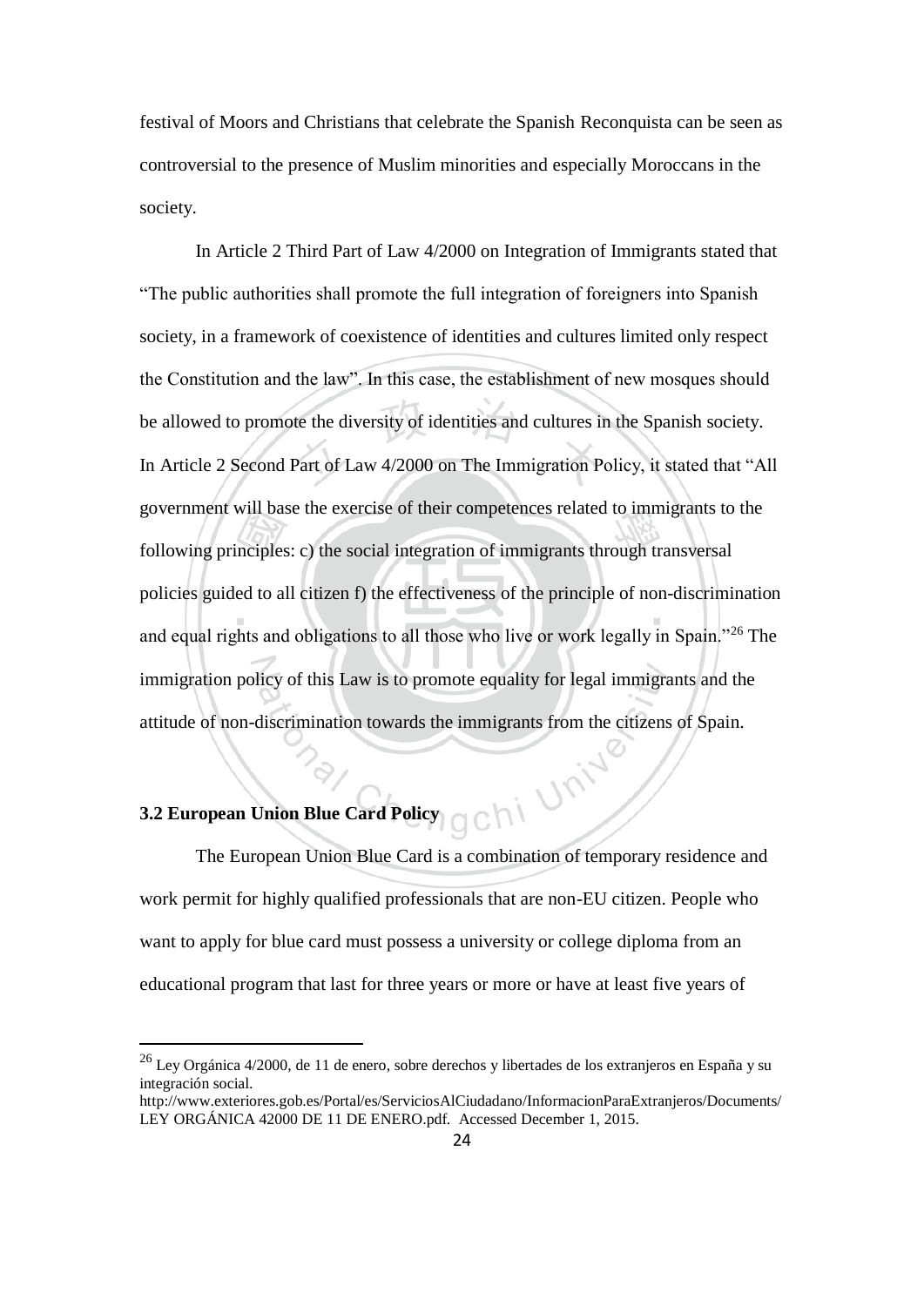festival of Moors and Christians that celebrate the Spanish Reconquista can be seen as controversial to the presence of Muslim minorities and especially Moroccans in the society.

In Article 2 Third Part of Law 4/2000 on Integration of Immigrants stated that "The public authorities shall promote the full integration of foreigners into Spanish society, in a framework of coexistence of identities and cultures limited only respect the Constitution and the law". In this case, the establishment of new mosques should be allowed to promote the diversity of identities and cultures in the Spanish society. In Article 2 Second Part of Law 4/2000 on The Immigration Policy, it stated that "All government will base the exercise of their competences related to immigrants to the following principles: c) the social integration of immigrants through transversal policies guided to all citizen f) the effectiveness of the principle of non-discrimination and equal rights and obligations to all those who live or work legally in Spain."[26] The immigration policy of this Law is to promote equality for legal immigrants and the attitude of non-discrimination towards the immigrants from the citizens of Spain.

### 3.2 European Union Blue Card Policy

The European Union Blue Card is a combination of temporary residence and work permit for highly qualified professionals that are non-EU citizen. People who want to apply for blue card must possess a university or college diploma from an educational program that last for three years or more or have at least five years of

---

[26] Ley Orgánica 4/2000, de 11 de enero, sobre derechos y libertades de los extranjeros en España y su integración social.
http://www.exteriores.gob.es/Portal/es/ServiciosAlCiudadano/InformacionParaExtranjeros/Documents/LEY ORGÁNICA 42000 DE 11 DE ENERO.pdf. Accessed December 1, 2015.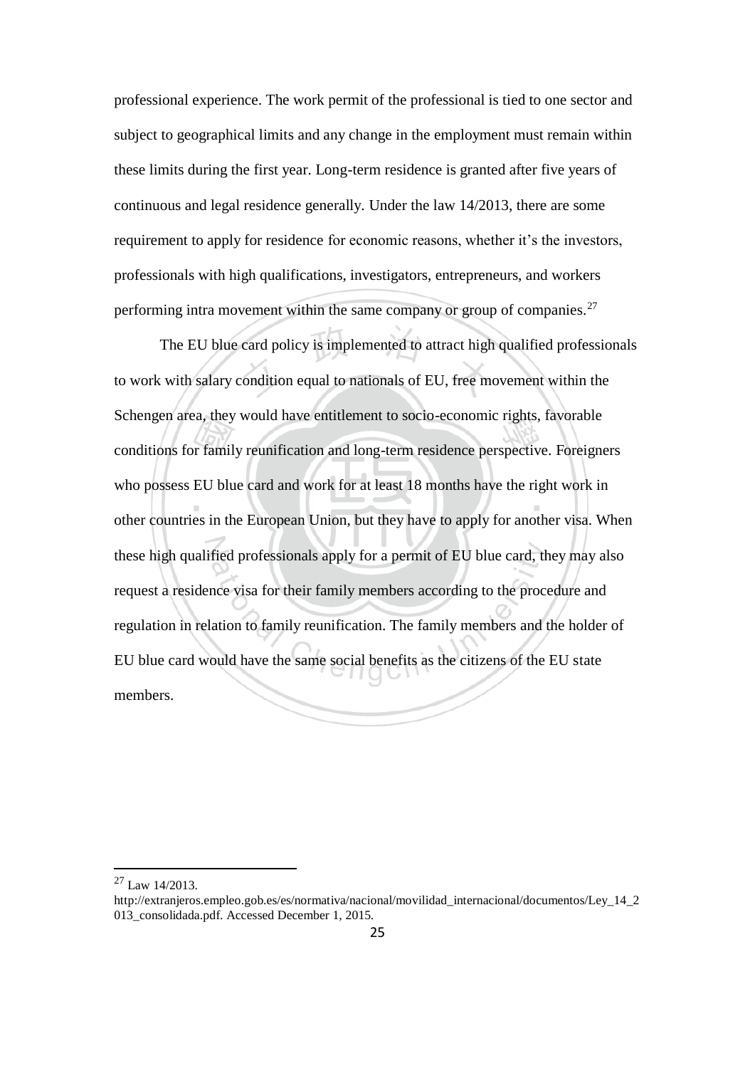professional experience. The work permit of the professional is tied to one sector and subject to geographical limits and any change in the employment must remain within these limits during the first year. Long-term residence is granted after five years of continuous and legal residence generally. Under the law 14/2013, there are some requirement to apply for residence for economic reasons, whether it's the investors, professionals with high qualifications, investigators, entrepreneurs, and workers performing intra movement within the same company or group of companies.[27]

The EU blue card policy is implemented to attract high qualified professionals to work with salary condition equal to nationals of EU, free movement within the Schengen area, they would have entitlement to socio-economic rights, favorable conditions for family reunification and long-term residence perspective. Foreigners who possess EU blue card and work for at least 18 months have the right work in other countries in the European Union, but they have to apply for another visa. When these high qualified professionals apply for a permit of EU blue card, they may also request a residence visa for their family members according to the procedure and regulation in relation to family reunification. The family members and the holder of EU blue card would have the same social benefits as the citizens of the EU state members.

---

[27] Law 14/2013. http://extranjeros.empleo.gob.es/es/normativa/nacional/movilidad_internacional/documentos/Ley_14_2013_consolidada.pdf. Accessed December 1, 2015.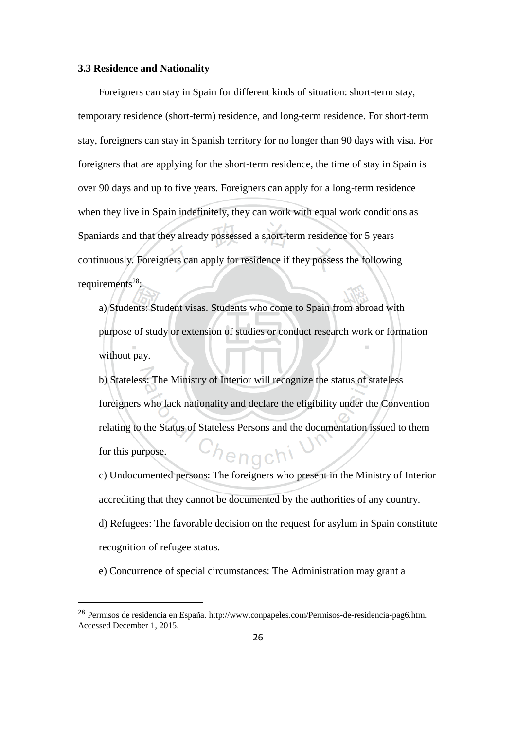**3.3 Residence and Nationality**

Foreigners can stay in Spain for different kinds of situation: short-term stay, temporary residence (short-term) residence, and long-term residence. For short-term stay, foreigners can stay in Spanish territory for no longer than 90 days with visa. For foreigners that are applying for the short-term residence, the time of stay in Spain is over 90 days and up to five years. Foreigners can apply for a long-term residence when they live in Spain indefinitely, they can work with equal work conditions as Spaniards and that they already possessed a short-term residence for 5 years continuously. Foreigners can apply for residence if they possess the following requirements[28]:

a) Students: Student visas. Students who come to Spain from abroad with purpose of study or extension of studies or conduct research work or formation without pay.

b) Stateless: The Ministry of Interior will recognize the status of stateless foreigners who lack nationality and declare the eligibility under the Convention relating to the Status of Stateless Persons and the documentation issued to them for this purpose.

c) Undocumented persons: The foreigners who present in the Ministry of Interior accrediting that they cannot be documented by the authorities of any country.

d) Refugees: The favorable decision on the request for asylum in Spain constitute recognition of refugee status.

e) Concurrence of special circumstances: The Administration may grant a

---

[28] Permisos de residencia en España. http://www.conpapeles.com/Permisos-de-residencia-pag6.htm. Accessed December 1, 2015.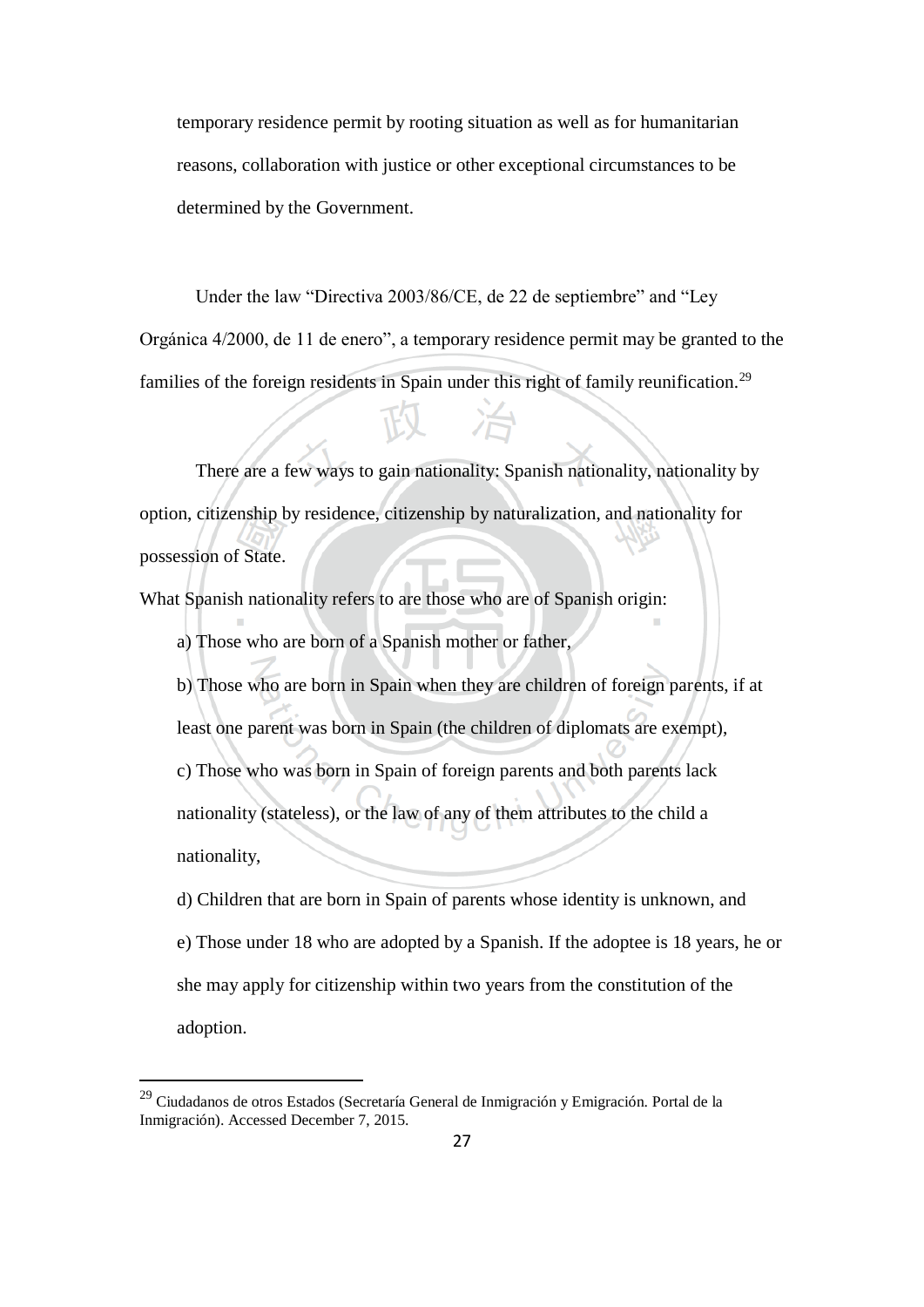temporary residence permit by rooting situation as well as for humanitarian reasons, collaboration with justice or other exceptional circumstances to be determined by the Government.

Under the law "Directiva 2003/86/CE, de 22 de septiembre" and "Ley Orgánica 4/2000, de 11 de enero", a temporary residence permit may be granted to the families of the foreign residents in Spain under this right of family reunification.[29]

There are a few ways to gain nationality: Spanish nationality, nationality by option, citizenship by residence, citizenship by naturalization, and nationality for possession of State.

What Spanish nationality refers to are those who are of Spanish origin:

a) Those who are born of a Spanish mother or father,

b) Those who are born in Spain when they are children of foreign parents, if at least one parent was born in Spain (the children of diplomats are exempt),

c) Those who was born in Spain of foreign parents and both parents lack nationality (stateless), or the law of any of them attributes to the child a nationality,

d) Children that are born in Spain of parents whose identity is unknown, and

e) Those under 18 who are adopted by a Spanish. If the adoptee is 18 years, he or she may apply for citizenship within two years from the constitution of the adoption.

[29] Ciudadanos de otros Estados (Secretaría General de Inmigración y Emigración. Portal de la Inmigración). Accessed December 7, 2015.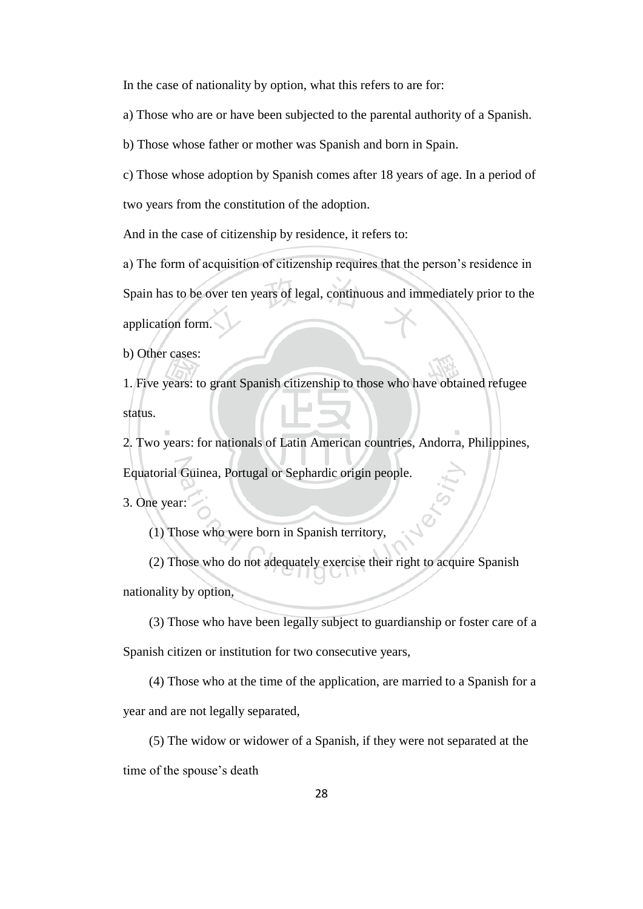In the case of nationality by option, what this refers to are for:

a) Those who are or have been subjected to the parental authority of a Spanish.

b) Those whose father or mother was Spanish and born in Spain.

c) Those whose adoption by Spanish comes after 18 years of age. In a period of two years from the constitution of the adoption.

And in the case of citizenship by residence, it refers to:

a) The form of acquisition of citizenship requires that the person's residence in Spain has to be over ten years of legal, continuous and immediately prior to the application form.

b) Other cases:

1. Five years: to grant Spanish citizenship to those who have obtained refugee status.

2. Two years: for nationals of Latin American countries, Andorra, Philippines, Equatorial Guinea, Portugal or Sephardic origin people.

3. One year:

  (1) Those who were born in Spanish territory,

  (2) Those who do not adequately exercise their right to acquire Spanish nationality by option,

  (3) Those who have been legally subject to guardianship or foster care of a Spanish citizen or institution for two consecutive years,

  (4) Those who at the time of the application, are married to a Spanish for a year and are not legally separated,

  (5) The widow or widower of a Spanish, if they were not separated at the time of the spouse's death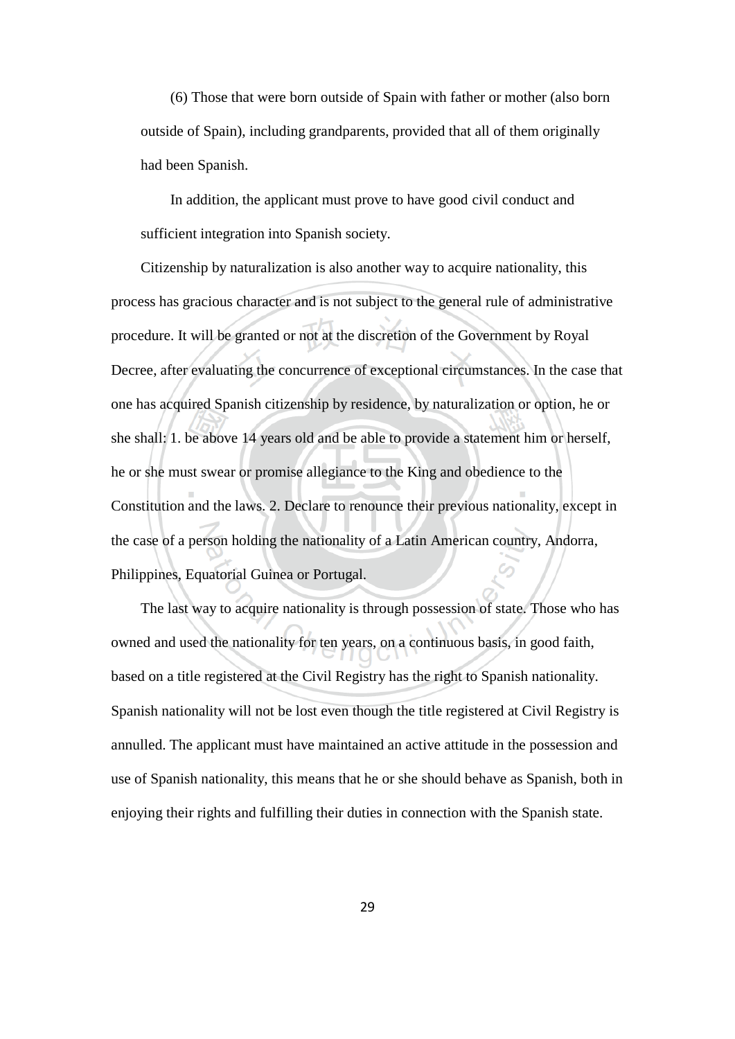(6) Those that were born outside of Spain with father or mother (also born outside of Spain), including grandparents, provided that all of them originally had been Spanish.

In addition, the applicant must prove to have good civil conduct and sufficient integration into Spanish society.

Citizenship by naturalization is also another way to acquire nationality, this process has gracious character and is not subject to the general rule of administrative procedure. It will be granted or not at the discretion of the Government by Royal Decree, after evaluating the concurrence of exceptional circumstances. In the case that one has acquired Spanish citizenship by residence, by naturalization or option, he or she shall: 1. be above 14 years old and be able to provide a statement him or herself, he or she must swear or promise allegiance to the King and obedience to the Constitution and the laws. 2. Declare to renounce their previous nationality, except in the case of a person holding the nationality of a Latin American country, Andorra, Philippines, Equatorial Guinea or Portugal.

The last way to acquire nationality is through possession of state. Those who has owned and used the nationality for ten years, on a continuous basis, in good faith, based on a title registered at the Civil Registry has the right to Spanish nationality. Spanish nationality will not be lost even though the title registered at Civil Registry is annulled. The applicant must have maintained an active attitude in the possession and use of Spanish nationality, this means that he or she should behave as Spanish, both in enjoying their rights and fulfilling their duties in connection with the Spanish state.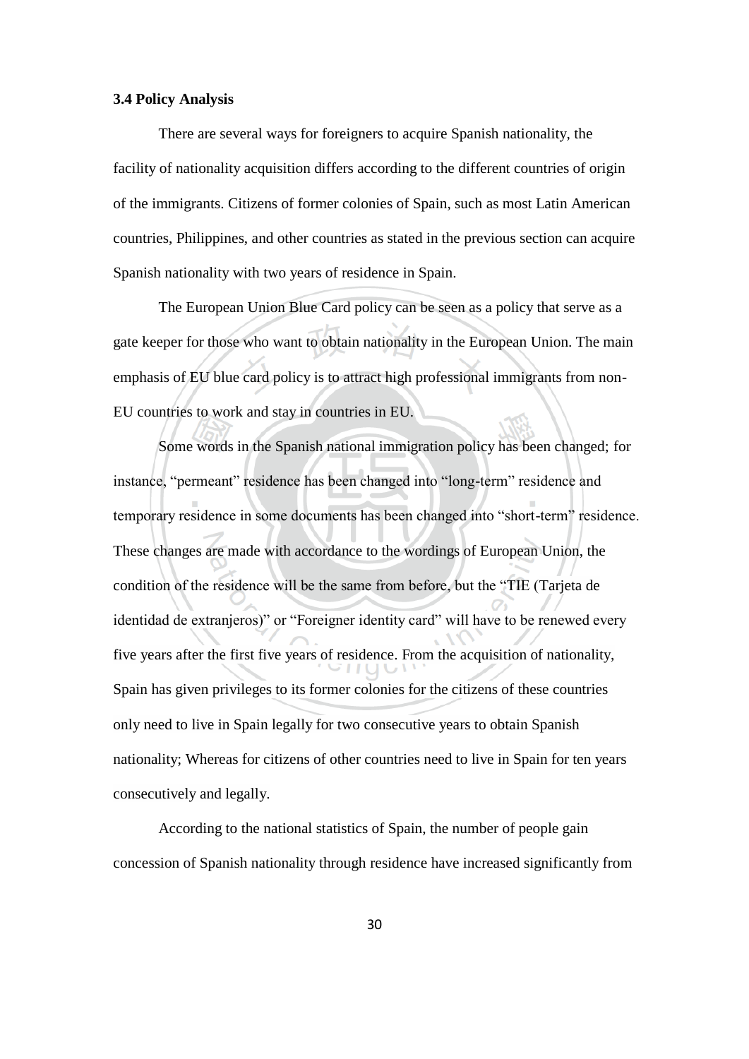### 3.4 Policy Analysis

There are several ways for foreigners to acquire Spanish nationality, the facility of nationality acquisition differs according to the different countries of origin of the immigrants. Citizens of former colonies of Spain, such as most Latin American countries, Philippines, and other countries as stated in the previous section can acquire Spanish nationality with two years of residence in Spain.

The European Union Blue Card policy can be seen as a policy that serve as a gate keeper for those who want to obtain nationality in the European Union. The main emphasis of EU blue card policy is to attract high professional immigrants from non-EU countries to work and stay in countries in EU.

Some words in the Spanish national immigration policy has been changed; for instance, "permeant" residence has been changed into "long-term" residence and temporary residence in some documents has been changed into "short-term" residence. These changes are made with accordance to the wordings of European Union, the condition of the residence will be the same from before, but the "TIE (Tarjeta de identidad de extranjeros)" or "Foreigner identity card" will have to be renewed every five years after the first five years of residence. From the acquisition of nationality, Spain has given privileges to its former colonies for the citizens of these countries only need to live in Spain legally for two consecutive years to obtain Spanish nationality; Whereas for citizens of other countries need to live in Spain for ten years consecutively and legally.

According to the national statistics of Spain, the number of people gain concession of Spanish nationality through residence have increased significantly from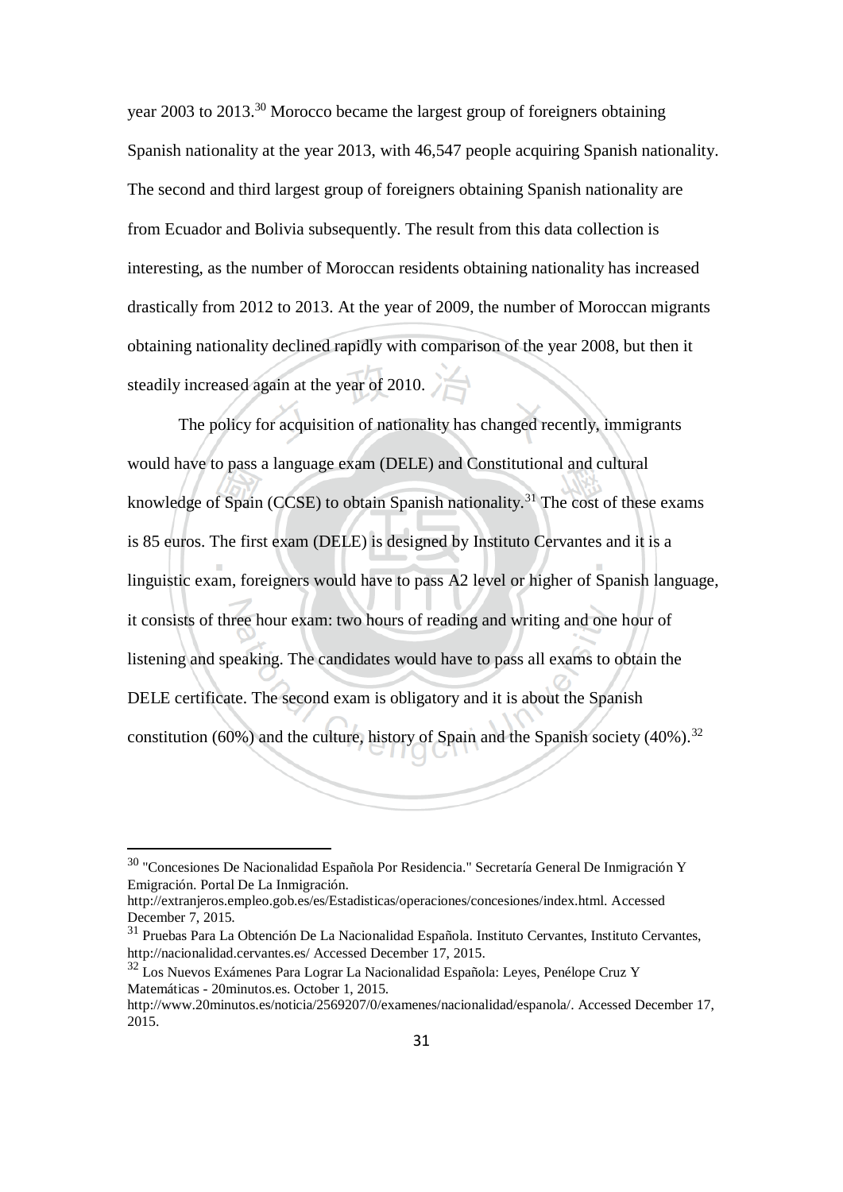year 2003 to 2013.[30] Morocco became the largest group of foreigners obtaining Spanish nationality at the year 2013, with 46,547 people acquiring Spanish nationality. The second and third largest group of foreigners obtaining Spanish nationality are from Ecuador and Bolivia subsequently. The result from this data collection is interesting, as the number of Moroccan residents obtaining nationality has increased drastically from 2012 to 2013. At the year of 2009, the number of Moroccan migrants obtaining nationality declined rapidly with comparison of the year 2008, but then it steadily increased again at the year of 2010.

The policy for acquisition of nationality has changed recently, immigrants would have to pass a language exam (DELE) and Constitutional and cultural knowledge of Spain (CCSE) to obtain Spanish nationality.[31] The cost of these exams is 85 euros. The first exam (DELE) is designed by Instituto Cervantes and it is a linguistic exam, foreigners would have to pass A2 level or higher of Spanish language, it consists of three hour exam: two hours of reading and writing and one hour of listening and speaking. The candidates would have to pass all exams to obtain the DELE certificate. The second exam is obligatory and it is about the Spanish constitution (60%) and the culture, history of Spain and the Spanish society (40%).[32]

---

[30] "Concesiones De Nacionalidad Española Por Residencia." Secretaría General De Inmigración Y Emigración. Portal De La Inmigración. http://extranjeros.empleo.gob.es/es/Estadisticas/operaciones/concesiones/index.html. Accessed December 7, 2015.

[31] Pruebas Para La Obtención De La Nacionalidad Española. Instituto Cervantes, Instituto Cervantes, http://nacionalidad.cervantes.es/ Accessed December 17, 2015.

[32] Los Nuevos Exámenes Para Lograr La Nacionalidad Española: Leyes, Penélope Cruz Y Matemáticas - 20minutos.es. October 1, 2015. http://www.20minutos.es/noticia/2569207/0/examenes/nacionalidad/espanola/. Accessed December 17, 2015.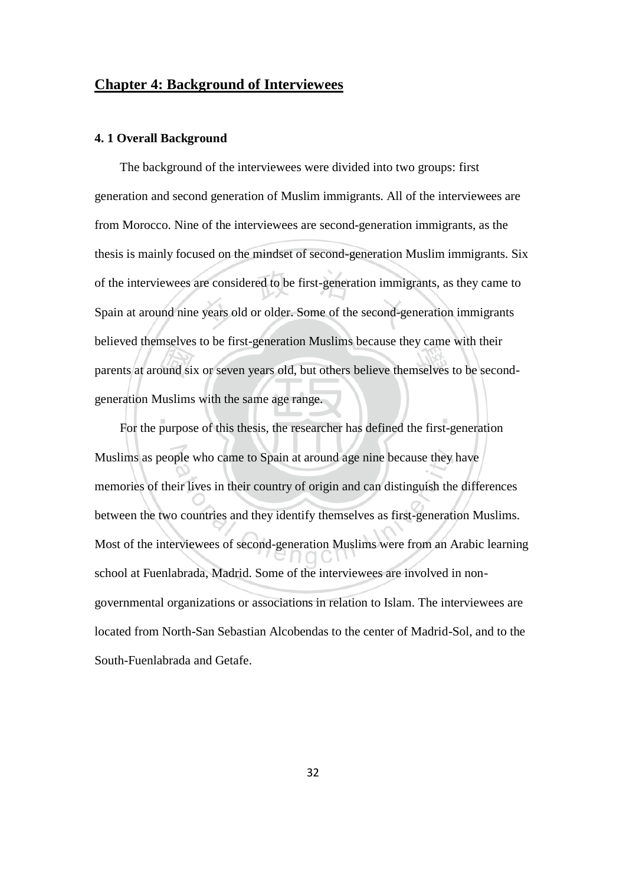## Chapter 4: Background of Interviewees

### 4. 1 Overall Background

The background of the interviewees were divided into two groups: first generation and second generation of Muslim immigrants. All of the interviewees are from Morocco. Nine of the interviewees are second-generation immigrants, as the thesis is mainly focused on the mindset of second-generation Muslim immigrants. Six of the interviewees are considered to be first-generation immigrants, as they came to Spain at around nine years old or older. Some of the second-generation immigrants believed themselves to be first-generation Muslims because they came with their parents at around six or seven years old, but others believe themselves to be second-generation Muslims with the same age range.

For the purpose of this thesis, the researcher has defined the first-generation Muslims as people who came to Spain at around age nine because they have memories of their lives in their country of origin and can distinguish the differences between the two countries and they identify themselves as first-generation Muslims. Most of the interviewees of second-generation Muslims were from an Arabic learning school at Fuenlabrada, Madrid. Some of the interviewees are involved in non-governmental organizations or associations in relation to Islam. The interviewees are located from North-San Sebastian Alcobendas to the center of Madrid-Sol, and to the South-Fuenlabrada and Getafe.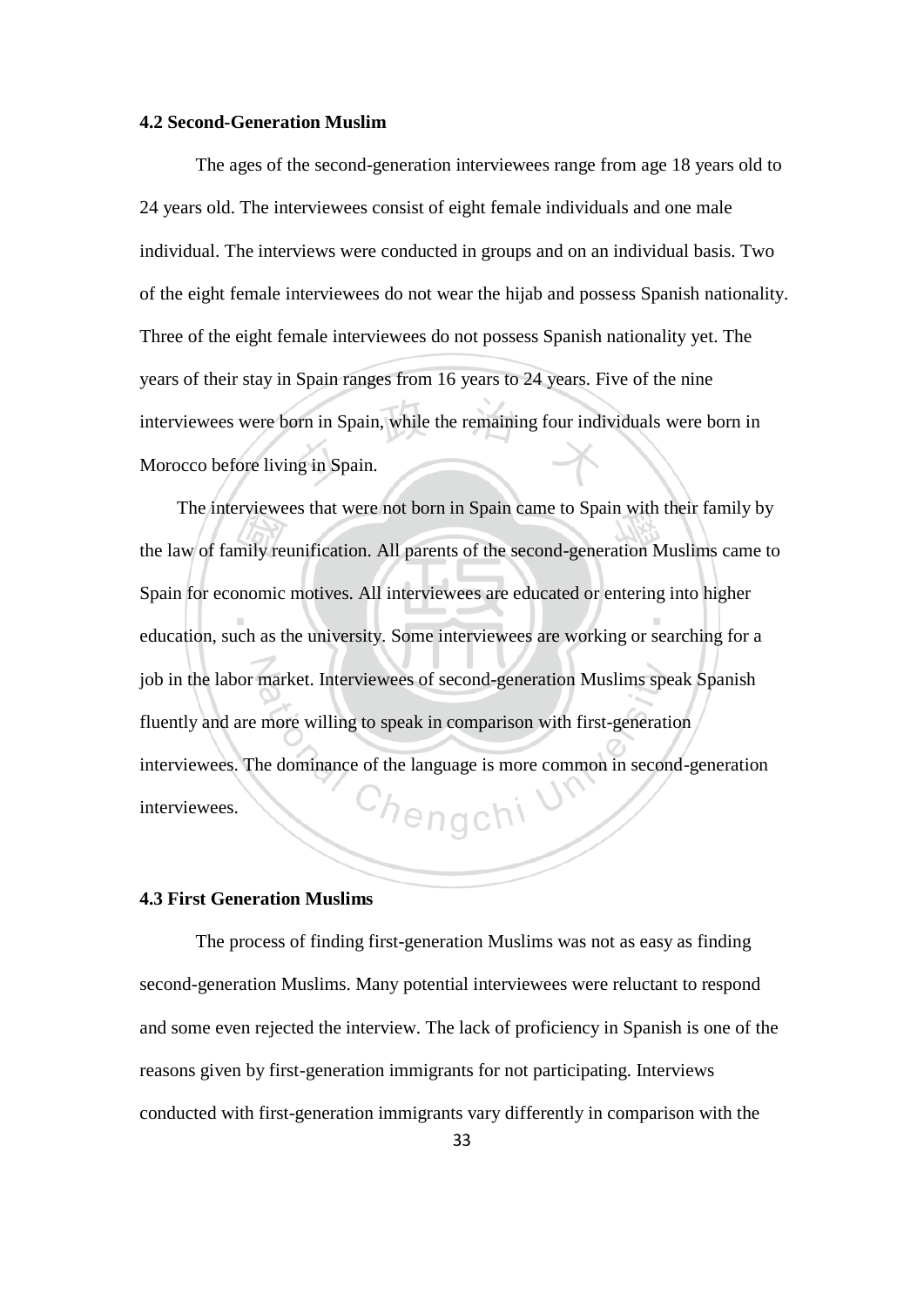### 4.2 Second-Generation Muslim

The ages of the second-generation interviewees range from age 18 years old to 24 years old. The interviewees consist of eight female individuals and one male individual. The interviews were conducted in groups and on an individual basis. Two of the eight female interviewees do not wear the hijab and possess Spanish nationality. Three of the eight female interviewees do not possess Spanish nationality yet. The years of their stay in Spain ranges from 16 years to 24 years. Five of the nine interviewees were born in Spain, while the remaining four individuals were born in Morocco before living in Spain.

The interviewees that were not born in Spain came to Spain with their family by the law of family reunification. All parents of the second-generation Muslims came to Spain for economic motives. All interviewees are educated or entering into higher education, such as the university. Some interviewees are working or searching for a job in the labor market. Interviewees of second-generation Muslims speak Spanish fluently and are more willing to speak in comparison with first-generation interviewees. The dominance of the language is more common in second-generation interviewees.

### 4.3 First Generation Muslims

The process of finding first-generation Muslims was not as easy as finding second-generation Muslims. Many potential interviewees were reluctant to respond and some even rejected the interview. The lack of proficiency in Spanish is one of the reasons given by first-generation immigrants for not participating. Interviews conducted with first-generation immigrants vary differently in comparison with the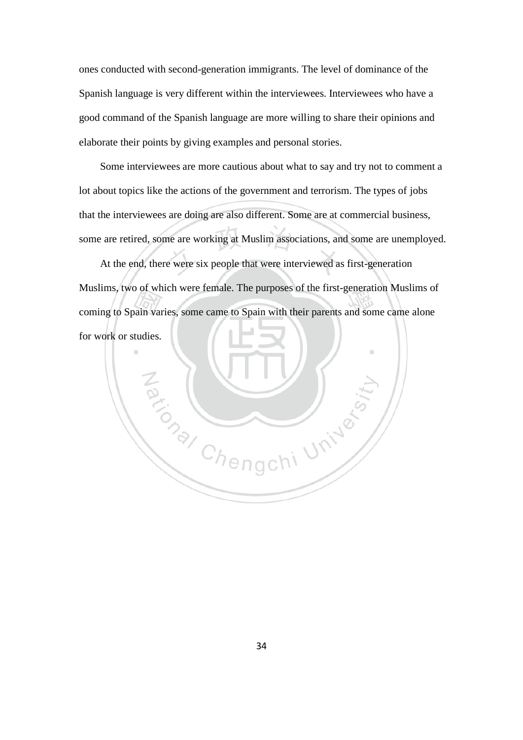ones conducted with second-generation immigrants. The level of dominance of the Spanish language is very different within the interviewees. Interviewees who have a good command of the Spanish language are more willing to share their opinions and elaborate their points by giving examples and personal stories.

Some interviewees are more cautious about what to say and try not to comment a lot about topics like the actions of the government and terrorism. The types of jobs that the interviewees are doing are also different. Some are at commercial business, some are retired, some are working at Muslim associations, and some are unemployed.

At the end, there were six people that were interviewed as first-generation Muslims, two of which were female. The purposes of the first-generation Muslims of coming to Spain varies, some came to Spain with their parents and some came alone for work or studies.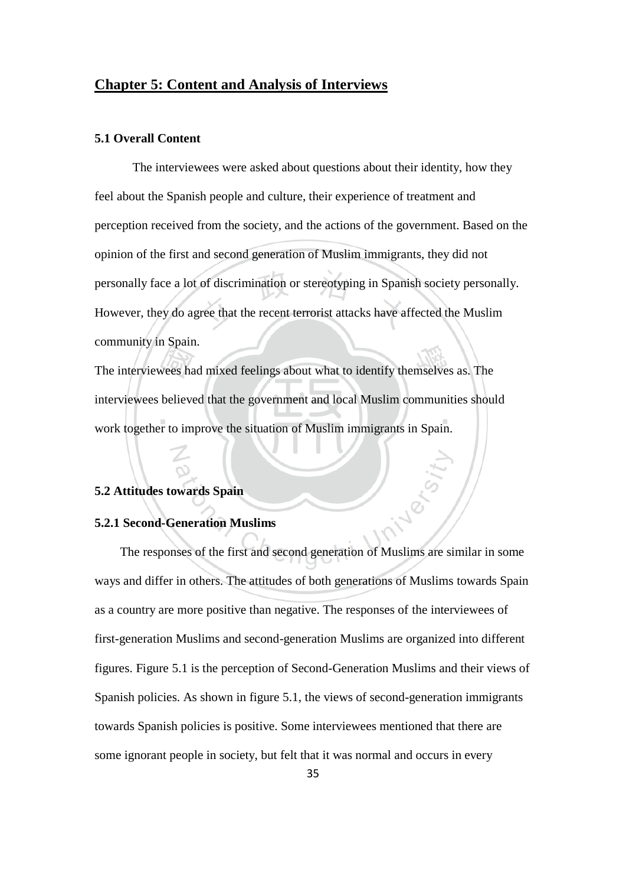## Chapter 5: Content and Analysis of Interviews

### 5.1 Overall Content

The interviewees were asked about questions about their identity, how they feel about the Spanish people and culture, their experience of treatment and perception received from the society, and the actions of the government. Based on the opinion of the first and second generation of Muslim immigrants, they did not personally face a lot of discrimination or stereotyping in Spanish society personally. However, they do agree that the recent terrorist attacks have affected the Muslim community in Spain.

The interviewees had mixed feelings about what to identify themselves as. The interviewees believed that the government and local Muslim communities should work together to improve the situation of Muslim immigrants in Spain.

### 5.2 Attitudes towards Spain

#### 5.2.1 Second-Generation Muslims

The responses of the first and second generation of Muslims are similar in some ways and differ in others. The attitudes of both generations of Muslims towards Spain as a country are more positive than negative. The responses of the interviewees of first-generation Muslims and second-generation Muslims are organized into different figures. Figure 5.1 is the perception of Second-Generation Muslims and their views of Spanish policies. As shown in figure 5.1, the views of second-generation immigrants towards Spanish policies is positive. Some interviewees mentioned that there are some ignorant people in society, but felt that it was normal and occurs in every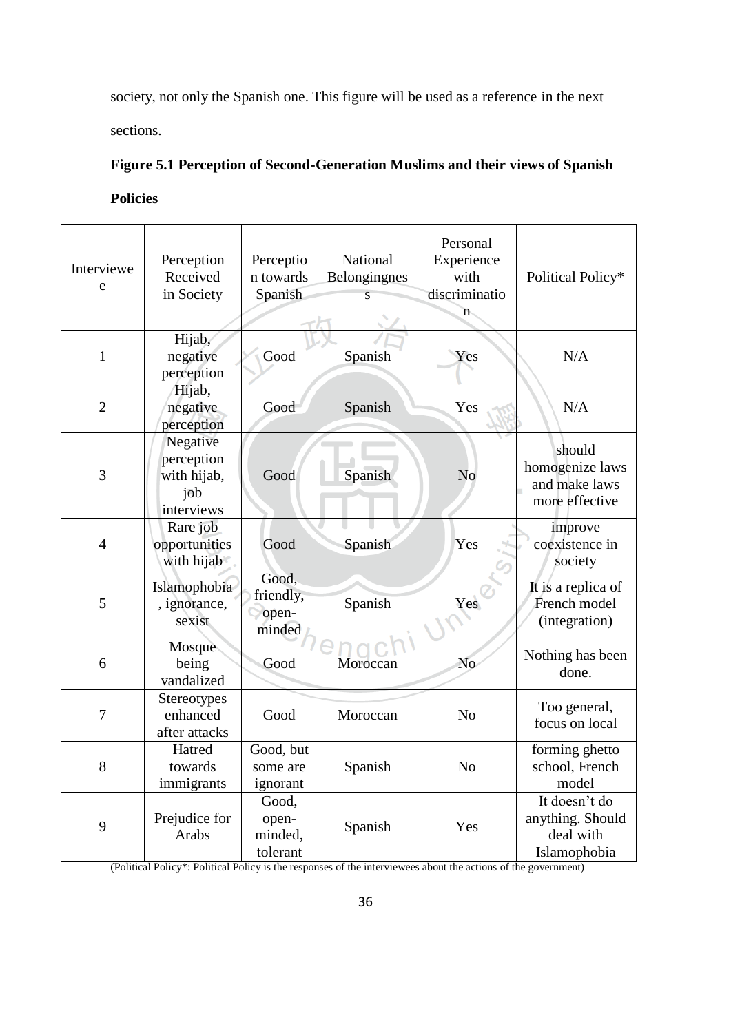society, not only the Spanish one. This figure will be used as a reference in the next sections.

**Figure 5.1 Perception of Second-Generation Muslims and their views of Spanish Policies**

| Interviewee | Perception Received in Society | Perception towards Spanish | National Belongingness | Personal Experience with discrimination | Political Policy* |
|---|---|---|---|---|---|
| 1 | Hijab, negative perception | Good | Spanish | Yes | N/A |
| 2 | Hijab, negative perception | Good | Spanish | Yes | N/A |
| 3 | Negative perception with hijab, job interviews | Good | Spanish | No | should homogenize laws and make laws more effective |
| 4 | Rare job opportunities with hijab | Good | Spanish | Yes | improve coexistence in society |
| 5 | Islamophobia, ignorance, sexist | Good, friendly, open-minded | Spanish | Yes | It is a replica of French model (integration) |
| 6 | Mosque being vandalized | Good | Moroccan | No | Nothing has been done. |
| 7 | Stereotypes enhanced after attacks | Good | Moroccan | No | Too general, focus on local |
| 8 | Hatred towards immigrants | Good, but some are ignorant | Spanish | No | forming ghetto school, French model |
| 9 | Prejudice for Arabs | Good, open-minded, tolerant | Spanish | Yes | It doesn't do anything. Should deal with Islamophobia |

(Political Policy*: Political Policy is the responses of the interviewees about the actions of the government)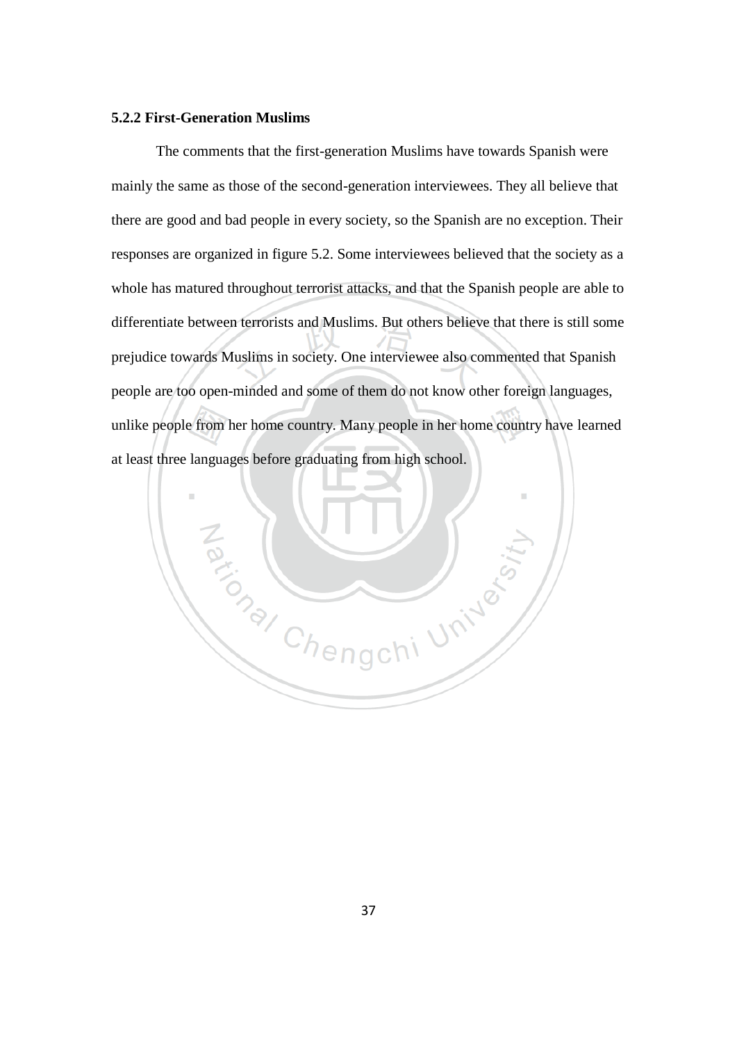### 5.2.2 First-Generation Muslims

The comments that the first-generation Muslims have towards Spanish were mainly the same as those of the second-generation interviewees. They all believe that there are good and bad people in every society, so the Spanish are no exception. Their responses are organized in figure 5.2. Some interviewees believed that the society as a whole has matured throughout terrorist attacks, and that the Spanish people are able to differentiate between terrorists and Muslims. But others believe that there is still some prejudice towards Muslims in society. One interviewee also commented that Spanish people are too open-minded and some of them do not know other foreign languages, unlike people from her home country. Many people in her home country have learned at least three languages before graduating from high school.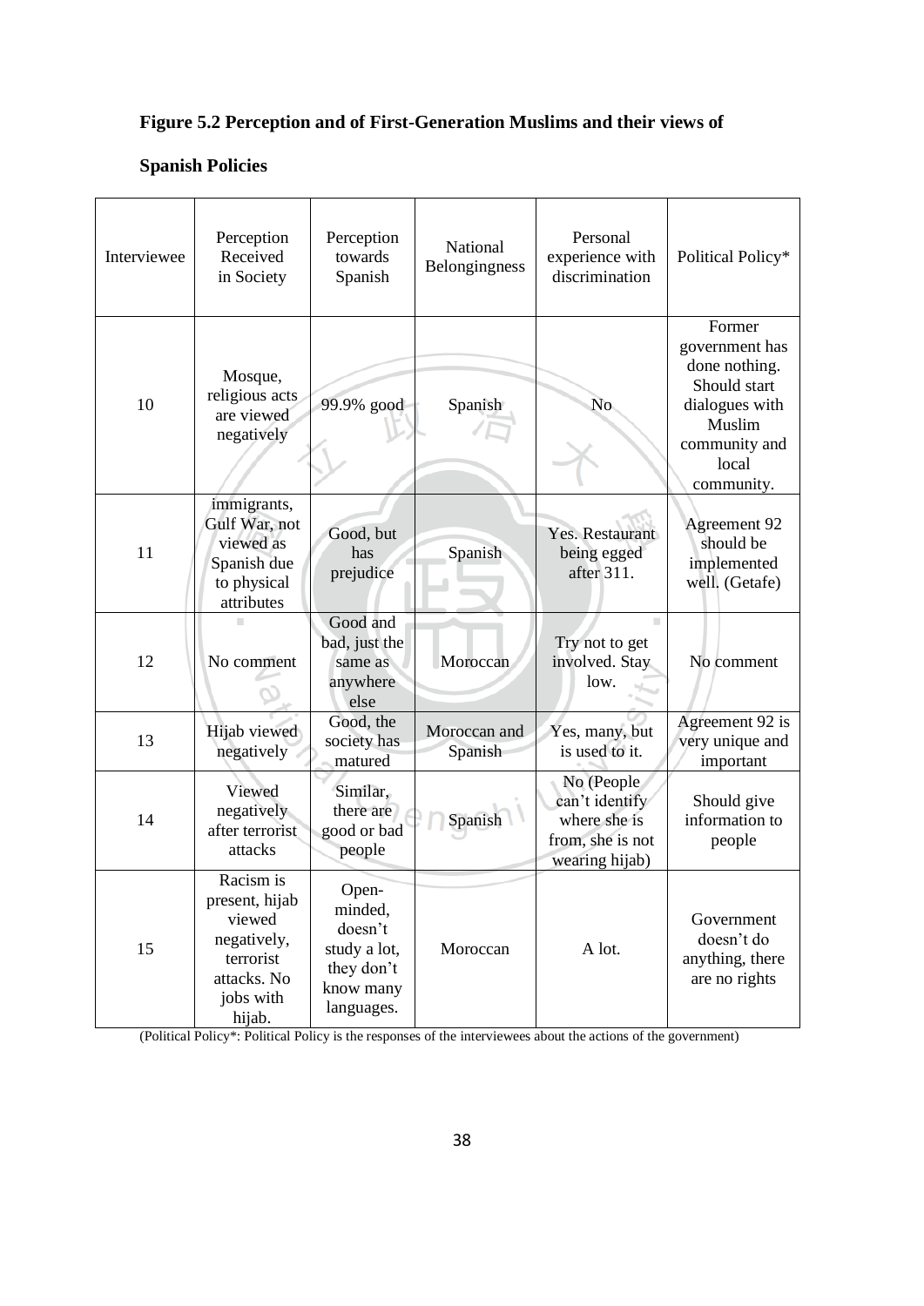**Figure 5.2 Perception and of First-Generation Muslims and their views of Spanish Policies**

| Interviewee | Perception Received in Society | Perception towards Spanish | National Belongingness | Personal experience with discrimination | Political Policy* |
|---|---|---|---|---|---|
| 10 | Mosque, religious acts are viewed negatively | 99.9% good | Spanish | No | Former government has done nothing. Should start dialogues with Muslim community and local community. |
| 11 | immigrants, Gulf War, not viewed as Spanish due to physical attributes | Good, but has prejudice | Spanish | Yes. Restaurant being egged after 311. | Agreement 92 should be implemented well. (Getafe) |
| 12 | No comment | Good and bad, just the same as anywhere else | Moroccan | Try not to get involved. Stay low. | No comment |
| 13 | Hijab viewed negatively | Good, the society has matured | Moroccan and Spanish | Yes, many, but is used to it. | Agreement 92 is very unique and important |
| 14 | Viewed negatively after terrorist attacks | Similar, there are good or bad people | Spanish | No (People can't identify where she is from, she is not wearing hijab) | Should give information to people |
| 15 | Racism is present, hijab viewed negatively, terrorist attacks. No jobs with hijab. | Open-minded, doesn't study a lot, they don't know many languages. | Moroccan | A lot. | Government doesn't do anything, there are no rights |

(Political Policy*: Political Policy is the responses of the interviewees about the actions of the government)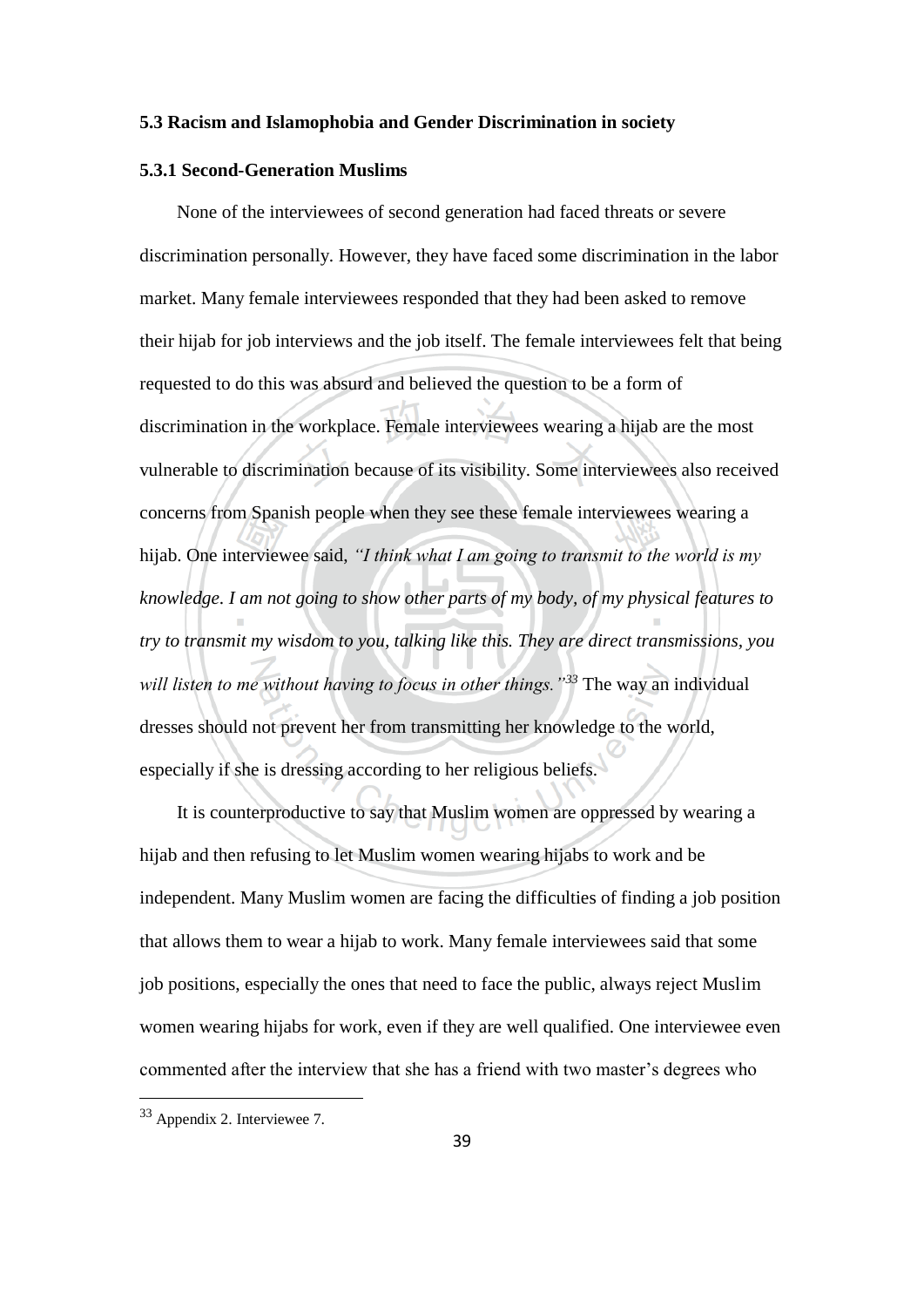### 5.3 Racism and Islamophobia and Gender Discrimination in society

#### 5.3.1 Second-Generation Muslims

None of the interviewees of second generation had faced threats or severe discrimination personally. However, they have faced some discrimination in the labor market. Many female interviewees responded that they had been asked to remove their hijab for job interviews and the job itself. The female interviewees felt that being requested to do this was absurd and believed the question to be a form of discrimination in the workplace. Female interviewees wearing a hijab are the most vulnerable to discrimination because of its visibility. Some interviewees also received concerns from Spanish people when they see these female interviewees wearing a hijab. One interviewee said, *"I think what I am going to transmit to the world is my knowledge. I am not going to show other parts of my body, of my physical features to try to transmit my wisdom to you, talking like this. They are direct transmissions, you will listen to me without having to focus in other things."*[33] The way an individual dresses should not prevent her from transmitting her knowledge to the world, especially if she is dressing according to her religious beliefs.

It is counterproductive to say that Muslim women are oppressed by wearing a hijab and then refusing to let Muslim women wearing hijabs to work and be independent. Many Muslim women are facing the difficulties of finding a job position that allows them to wear a hijab to work. Many female interviewees said that some job positions, especially the ones that need to face the public, always reject Muslim women wearing hijabs for work, even if they are well qualified. One interviewee even commented after the interview that she has a friend with two master's degrees who

[33] Appendix 2. Interviewee 7.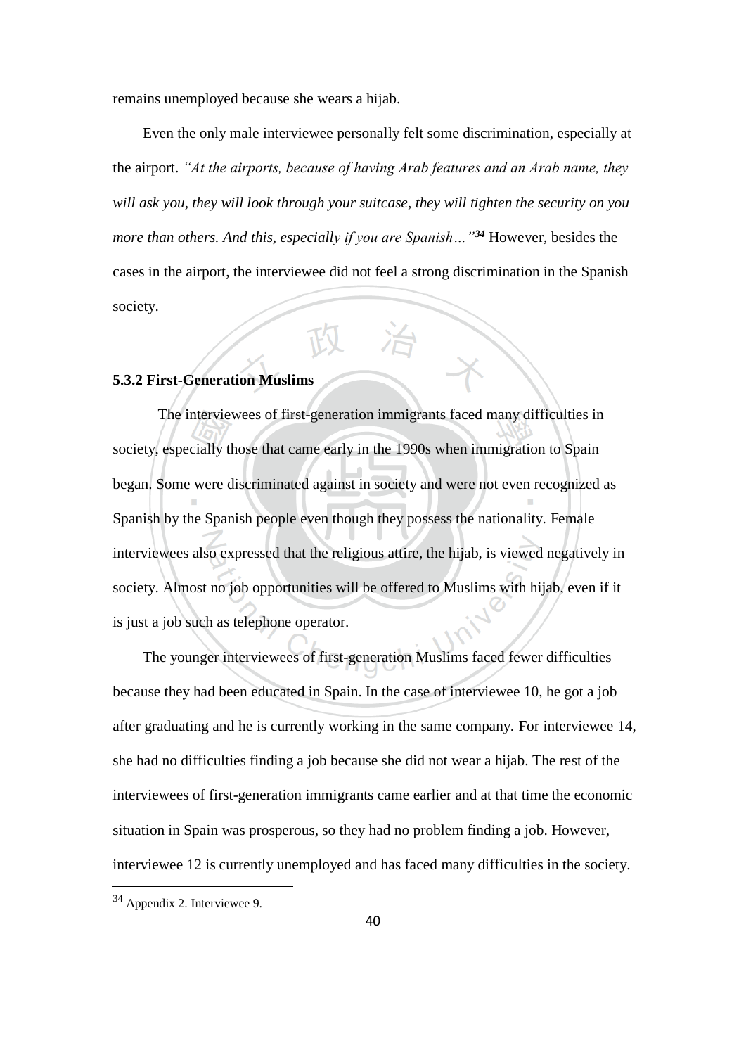remains unemployed because she wears a hijab.

Even the only male interviewee personally felt some discrimination, especially at the airport. *"At the airports, because of having Arab features and an Arab name, they will ask you, they will look through your suitcase, they will tighten the security on you more than others. And this, especially if you are Spanish…"*[34] However, besides the cases in the airport, the interviewee did not feel a strong discrimination in the Spanish society.

**5.3.2 First-Generation Muslims**

The interviewees of first-generation immigrants faced many difficulties in society, especially those that came early in the 1990s when immigration to Spain began. Some were discriminated against in society and were not even recognized as Spanish by the Spanish people even though they possess the nationality. Female interviewees also expressed that the religious attire, the hijab, is viewed negatively in society. Almost no job opportunities will be offered to Muslims with hijab, even if it is just a job such as telephone operator.

The younger interviewees of first-generation Muslims faced fewer difficulties because they had been educated in Spain. In the case of interviewee 10, he got a job after graduating and he is currently working in the same company. For interviewee 14, she had no difficulties finding a job because she did not wear a hijab. The rest of the interviewees of first-generation immigrants came earlier and at that time the economic situation in Spain was prosperous, so they had no problem finding a job. However, interviewee 12 is currently unemployed and has faced many difficulties in the society.

---

[34] Appendix 2. Interviewee 9.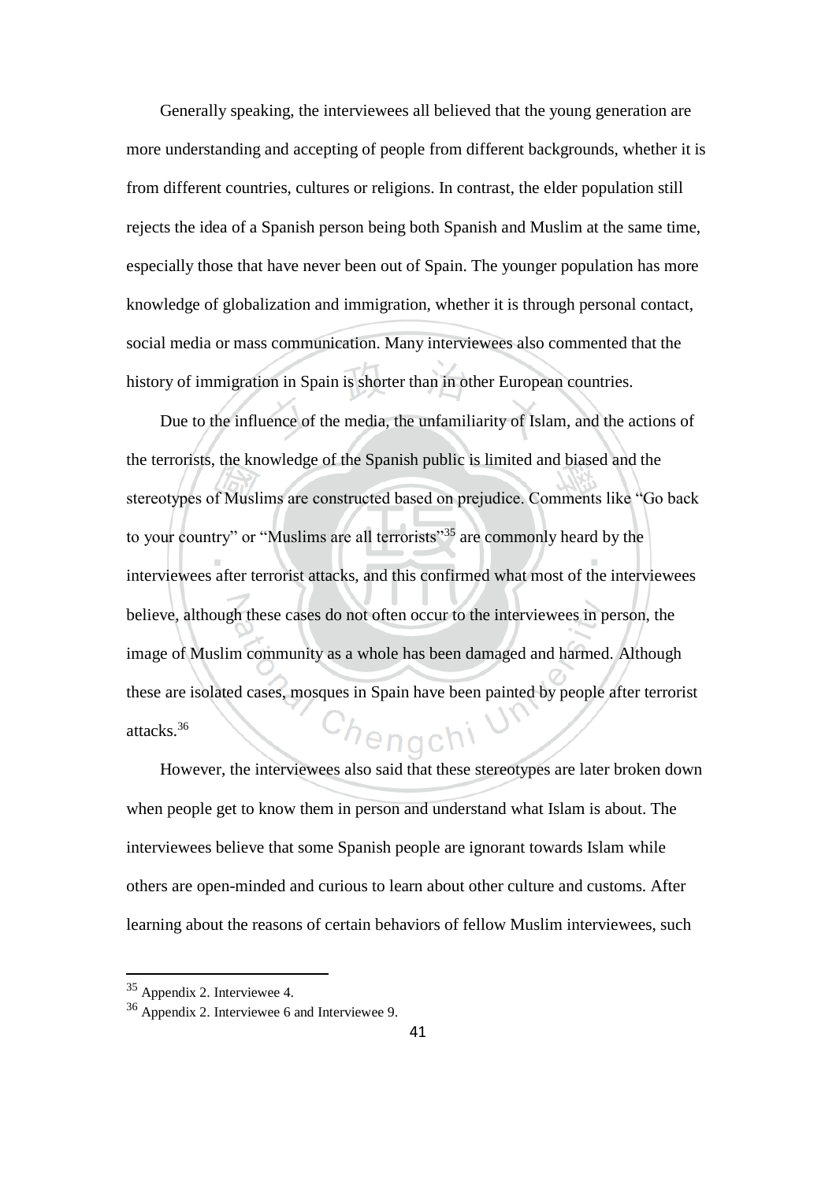Generally speaking, the interviewees all believed that the young generation are more understanding and accepting of people from different backgrounds, whether it is from different countries, cultures or religions. In contrast, the elder population still rejects the idea of a Spanish person being both Spanish and Muslim at the same time, especially those that have never been out of Spain. The younger population has more knowledge of globalization and immigration, whether it is through personal contact, social media or mass communication. Many interviewees also commented that the history of immigration in Spain is shorter than in other European countries.

Due to the influence of the media, the unfamiliarity of Islam, and the actions of the terrorists, the knowledge of the Spanish public is limited and biased and the stereotypes of Muslims are constructed based on prejudice. Comments like "Go back to your country" or "Muslims are all terrorists"[35] are commonly heard by the interviewees after terrorist attacks, and this confirmed what most of the interviewees believe, although these cases do not often occur to the interviewees in person, the image of Muslim community as a whole has been damaged and harmed. Although these are isolated cases, mosques in Spain have been painted by people after terrorist attacks.[36]

However, the interviewees also said that these stereotypes are later broken down when people get to know them in person and understand what Islam is about. The interviewees believe that some Spanish people are ignorant towards Islam while others are open-minded and curious to learn about other culture and customs. After learning about the reasons of certain behaviors of fellow Muslim interviewees, such

---

[35] Appendix 2. Interviewee 4.

[36] Appendix 2. Interviewee 6 and Interviewee 9.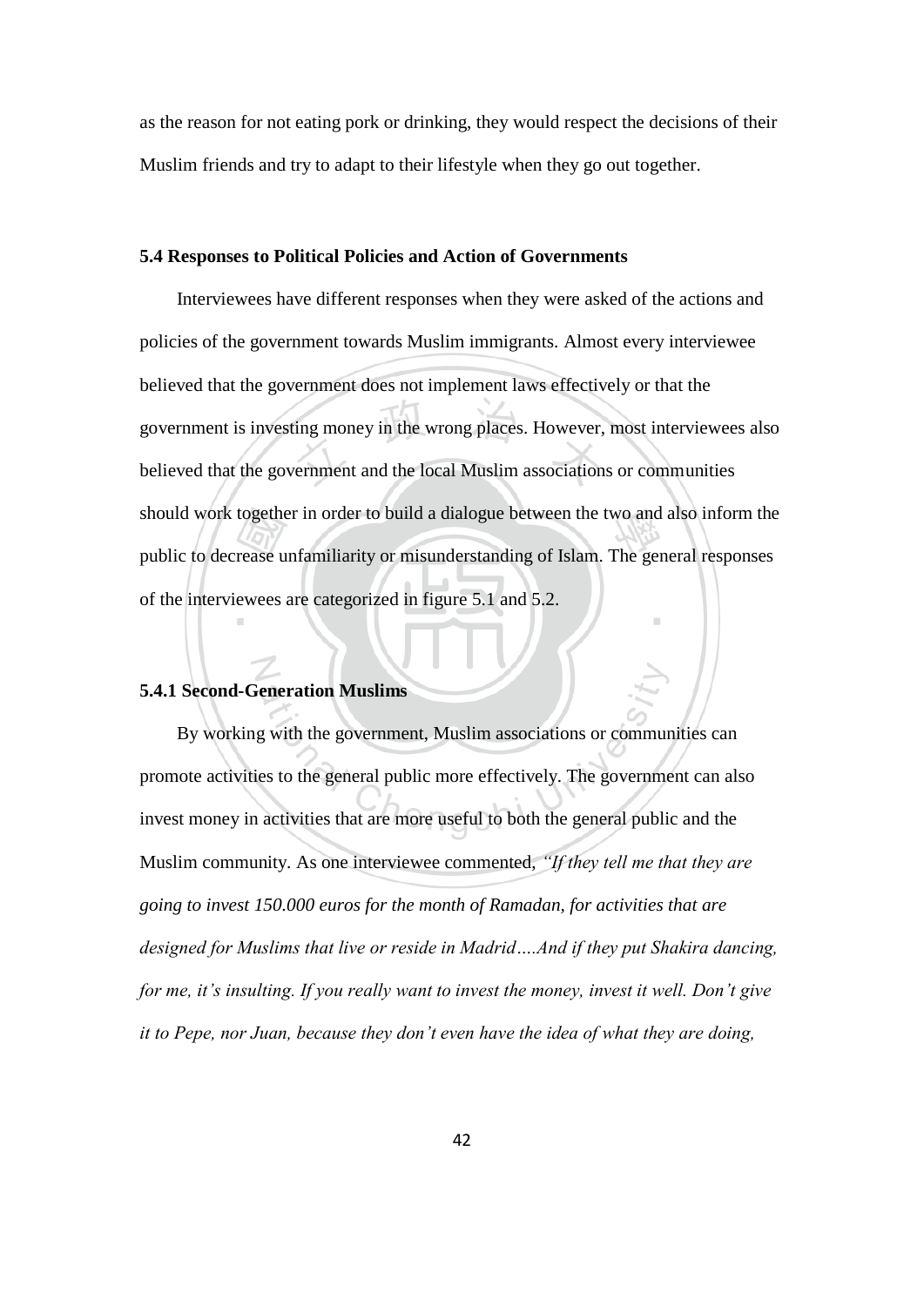as the reason for not eating pork or drinking, they would respect the decisions of their Muslim friends and try to adapt to their lifestyle when they go out together.

### 5.4 Responses to Political Policies and Action of Governments

Interviewees have different responses when they were asked of the actions and policies of the government towards Muslim immigrants. Almost every interviewee believed that the government does not implement laws effectively or that the government is investing money in the wrong places. However, most interviewees also believed that the government and the local Muslim associations or communities should work together in order to build a dialogue between the two and also inform the public to decrease unfamiliarity or misunderstanding of Islam. The general responses of the interviewees are categorized in figure 5.1 and 5.2.

#### 5.4.1 Second-Generation Muslims

By working with the government, Muslim associations or communities can promote activities to the general public more effectively. The government can also invest money in activities that are more useful to both the general public and the Muslim community. As one interviewee commented, *"If they tell me that they are going to invest 150.000 euros for the month of Ramadan, for activities that are designed for Muslims that live or reside in Madrid….And if they put Shakira dancing, for me, it's insulting. If you really want to invest the money, invest it well. Don't give it to Pepe, nor Juan, because they don't even have the idea of what they are doing,*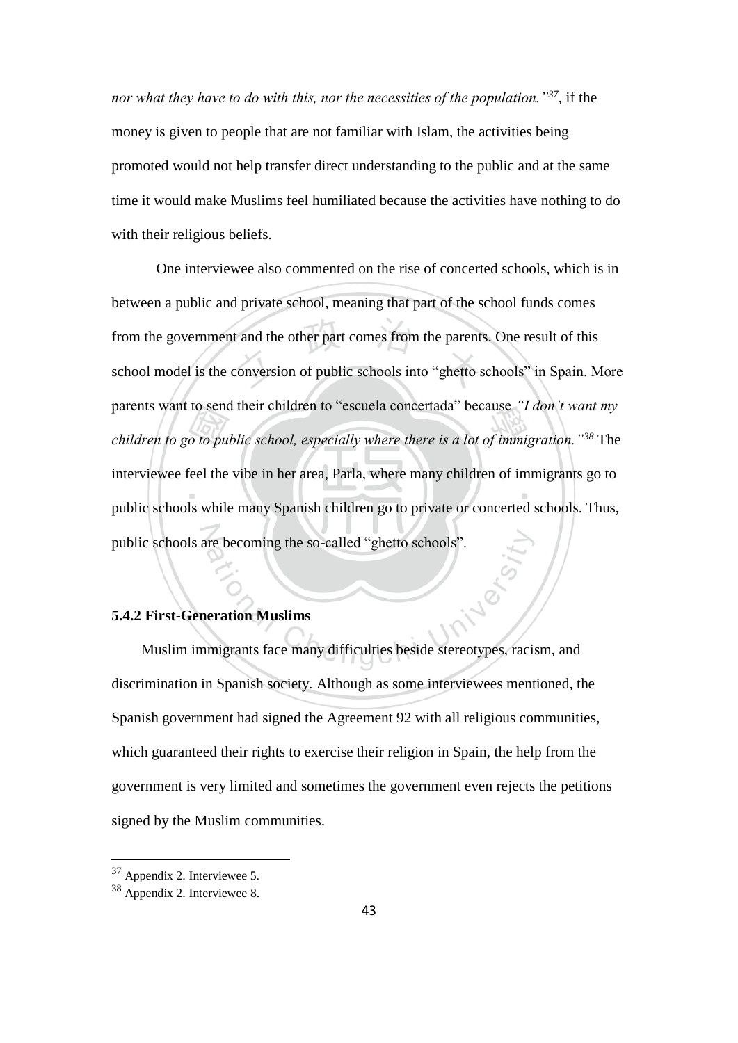*nor what they have to do with this, nor the necessities of the population."*[37], if the money is given to people that are not familiar with Islam, the activities being promoted would not help transfer direct understanding to the public and at the same time it would make Muslims feel humiliated because the activities have nothing to do with their religious beliefs.

One interviewee also commented on the rise of concerted schools, which is in between a public and private school, meaning that part of the school funds comes from the government and the other part comes from the parents. One result of this school model is the conversion of public schools into "ghetto schools" in Spain. More parents want to send their children to "escuela concertada" because *"I don't want my children to go to public school, especially where there is a lot of immigration."*[38] The interviewee feel the vibe in her area, Parla, where many children of immigrants go to public schools while many Spanish children go to private or concerted schools. Thus, public schools are becoming the so-called "ghetto schools".

### 5.4.2 First-Generation Muslims

Muslim immigrants face many difficulties beside stereotypes, racism, and discrimination in Spanish society. Although as some interviewees mentioned, the Spanish government had signed the Agreement 92 with all religious communities, which guaranteed their rights to exercise their religion in Spain, the help from the government is very limited and sometimes the government even rejects the petitions signed by the Muslim communities.

---

[37] Appendix 2. Interviewee 5.

[38] Appendix 2. Interviewee 8.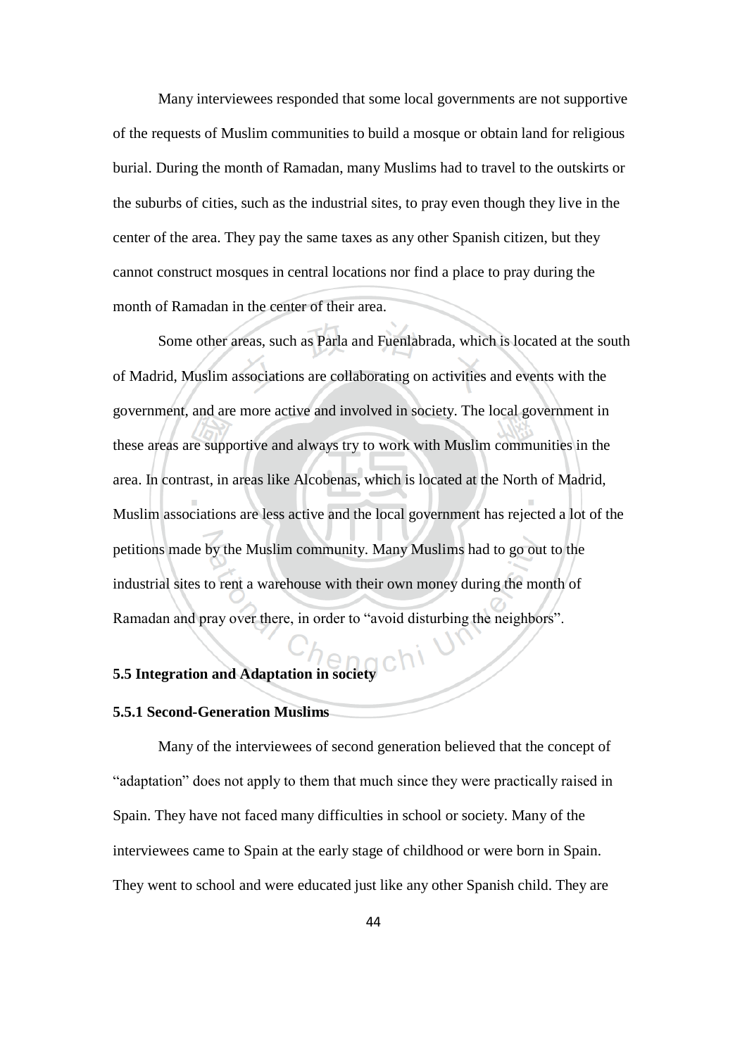Many interviewees responded that some local governments are not supportive of the requests of Muslim communities to build a mosque or obtain land for religious burial. During the month of Ramadan, many Muslims had to travel to the outskirts or the suburbs of cities, such as the industrial sites, to pray even though they live in the center of the area. They pay the same taxes as any other Spanish citizen, but they cannot construct mosques in central locations nor find a place to pray during the month of Ramadan in the center of their area.

Some other areas, such as Parla and Fuenlabrada, which is located at the south of Madrid, Muslim associations are collaborating on activities and events with the government, and are more active and involved in society. The local government in these areas are supportive and always try to work with Muslim communities in the area. In contrast, in areas like Alcobenas, which is located at the North of Madrid, Muslim associations are less active and the local government has rejected a lot of the petitions made by the Muslim community. Many Muslims had to go out to the industrial sites to rent a warehouse with their own money during the month of Ramadan and pray over there, in order to "avoid disturbing the neighbors".

### 5.5 Integration and Adaptation in society

#### 5.5.1 Second-Generation Muslims

Many of the interviewees of second generation believed that the concept of "adaptation" does not apply to them that much since they were practically raised in Spain. They have not faced many difficulties in school or society. Many of the interviewees came to Spain at the early stage of childhood or were born in Spain. They went to school and were educated just like any other Spanish child. They are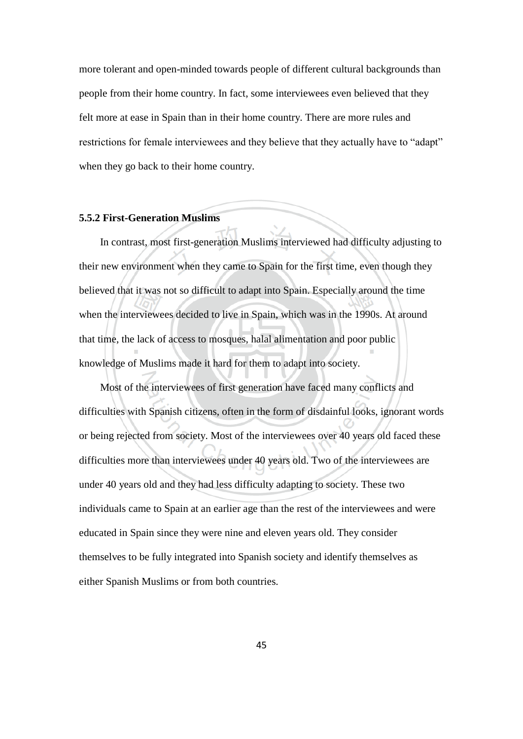more tolerant and open-minded towards people of different cultural backgrounds than people from their home country. In fact, some interviewees even believed that they felt more at ease in Spain than in their home country. There are more rules and restrictions for female interviewees and they believe that they actually have to "adapt" when they go back to their home country.

### 5.5.2 First-Generation Muslims

In contrast, most first-generation Muslims interviewed had difficulty adjusting to their new environment when they came to Spain for the first time, even though they believed that it was not so difficult to adapt into Spain. Especially around the time when the interviewees decided to live in Spain, which was in the 1990s. At around that time, the lack of access to mosques, halal alimentation and poor public knowledge of Muslims made it hard for them to adapt into society.

Most of the interviewees of first generation have faced many conflicts and difficulties with Spanish citizens, often in the form of disdainful looks, ignorant words or being rejected from society. Most of the interviewees over 40 years old faced these difficulties more than interviewees under 40 years old. Two of the interviewees are under 40 years old and they had less difficulty adapting to society. These two individuals came to Spain at an earlier age than the rest of the interviewees and were educated in Spain since they were nine and eleven years old. They consider themselves to be fully integrated into Spanish society and identify themselves as either Spanish Muslims or from both countries.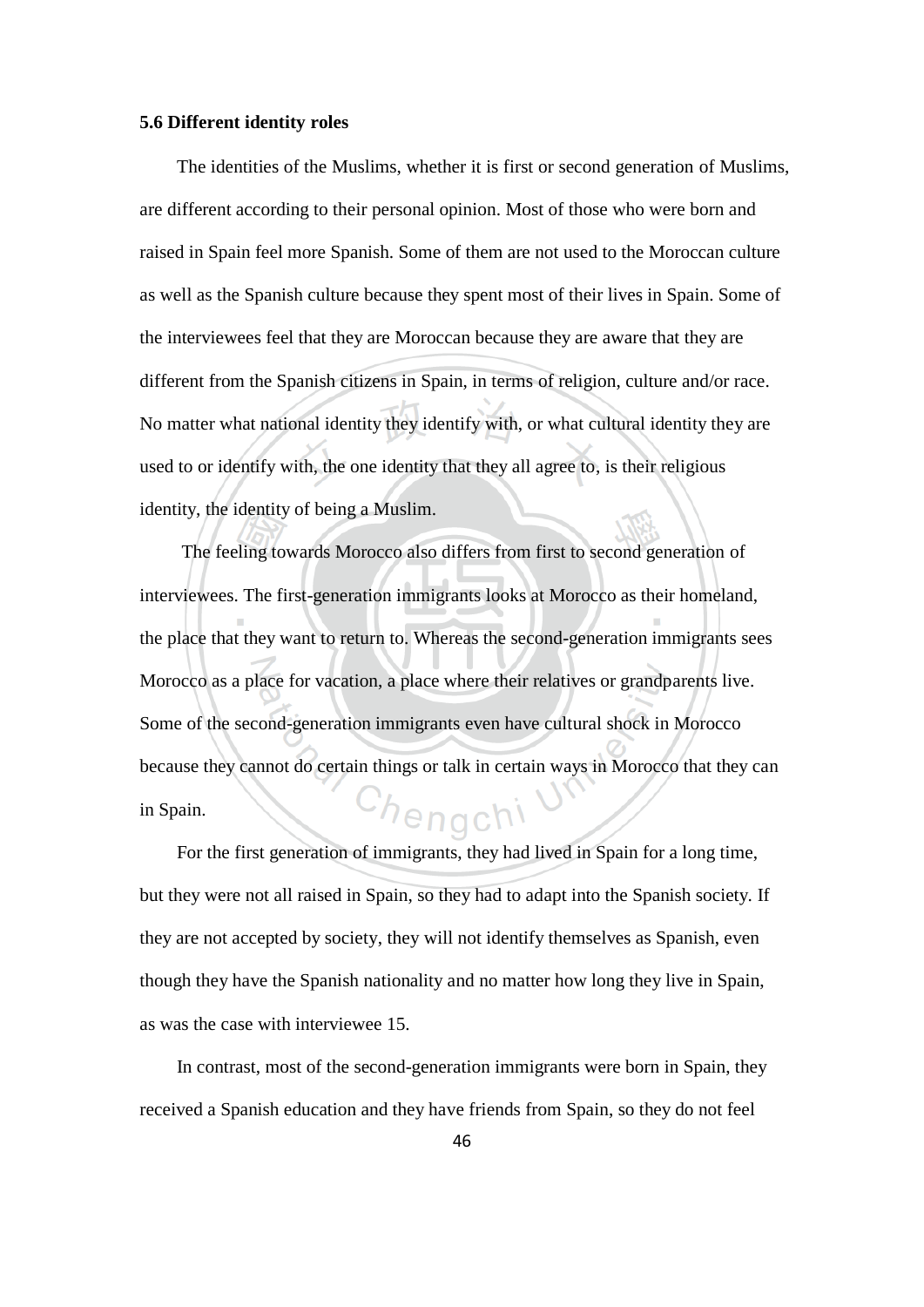### 5.6 Different identity roles

The identities of the Muslims, whether it is first or second generation of Muslims, are different according to their personal opinion. Most of those who were born and raised in Spain feel more Spanish. Some of them are not used to the Moroccan culture as well as the Spanish culture because they spent most of their lives in Spain. Some of the interviewees feel that they are Moroccan because they are aware that they are different from the Spanish citizens in Spain, in terms of religion, culture and/or race. No matter what national identity they identify with, or what cultural identity they are used to or identify with, the one identity that they all agree to, is their religious identity, the identity of being a Muslim.

The feeling towards Morocco also differs from first to second generation of interviewees. The first-generation immigrants looks at Morocco as their homeland, the place that they want to return to. Whereas the second-generation immigrants sees Morocco as a place for vacation, a place where their relatives or grandparents live. Some of the second-generation immigrants even have cultural shock in Morocco because they cannot do certain things or talk in certain ways in Morocco that they can in Spain.

For the first generation of immigrants, they had lived in Spain for a long time, but they were not all raised in Spain, so they had to adapt into the Spanish society. If they are not accepted by society, they will not identify themselves as Spanish, even though they have the Spanish nationality and no matter how long they live in Spain, as was the case with interviewee 15.

In contrast, most of the second-generation immigrants were born in Spain, they received a Spanish education and they have friends from Spain, so they do not feel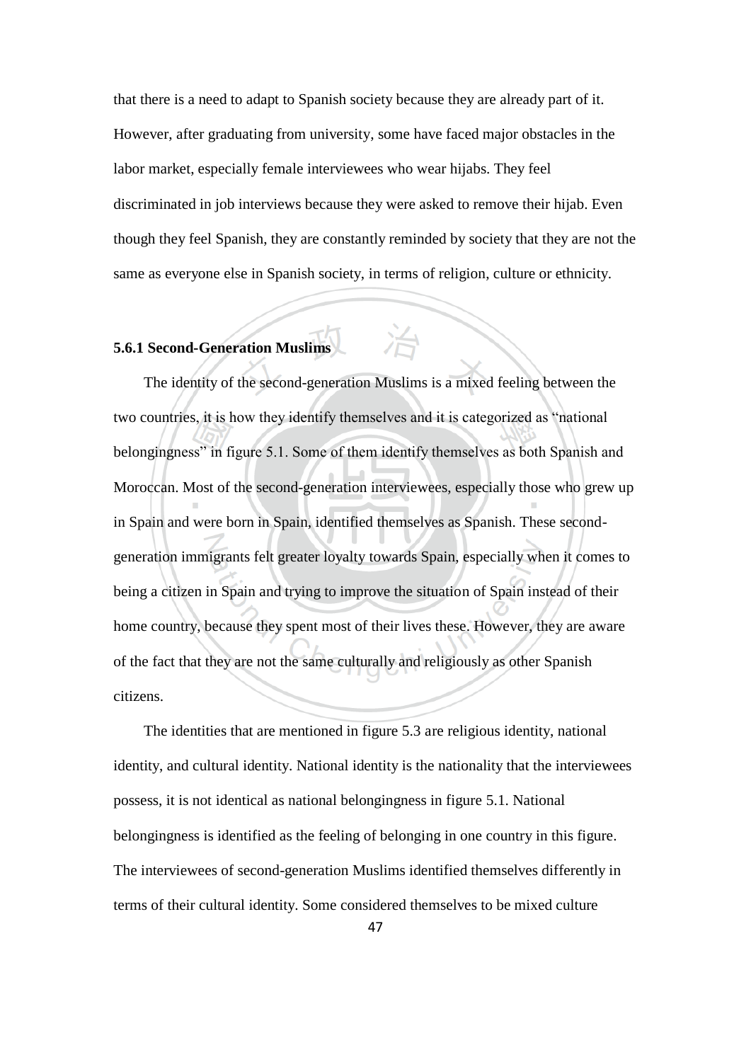that there is a need to adapt to Spanish society because they are already part of it. However, after graduating from university, some have faced major obstacles in the labor market, especially female interviewees who wear hijabs. They feel discriminated in job interviews because they were asked to remove their hijab. Even though they feel Spanish, they are constantly reminded by society that they are not the same as everyone else in Spanish society, in terms of religion, culture or ethnicity.

### 5.6.1 Second-Generation Muslims

The identity of the second-generation Muslims is a mixed feeling between the two countries, it is how they identify themselves and it is categorized as "national belongingness" in figure 5.1. Some of them identify themselves as both Spanish and Moroccan. Most of the second-generation interviewees, especially those who grew up in Spain and were born in Spain, identified themselves as Spanish. These second-generation immigrants felt greater loyalty towards Spain, especially when it comes to being a citizen in Spain and trying to improve the situation of Spain instead of their home country, because they spent most of their lives these. However, they are aware of the fact that they are not the same culturally and religiously as other Spanish citizens.

The identities that are mentioned in figure 5.3 are religious identity, national identity, and cultural identity. National identity is the nationality that the interviewees possess, it is not identical as national belongingness in figure 5.1. National belongingness is identified as the feeling of belonging in one country in this figure. The interviewees of second-generation Muslims identified themselves differently in terms of their cultural identity. Some considered themselves to be mixed culture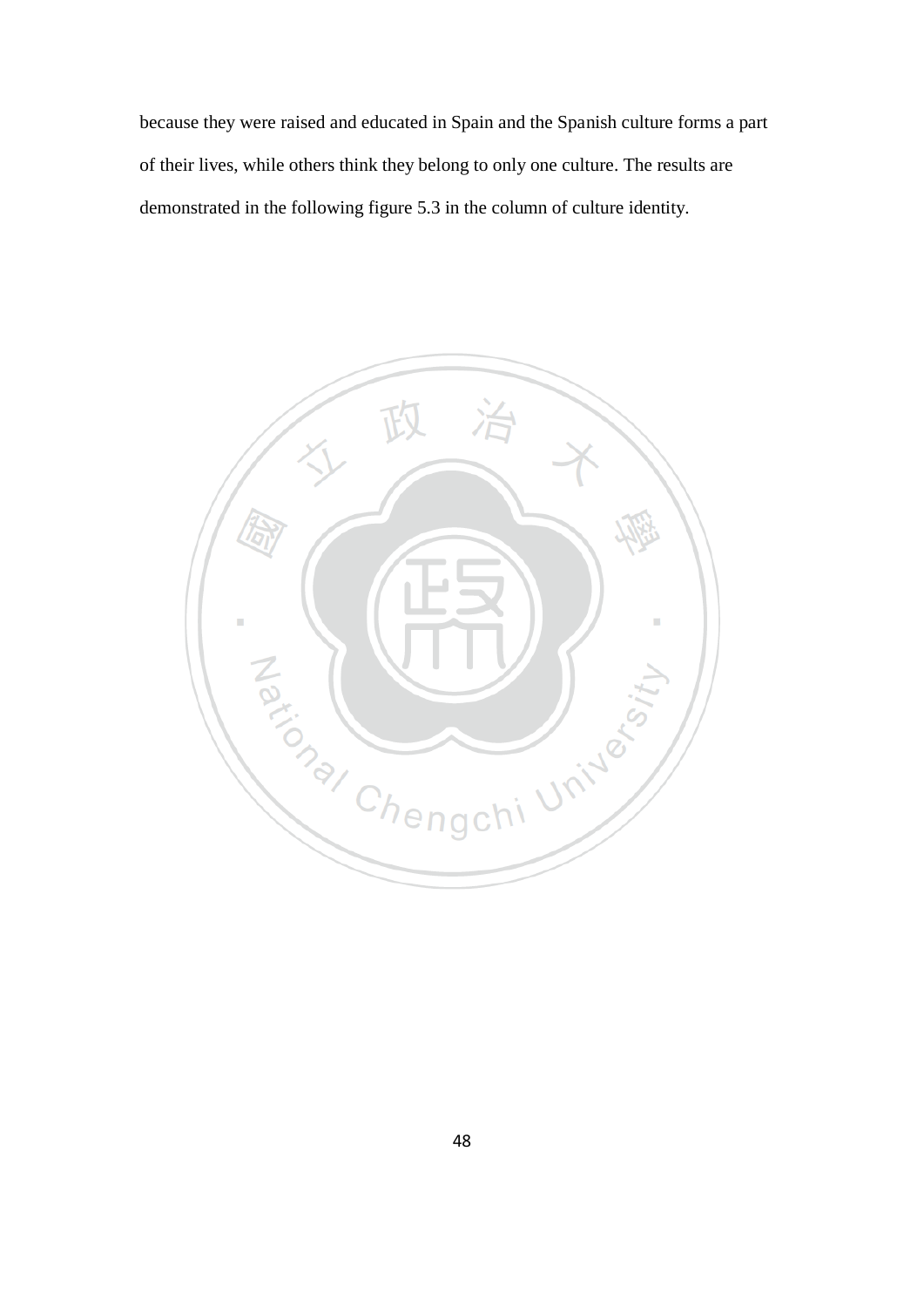because they were raised and educated in Spain and the Spanish culture forms a part of their lives, while others think they belong to only one culture. The results are demonstrated in the following figure 5.3 in the column of culture identity.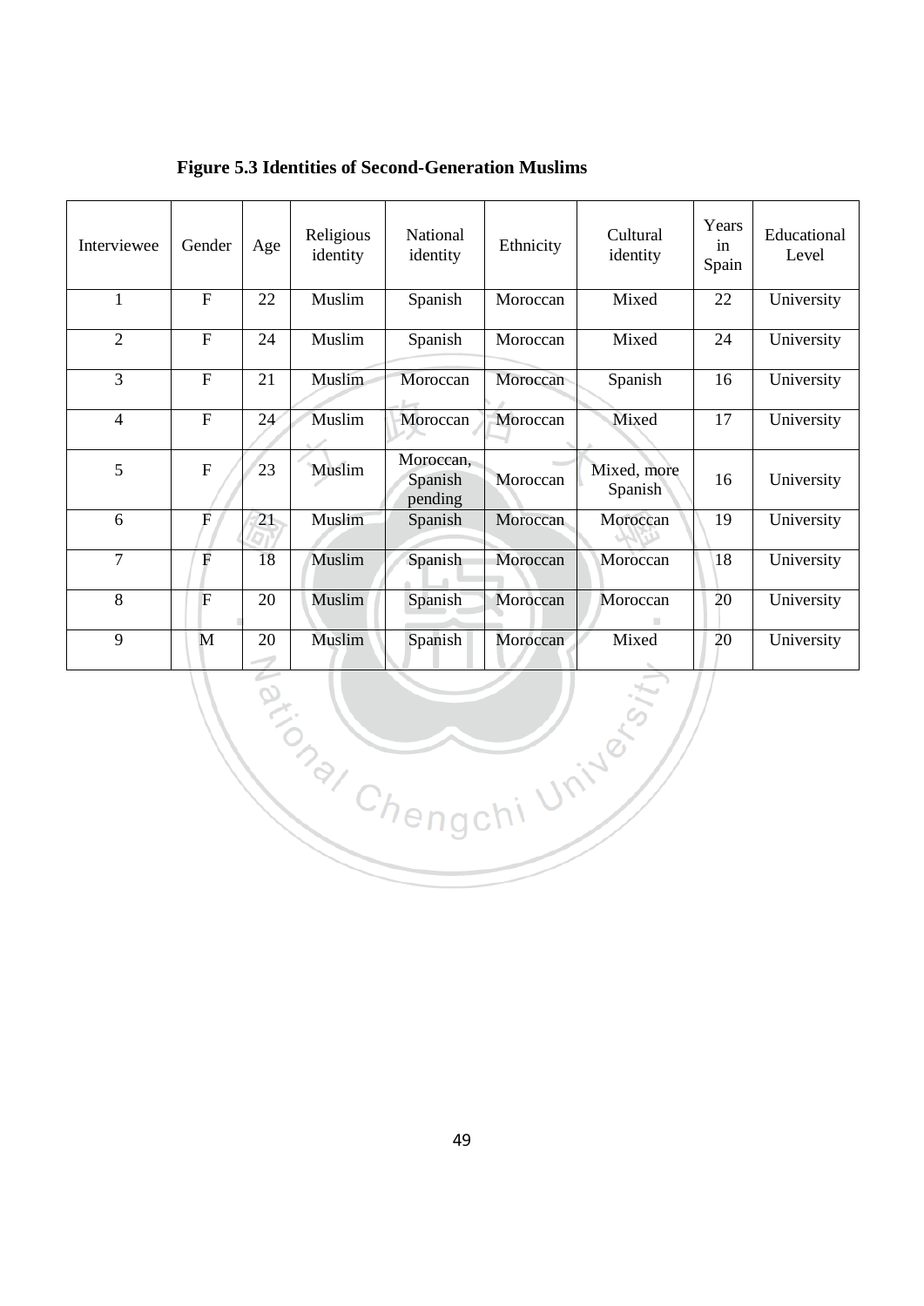**Figure 5.3 Identities of Second-Generation Muslims**

| Interviewee | Gender | Age | Religious identity | National identity | Ethnicity | Cultural identity | Years in Spain | Educational Level |
|---|---|---|---|---|---|---|---|---|
| 1 | F | 22 | Muslim | Spanish | Moroccan | Mixed | 22 | University |
| 2 | F | 24 | Muslim | Spanish | Moroccan | Mixed | 24 | University |
| 3 | F | 21 | Muslim | Moroccan | Moroccan | Spanish | 16 | University |
| 4 | F | 24 | Muslim | Moroccan | Moroccan | Mixed | 17 | University |
| 5 | F | 23 | Muslim | Moroccan, Spanish pending | Moroccan | Mixed, more Spanish | 16 | University |
| 6 | F | 21 | Muslim | Spanish | Moroccan | Moroccan | 19 | University |
| 7 | F | 18 | Muslim | Spanish | Moroccan | Moroccan | 18 | University |
| 8 | F | 20 | Muslim | Spanish | Moroccan | Moroccan | 20 | University |
| 9 | M | 20 | Muslim | Spanish | Moroccan | Mixed | 20 | University |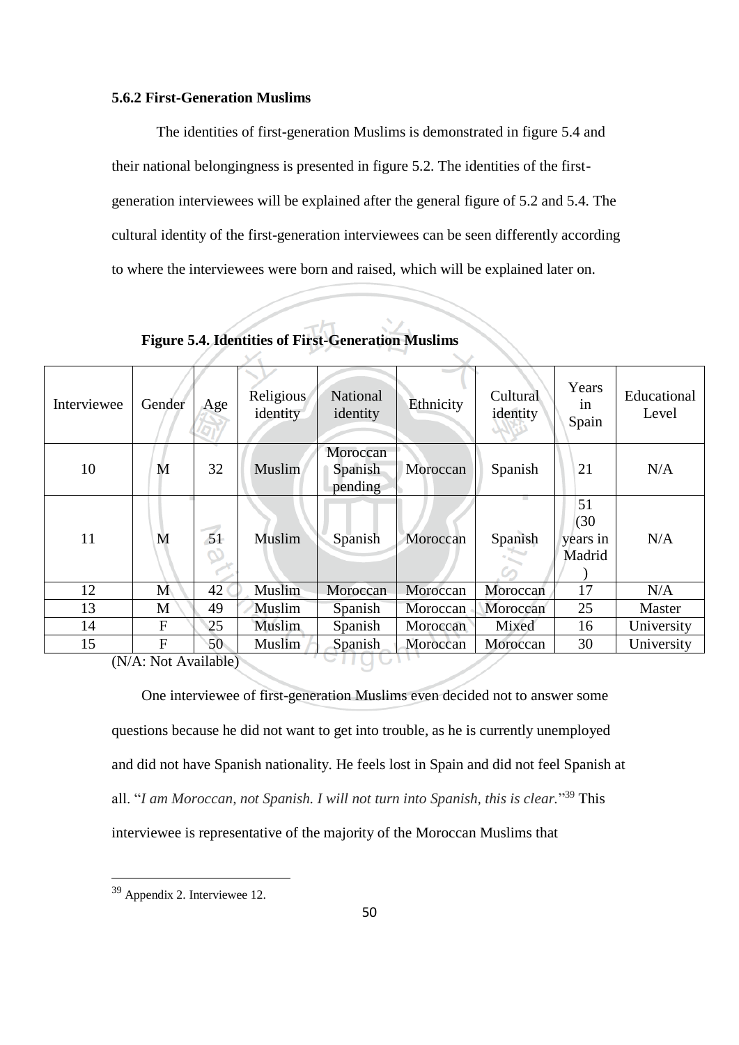### 5.6.2 First-Generation Muslims

The identities of first-generation Muslims is demonstrated in figure 5.4 and their national belongingness is presented in figure 5.2. The identities of the first-generation interviewees will be explained after the general figure of 5.2 and 5.4. The cultural identity of the first-generation interviewees can be seen differently according to where the interviewees were born and raised, which will be explained later on.

**Figure 5.4. Identities of First-Generation Muslims**

| Interviewee | Gender | Age | Religious identity | National identity | Ethnicity | Cultural identity | Years in Spain | Educational Level |
|---|---|---|---|---|---|---|---|---|
| 10 | M | 32 | Muslim | Moroccan Spanish pending | Moroccan | Spanish | 21 | N/A |
| 11 | M | 51 | Muslim | Spanish | Moroccan | Spanish | 51 (30 years in Madrid) | N/A |
| 12 | M | 42 | Muslim | Moroccan | Moroccan | Moroccan | 17 | N/A |
| 13 | M | 49 | Muslim | Spanish | Moroccan | Moroccan | 25 | Master |
| 14 | F | 25 | Muslim | Spanish | Moroccan | Mixed | 16 | University |
| 15 | F | 50 | Muslim | Spanish | Moroccan | Moroccan | 30 | University |

(N/A: Not Available)

One interviewee of first-generation Muslims even decided not to answer some questions because he did not want to get into trouble, as he is currently unemployed and did not have Spanish nationality. He feels lost in Spain and did not feel Spanish at all. "*I am Moroccan, not Spanish. I will not turn into Spanish, this is clear.*"[39] This interviewee is representative of the majority of the Moroccan Muslims that

[39] Appendix 2. Interviewee 12.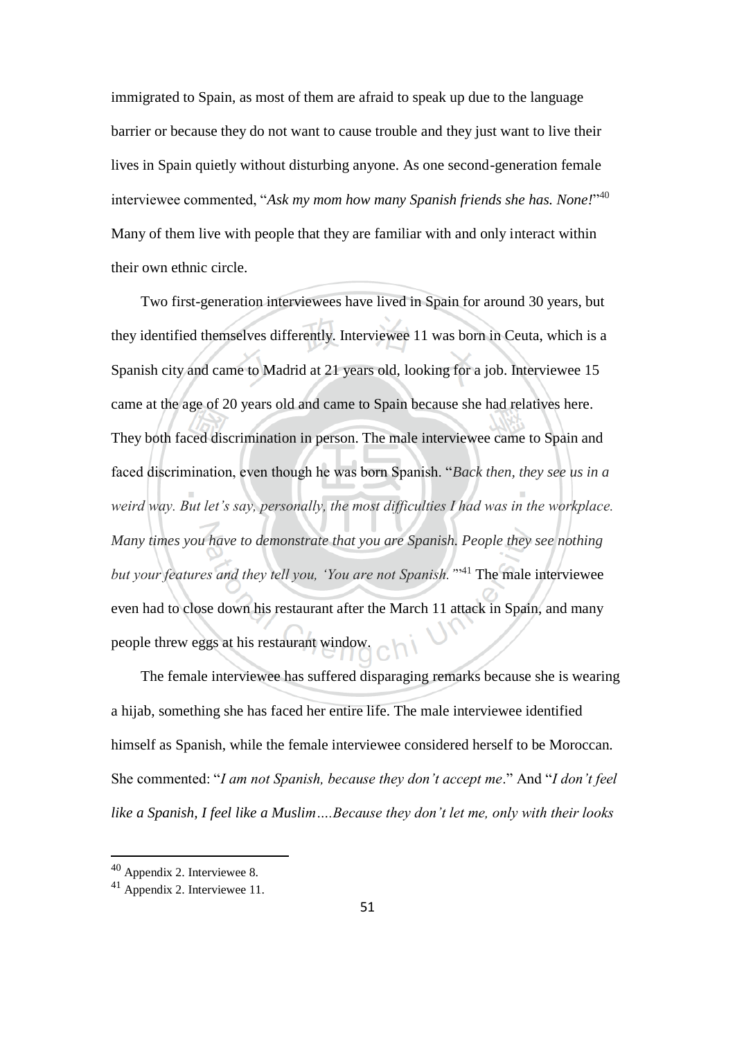immigrated to Spain, as most of them are afraid to speak up due to the language barrier or because they do not want to cause trouble and they just want to live their lives in Spain quietly without disturbing anyone. As one second-generation female interviewee commented, "*Ask my mom how many Spanish friends she has. None!*"[40] Many of them live with people that they are familiar with and only interact within their own ethnic circle.

Two first-generation interviewees have lived in Spain for around 30 years, but they identified themselves differently. Interviewee 11 was born in Ceuta, which is a Spanish city and came to Madrid at 21 years old, looking for a job. Interviewee 15 came at the age of 20 years old and came to Spain because she had relatives here. They both faced discrimination in person. The male interviewee came to Spain and faced discrimination, even though he was born Spanish. "*Back then, they see us in a weird way. But let's say, personally, the most difficulties I had was in the workplace. Many times you have to demonstrate that you are Spanish. People they see nothing but your features and they tell you, 'You are not Spanish.'*"[41] The male interviewee even had to close down his restaurant after the March 11 attack in Spain, and many people threw eggs at his restaurant window.

The female interviewee has suffered disparaging remarks because she is wearing a hijab, something she has faced her entire life. The male interviewee identified himself as Spanish, while the female interviewee considered herself to be Moroccan. She commented: "*I am not Spanish, because they don't accept me*." And "*I don't feel like a Spanish, I feel like a Muslim….Because they don't let me, only with their looks*

---

[40] Appendix 2. Interviewee 8.

[41] Appendix 2. Interviewee 11.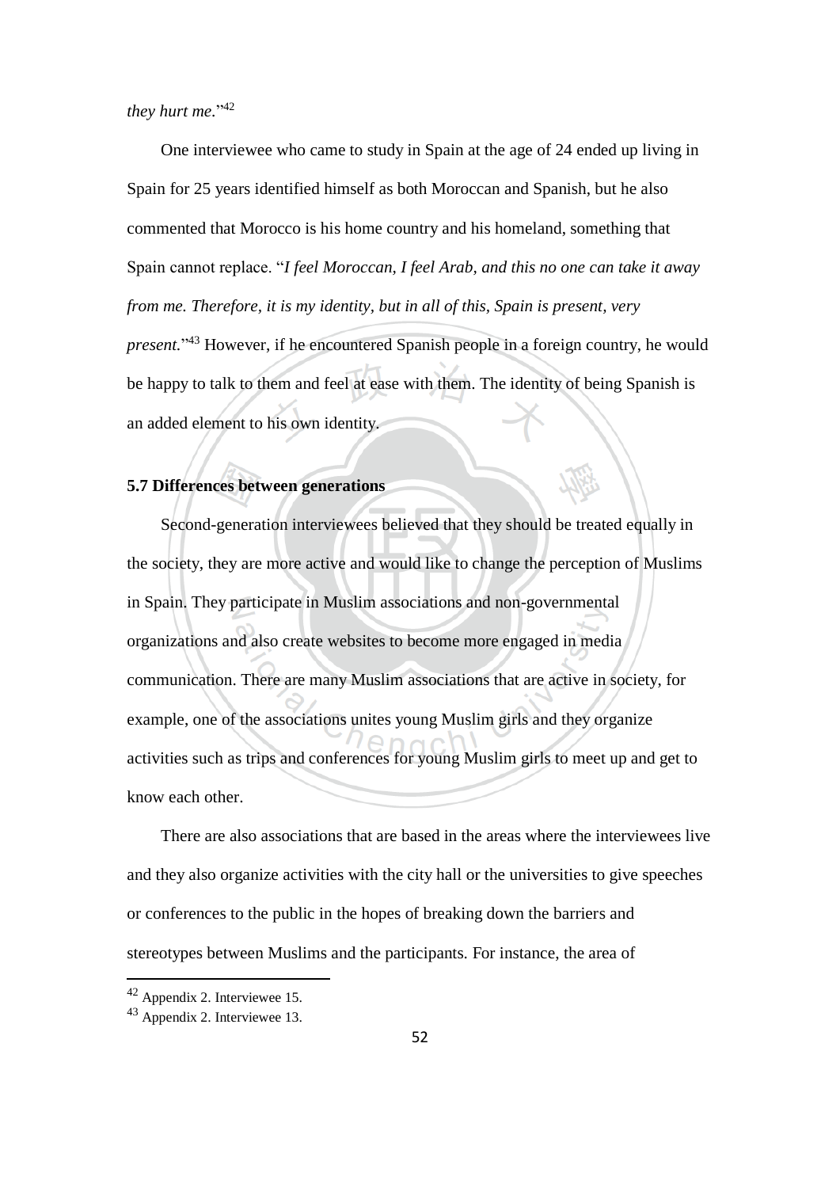*they hurt me.*"[42]

One interviewee who came to study in Spain at the age of 24 ended up living in Spain for 25 years identified himself as both Moroccan and Spanish, but he also commented that Morocco is his home country and his homeland, something that Spain cannot replace. "*I feel Moroccan, I feel Arab, and this no one can take it away from me. Therefore, it is my identity, but in all of this, Spain is present, very present.*"[43] However, if he encountered Spanish people in a foreign country, he would be happy to talk to them and feel at ease with them. The identity of being Spanish is an added element to his own identity.

### 5.7 Differences between generations

Second-generation interviewees believed that they should be treated equally in the society, they are more active and would like to change the perception of Muslims in Spain. They participate in Muslim associations and non-governmental organizations and also create websites to become more engaged in media communication. There are many Muslim associations that are active in society, for example, one of the associations unites young Muslim girls and they organize activities such as trips and conferences for young Muslim girls to meet up and get to know each other.

There are also associations that are based in the areas where the interviewees live and they also organize activities with the city hall or the universities to give speeches or conferences to the public in the hopes of breaking down the barriers and stereotypes between Muslims and the participants. For instance, the area of

[42] Appendix 2. Interviewee 15.

[43] Appendix 2. Interviewee 13.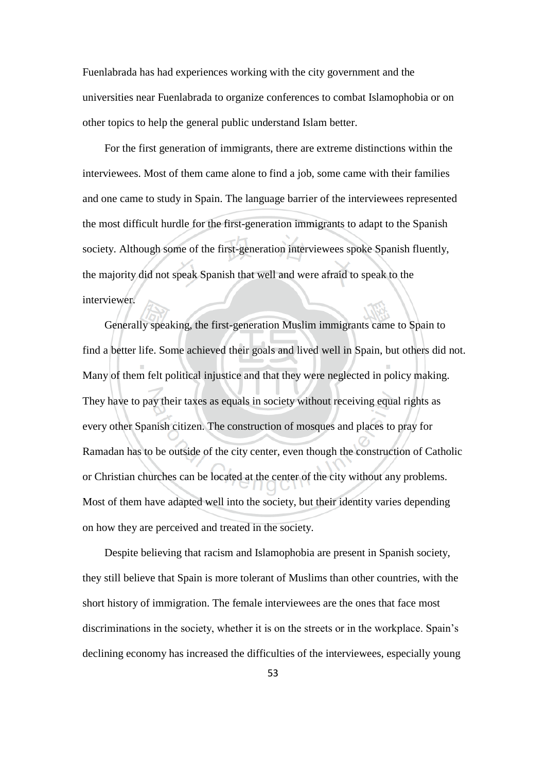Fuenlabrada has had experiences working with the city government and the universities near Fuenlabrada to organize conferences to combat Islamophobia or on other topics to help the general public understand Islam better.

For the first generation of immigrants, there are extreme distinctions within the interviewees. Most of them came alone to find a job, some came with their families and one came to study in Spain. The language barrier of the interviewees represented the most difficult hurdle for the first-generation immigrants to adapt to the Spanish society. Although some of the first-generation interviewees spoke Spanish fluently, the majority did not speak Spanish that well and were afraid to speak to the interviewer.

Generally speaking, the first-generation Muslim immigrants came to Spain to find a better life. Some achieved their goals and lived well in Spain, but others did not. Many of them felt political injustice and that they were neglected in policy making. They have to pay their taxes as equals in society without receiving equal rights as every other Spanish citizen. The construction of mosques and places to pray for Ramadan has to be outside of the city center, even though the construction of Catholic or Christian churches can be located at the center of the city without any problems. Most of them have adapted well into the society, but their identity varies depending on how they are perceived and treated in the society.

Despite believing that racism and Islamophobia are present in Spanish society, they still believe that Spain is more tolerant of Muslims than other countries, with the short history of immigration. The female interviewees are the ones that face most discriminations in the society, whether it is on the streets or in the workplace. Spain's declining economy has increased the difficulties of the interviewees, especially young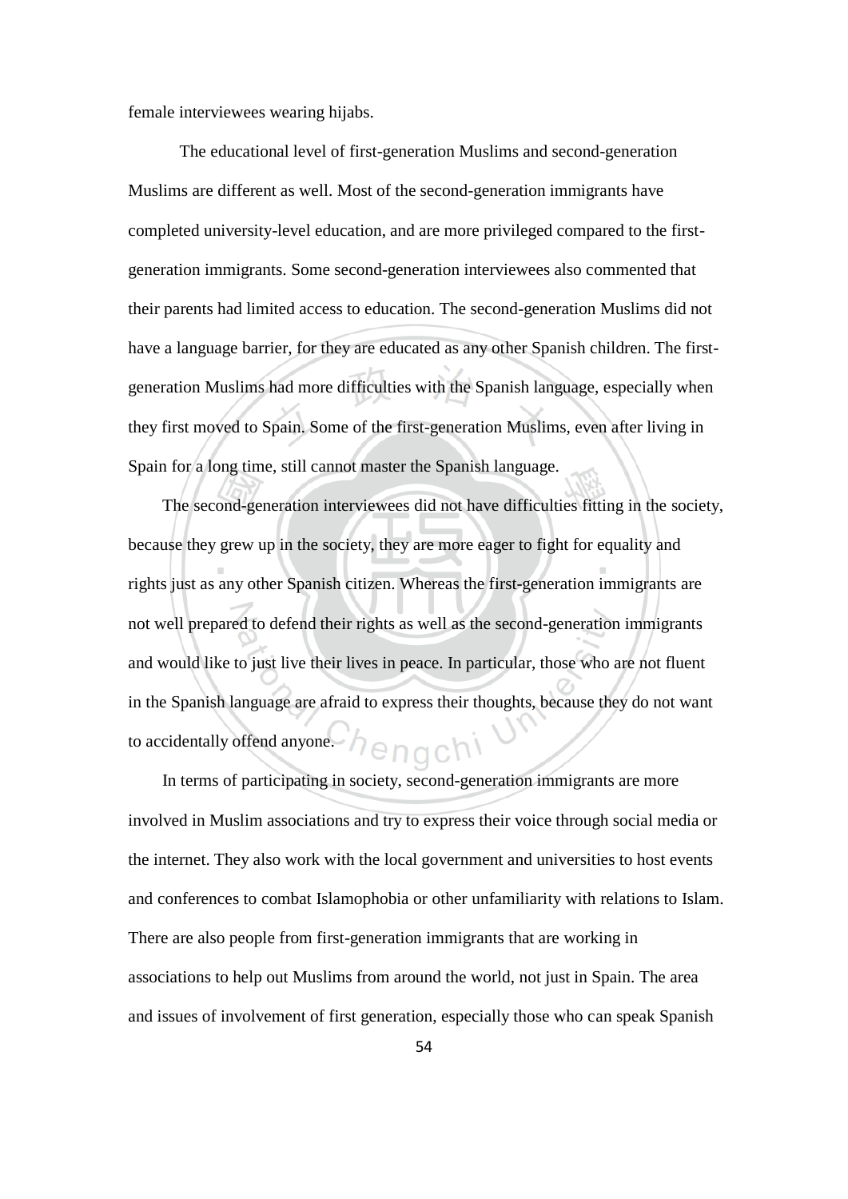female interviewees wearing hijabs.

The educational level of first-generation Muslims and second-generation Muslims are different as well. Most of the second-generation immigrants have completed university-level education, and are more privileged compared to the first-generation immigrants. Some second-generation interviewees also commented that their parents had limited access to education. The second-generation Muslims did not have a language barrier, for they are educated as any other Spanish children. The first-generation Muslims had more difficulties with the Spanish language, especially when they first moved to Spain. Some of the first-generation Muslims, even after living in Spain for a long time, still cannot master the Spanish language.

The second-generation interviewees did not have difficulties fitting in the society, because they grew up in the society, they are more eager to fight for equality and rights just as any other Spanish citizen. Whereas the first-generation immigrants are not well prepared to defend their rights as well as the second-generation immigrants and would like to just live their lives in peace. In particular, those who are not fluent in the Spanish language are afraid to express their thoughts, because they do not want to accidentally offend anyone.

In terms of participating in society, second-generation immigrants are more involved in Muslim associations and try to express their voice through social media or the internet. They also work with the local government and universities to host events and conferences to combat Islamophobia or other unfamiliarity with relations to Islam. There are also people from first-generation immigrants that are working in associations to help out Muslims from around the world, not just in Spain. The area and issues of involvement of first generation, especially those who can speak Spanish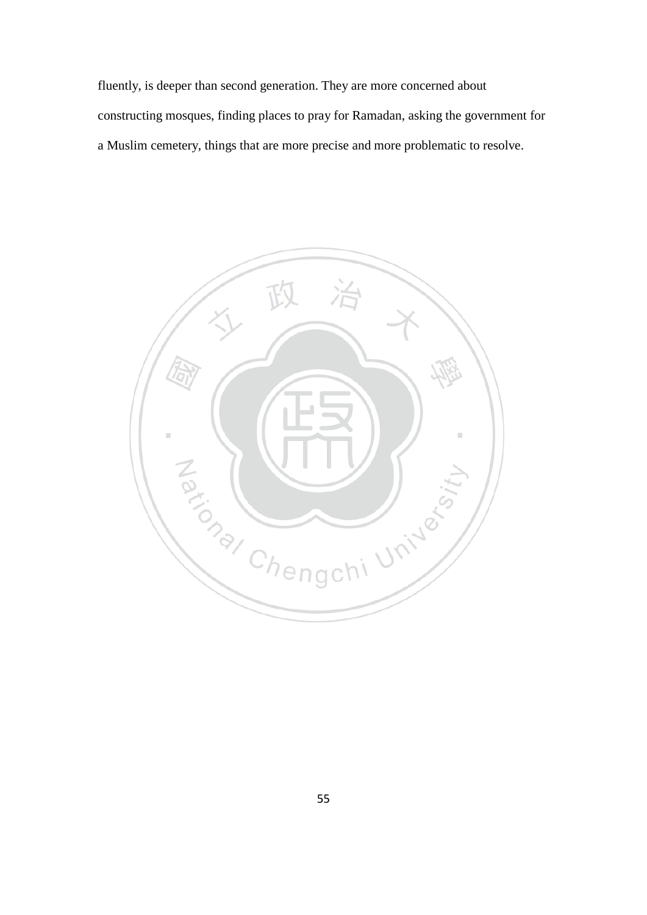fluently, is deeper than second generation. They are more concerned about constructing mosques, finding places to pray for Ramadan, asking the government for a Muslim cemetery, things that are more precise and more problematic to resolve.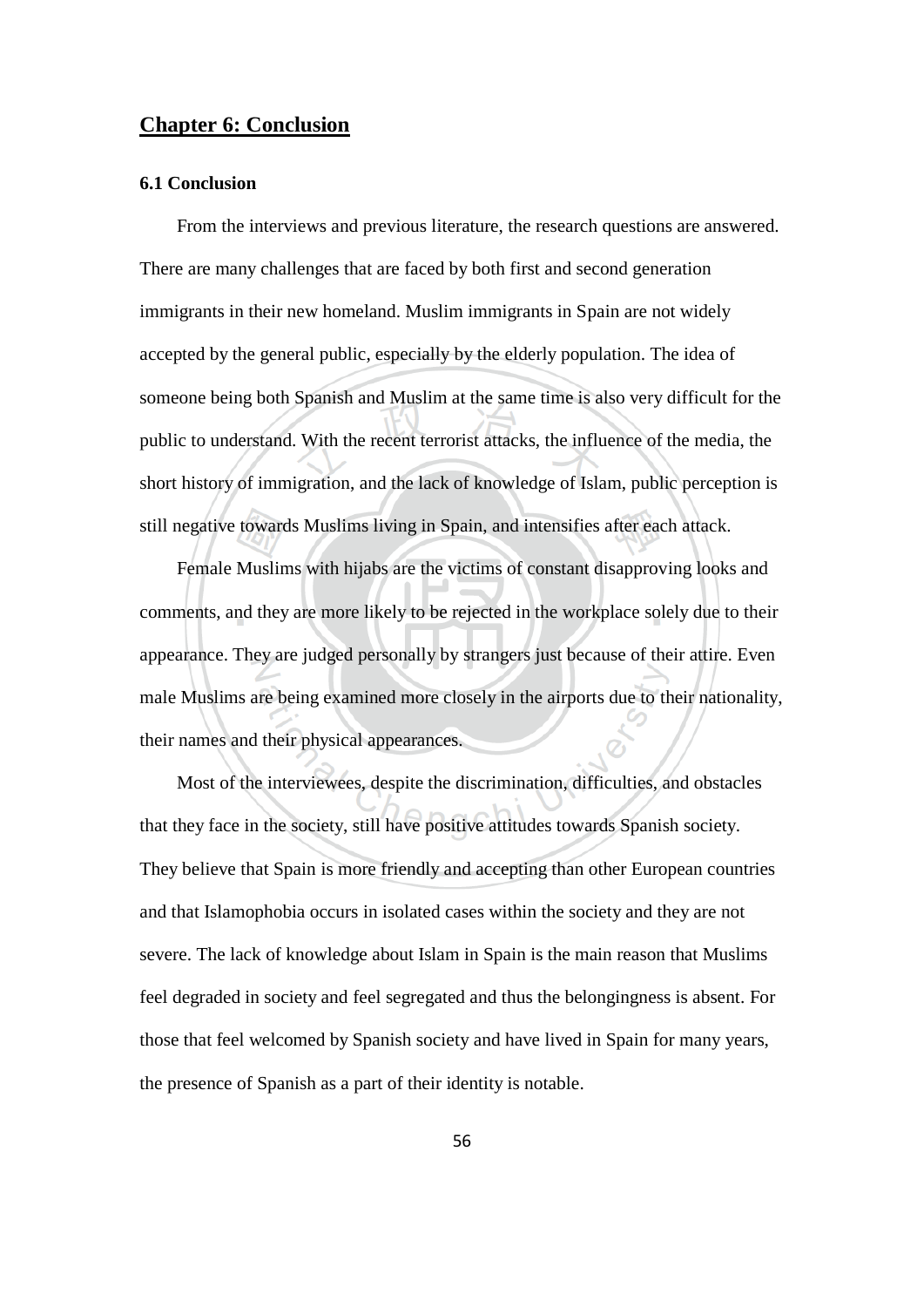## Chapter 6: Conclusion

### 6.1 Conclusion

From the interviews and previous literature, the research questions are answered. There are many challenges that are faced by both first and second generation immigrants in their new homeland. Muslim immigrants in Spain are not widely accepted by the general public, especially by the elderly population. The idea of someone being both Spanish and Muslim at the same time is also very difficult for the public to understand. With the recent terrorist attacks, the influence of the media, the short history of immigration, and the lack of knowledge of Islam, public perception is still negative towards Muslims living in Spain, and intensifies after each attack.

Female Muslims with hijabs are the victims of constant disapproving looks and comments, and they are more likely to be rejected in the workplace solely due to their appearance. They are judged personally by strangers just because of their attire. Even male Muslims are being examined more closely in the airports due to their nationality, their names and their physical appearances.

Most of the interviewees, despite the discrimination, difficulties, and obstacles that they face in the society, still have positive attitudes towards Spanish society. They believe that Spain is more friendly and accepting than other European countries and that Islamophobia occurs in isolated cases within the society and they are not severe. The lack of knowledge about Islam in Spain is the main reason that Muslims feel degraded in society and feel segregated and thus the belongingness is absent. For those that feel welcomed by Spanish society and have lived in Spain for many years, the presence of Spanish as a part of their identity is notable.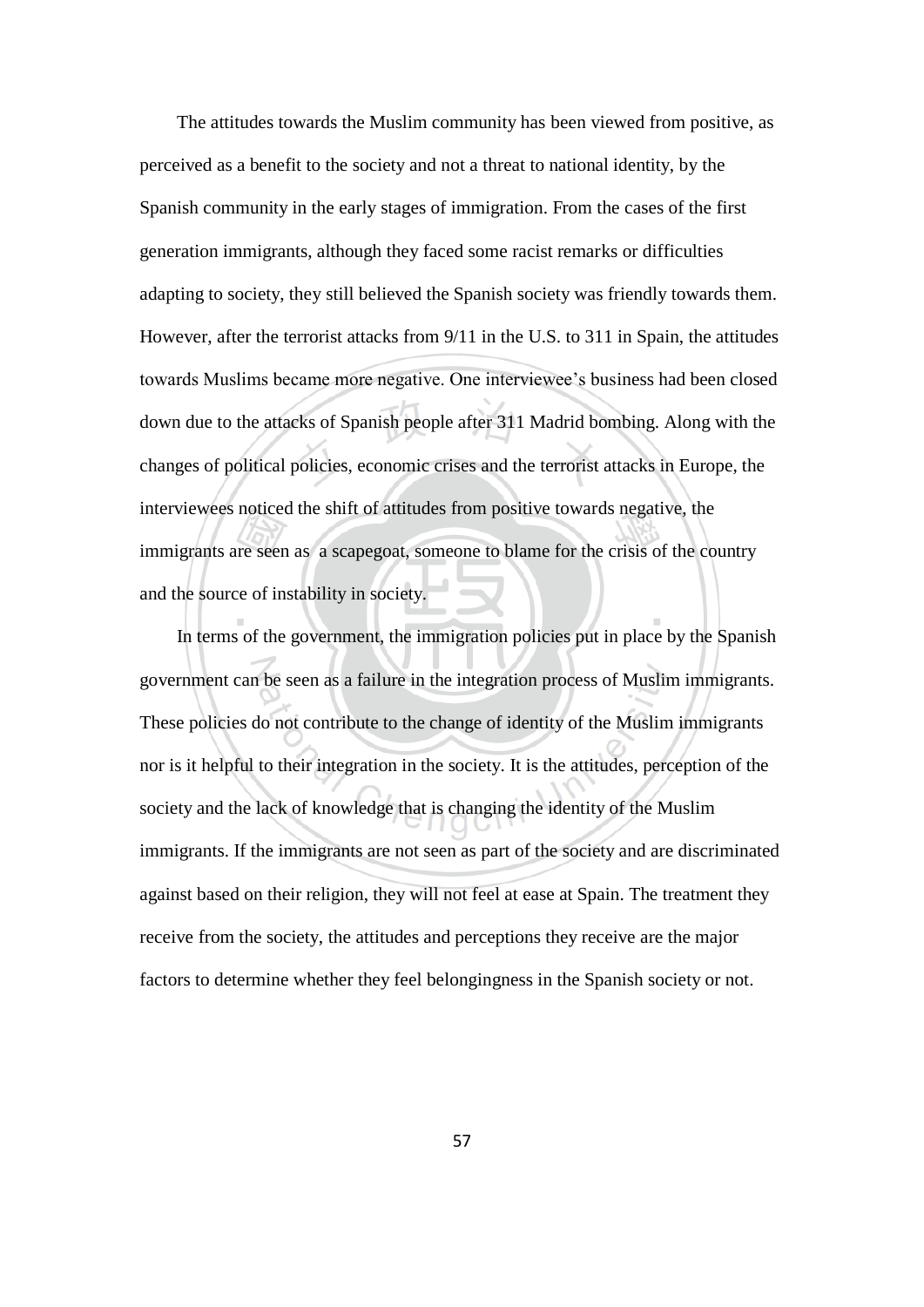The attitudes towards the Muslim community has been viewed from positive, as perceived as a benefit to the society and not a threat to national identity, by the Spanish community in the early stages of immigration. From the cases of the first generation immigrants, although they faced some racist remarks or difficulties adapting to society, they still believed the Spanish society was friendly towards them. However, after the terrorist attacks from 9/11 in the U.S. to 311 in Spain, the attitudes towards Muslims became more negative. One interviewee's business had been closed down due to the attacks of Spanish people after 311 Madrid bombing. Along with the changes of political policies, economic crises and the terrorist attacks in Europe, the interviewees noticed the shift of attitudes from positive towards negative, the immigrants are seen as a scapegoat, someone to blame for the crisis of the country and the source of instability in society.

In terms of the government, the immigration policies put in place by the Spanish government can be seen as a failure in the integration process of Muslim immigrants. These policies do not contribute to the change of identity of the Muslim immigrants nor is it helpful to their integration in the society. It is the attitudes, perception of the society and the lack of knowledge that is changing the identity of the Muslim immigrants. If the immigrants are not seen as part of the society and are discriminated against based on their religion, they will not feel at ease at Spain. The treatment they receive from the society, the attitudes and perceptions they receive are the major factors to determine whether they feel belongingness in the Spanish society or not.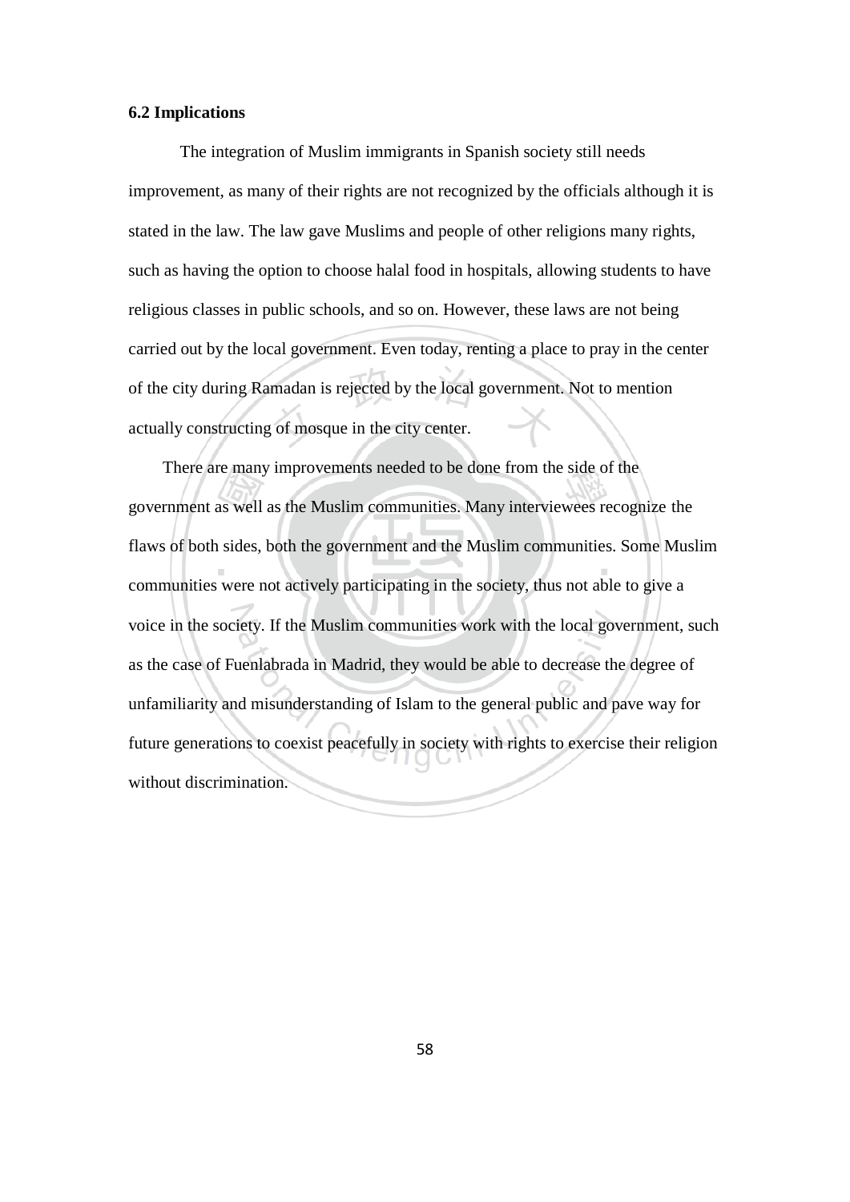### 6.2 Implications

The integration of Muslim immigrants in Spanish society still needs improvement, as many of their rights are not recognized by the officials although it is stated in the law. The law gave Muslims and people of other religions many rights, such as having the option to choose halal food in hospitals, allowing students to have religious classes in public schools, and so on. However, these laws are not being carried out by the local government. Even today, renting a place to pray in the center of the city during Ramadan is rejected by the local government. Not to mention actually constructing of mosque in the city center.

There are many improvements needed to be done from the side of the government as well as the Muslim communities. Many interviewees recognize the flaws of both sides, both the government and the Muslim communities. Some Muslim communities were not actively participating in the society, thus not able to give a voice in the society. If the Muslim communities work with the local government, such as the case of Fuenlabrada in Madrid, they would be able to decrease the degree of unfamiliarity and misunderstanding of Islam to the general public and pave way for future generations to coexist peacefully in society with rights to exercise their religion without discrimination.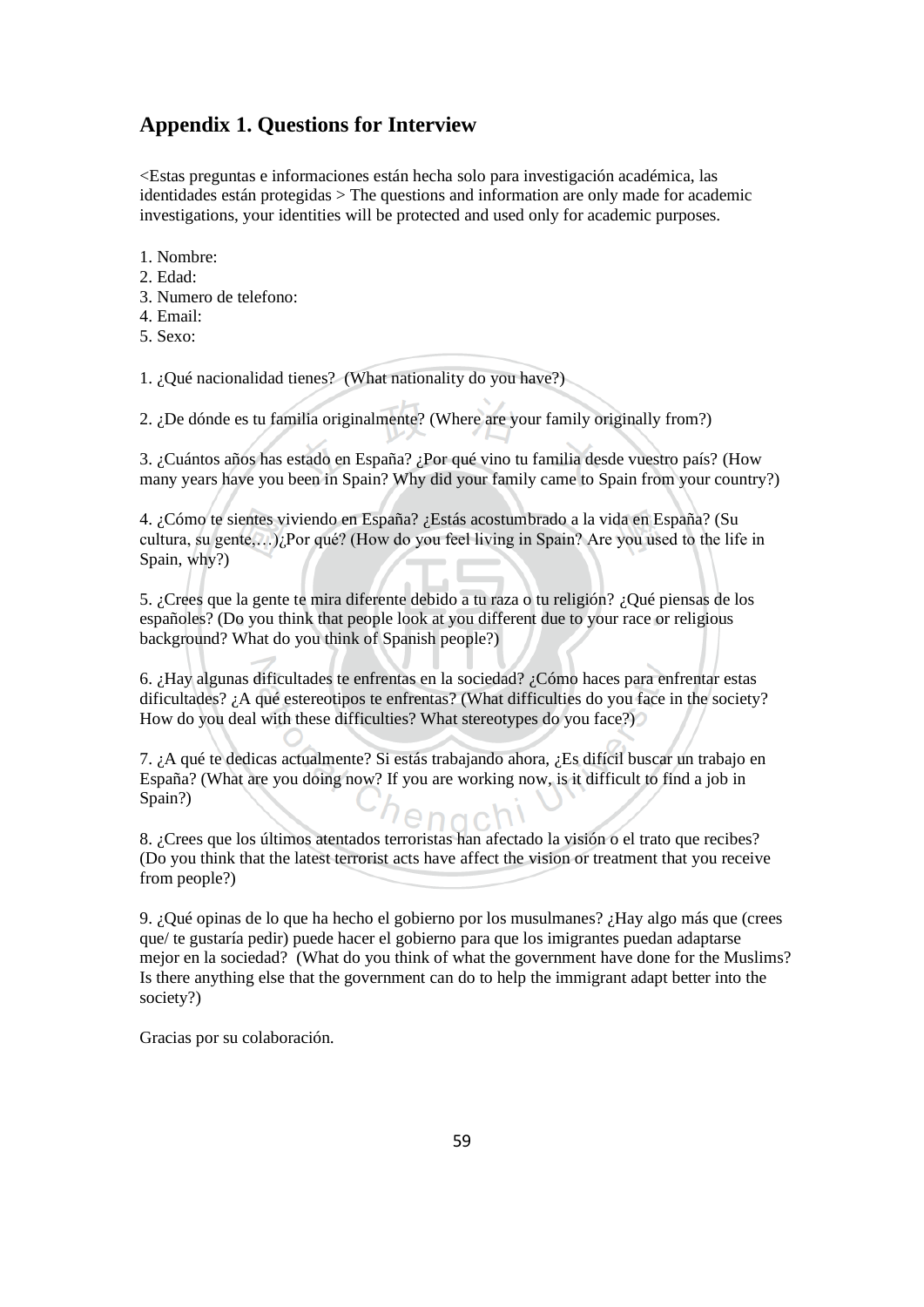## Appendix 1. Questions for Interview

<Estas preguntas e informaciones están hecha solo para investigación académica, las identidades están protegidas > The questions and information are only made for academic investigations, your identities will be protected and used only for academic purposes.

1. Nombre:
2. Edad:
3. Numero de telefono:
4. Email:
5. Sexo:

1. ¿Qué nacionalidad tienes? (What nationality do you have?)

2. ¿De dónde es tu familia originalmente? (Where are your family originally from?)

3. ¿Cuántos años has estado en España? ¿Por qué vino tu familia desde vuestro país? (How many years have you been in Spain? Why did your family came to Spain from your country?)

4. ¿Cómo te sientes viviendo en España? ¿Estás acostumbrado a la vida en España? (Su cultura, su gente,…)¿Por qué? (How do you feel living in Spain? Are you used to the life in Spain, why?)

5. ¿Crees que la gente te mira diferente debido a tu raza o tu religión? ¿Qué piensas de los españoles? (Do you think that people look at you different due to your race or religious background? What do you think of Spanish people?)

6. ¿Hay algunas dificultades te enfrentas en la sociedad? ¿Cómo haces para enfrentar estas dificultades? ¿A qué estereotipos te enfrentas? (What difficulties do you face in the society? How do you deal with these difficulties? What stereotypes do you face?)

7. ¿A qué te dedicas actualmente? Si estás trabajando ahora, ¿Es difícil buscar un trabajo en España? (What are you doing now? If you are working now, is it difficult to find a job in Spain?)

8. ¿Crees que los últimos atentados terroristas han afectado la visión o el trato que recibes? (Do you think that the latest terrorist acts have affect the vision or treatment that you receive from people?)

9. ¿Qué opinas de lo que ha hecho el gobierno por los musulmanes? ¿Hay algo más que (crees que/ te gustaría pedir) puede hacer el gobierno para que los imigrantes puedan adaptarse mejor en la sociedad? (What do you think of what the government have done for the Muslims? Is there anything else that the government can do to help the immigrant adapt better into the society?)

Gracias por su colaboración.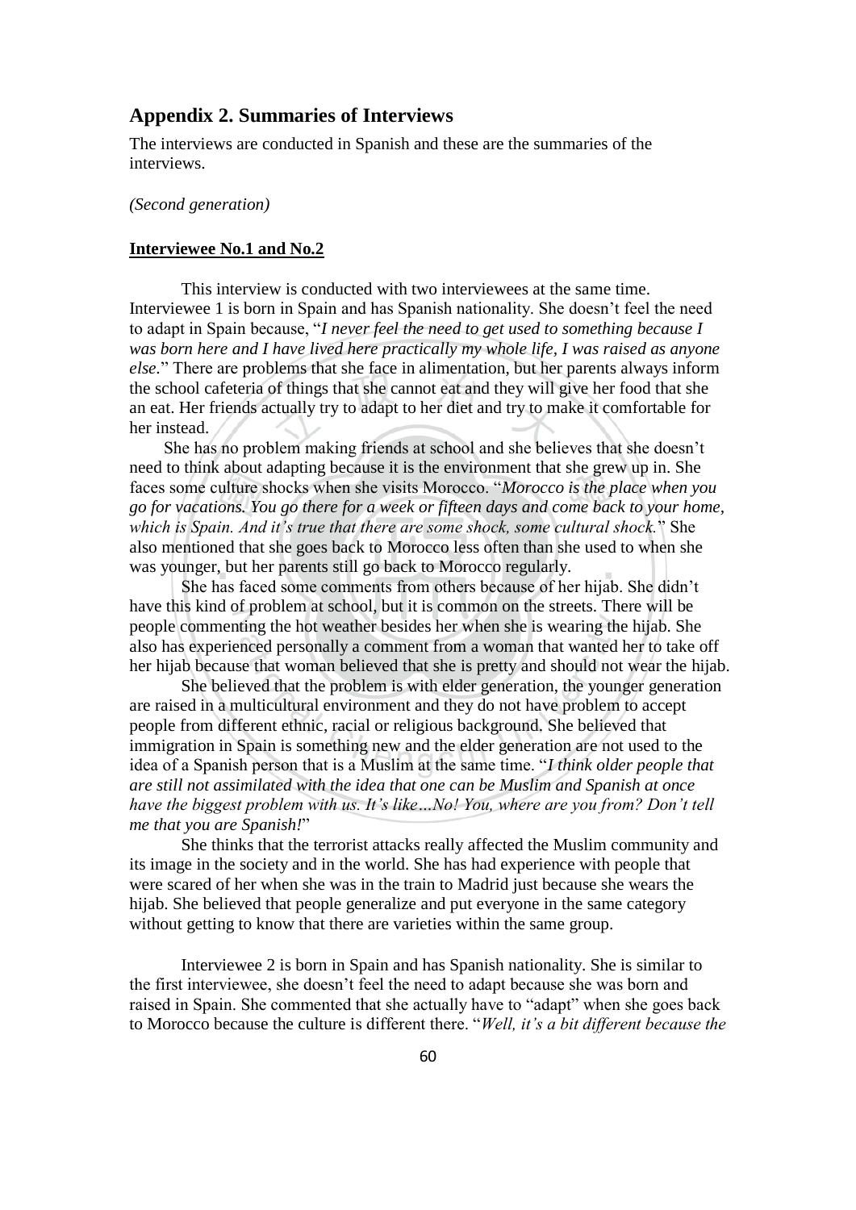## Appendix 2. Summaries of Interviews

The interviews are conducted in Spanish and these are the summaries of the interviews.

*(Second generation)*

**Interviewee No.1 and No.2**

This interview is conducted with two interviewees at the same time. Interviewee 1 is born in Spain and has Spanish nationality. She doesn't feel the need to adapt in Spain because, "*I never feel the need to get used to something because I was born here and I have lived here practically my whole life, I was raised as anyone else.*" There are problems that she face in alimentation, but her parents always inform the school cafeteria of things that she cannot eat and they will give her food that she an eat. Her friends actually try to adapt to her diet and try to make it comfortable for her instead.

She has no problem making friends at school and she believes that she doesn't need to think about adapting because it is the environment that she grew up in. She faces some culture shocks when she visits Morocco. "*Morocco is the place when you go for vacations. You go there for a week or fifteen days and come back to your home, which is Spain. And it's true that there are some shock, some cultural shock.*" She also mentioned that she goes back to Morocco less often than she used to when she was younger, but her parents still go back to Morocco regularly.

She has faced some comments from others because of her hijab. She didn't have this kind of problem at school, but it is common on the streets. There will be people commenting the hot weather besides her when she is wearing the hijab. She also has experienced personally a comment from a woman that wanted her to take off her hijab because that woman believed that she is pretty and should not wear the hijab.

She believed that the problem is with elder generation, the younger generation are raised in a multicultural environment and they do not have problem to accept people from different ethnic, racial or religious background. She believed that immigration in Spain is something new and the elder generation are not used to the idea of a Spanish person that is a Muslim at the same time. "*I think older people that are still not assimilated with the idea that one can be Muslim and Spanish at once have the biggest problem with us. It's like…No! You, where are you from? Don't tell me that you are Spanish!*"

She thinks that the terrorist attacks really affected the Muslim community and its image in the society and in the world. She has had experience with people that were scared of her when she was in the train to Madrid just because she wears the hijab. She believed that people generalize and put everyone in the same category without getting to know that there are varieties within the same group.

Interviewee 2 is born in Spain and has Spanish nationality. She is similar to the first interviewee, she doesn't feel the need to adapt because she was born and raised in Spain. She commented that she actually have to "adapt" when she goes back to Morocco because the culture is different there. "*Well, it's a bit different because the*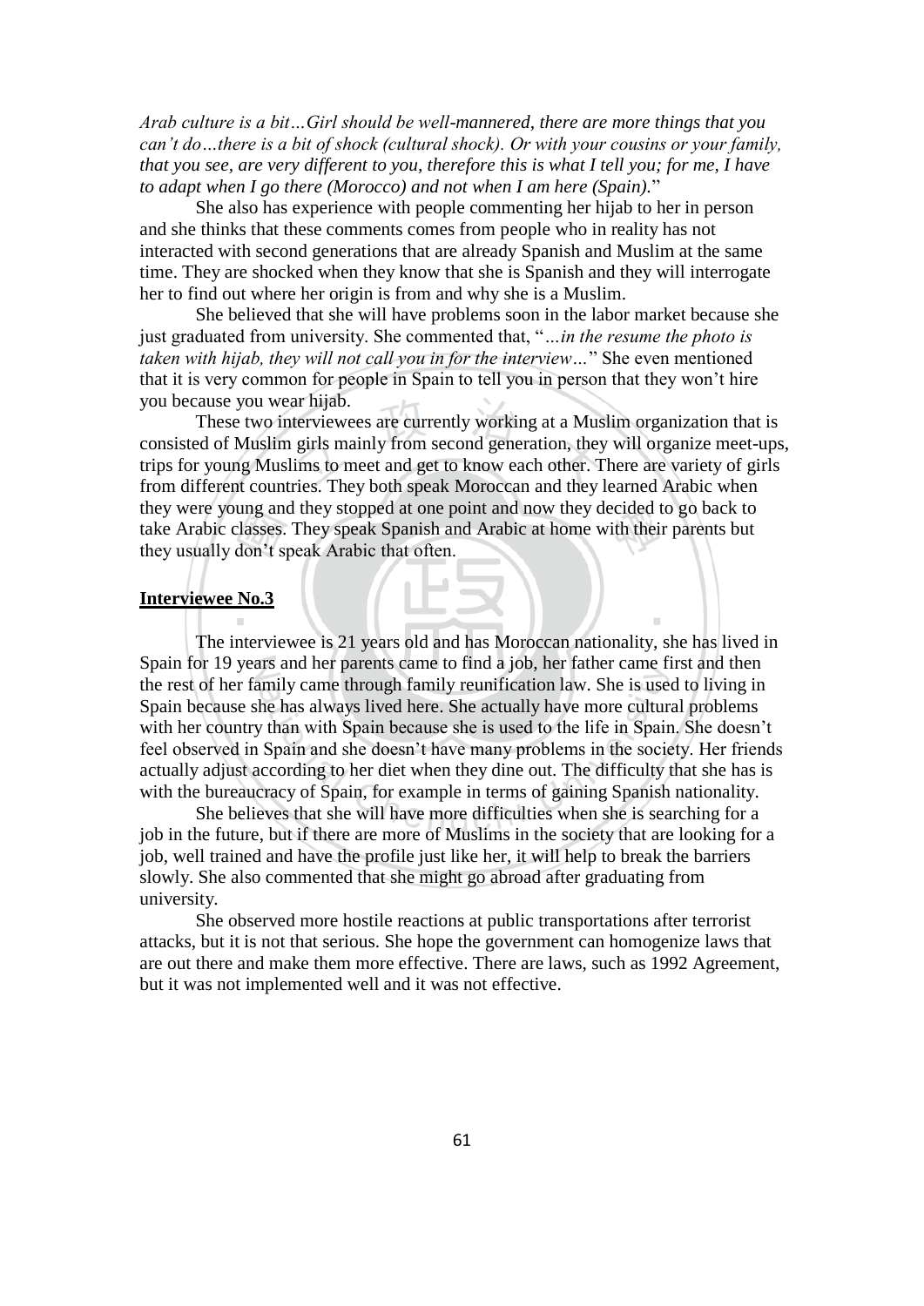*Arab culture is a bit…Girl should be well-mannered, there are more things that you can't do…there is a bit of shock (cultural shock). Or with your cousins or your family, that you see, are very different to you, therefore this is what I tell you; for me, I have to adapt when I go there (Morocco) and not when I am here (Spain).*"

She also has experience with people commenting her hijab to her in person and she thinks that these comments comes from people who in reality has not interacted with second generations that are already Spanish and Muslim at the same time. They are shocked when they know that she is Spanish and they will interrogate her to find out where her origin is from and why she is a Muslim.

She believed that she will have problems soon in the labor market because she just graduated from university. She commented that, "*…in the resume the photo is taken with hijab, they will not call you in for the interview…*" She even mentioned that it is very common for people in Spain to tell you in person that they won't hire you because you wear hijab.

These two interviewees are currently working at a Muslim organization that is consisted of Muslim girls mainly from second generation, they will organize meet-ups, trips for young Muslims to meet and get to know each other. There are variety of girls from different countries. They both speak Moroccan and they learned Arabic when they were young and they stopped at one point and now they decided to go back to take Arabic classes. They speak Spanish and Arabic at home with their parents but they usually don't speak Arabic that often.

**Interviewee No.3**

The interviewee is 21 years old and has Moroccan nationality, she has lived in Spain for 19 years and her parents came to find a job, her father came first and then the rest of her family came through family reunification law. She is used to living in Spain because she has always lived here. She actually have more cultural problems with her country than with Spain because she is used to the life in Spain. She doesn't feel observed in Spain and she doesn't have many problems in the society. Her friends actually adjust according to her diet when they dine out. The difficulty that she has is with the bureaucracy of Spain, for example in terms of gaining Spanish nationality.

She believes that she will have more difficulties when she is searching for a job in the future, but if there are more of Muslims in the society that are looking for a job, well trained and have the profile just like her, it will help to break the barriers slowly. She also commented that she might go abroad after graduating from university.

She observed more hostile reactions at public transportations after terrorist attacks, but it is not that serious. She hope the government can homogenize laws that are out there and make them more effective. There are laws, such as 1992 Agreement, but it was not implemented well and it was not effective.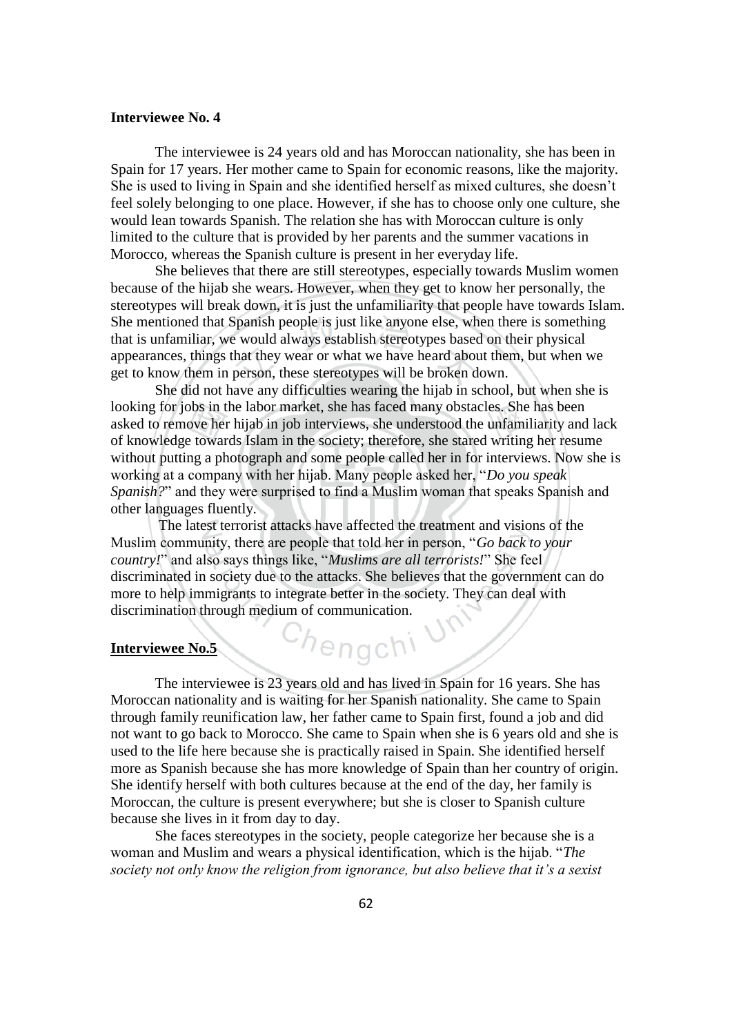**Interviewee No. 4**

The interviewee is 24 years old and has Moroccan nationality, she has been in Spain for 17 years. Her mother came to Spain for economic reasons, like the majority. She is used to living in Spain and she identified herself as mixed cultures, she doesn't feel solely belonging to one place. However, if she has to choose only one culture, she would lean towards Spanish. The relation she has with Moroccan culture is only limited to the culture that is provided by her parents and the summer vacations in Morocco, whereas the Spanish culture is present in her everyday life.

She believes that there are still stereotypes, especially towards Muslim women because of the hijab she wears. However, when they get to know her personally, the stereotypes will break down, it is just the unfamiliarity that people have towards Islam. She mentioned that Spanish people is just like anyone else, when there is something that is unfamiliar, we would always establish stereotypes based on their physical appearances, things that they wear or what we have heard about them, but when we get to know them in person, these stereotypes will be broken down.

She did not have any difficulties wearing the hijab in school, but when she is looking for jobs in the labor market, she has faced many obstacles. She has been asked to remove her hijab in job interviews, she understood the unfamiliarity and lack of knowledge towards Islam in the society; therefore, she stared writing her resume without putting a photograph and some people called her in for interviews. Now she is working at a company with her hijab. Many people asked her, "*Do you speak Spanish?*" and they were surprised to find a Muslim woman that speaks Spanish and other languages fluently.

The latest terrorist attacks have affected the treatment and visions of the Muslim community, there are people that told her in person, "*Go back to your country!*" and also says things like, "*Muslims are all terrorists!*" She feel discriminated in society due to the attacks. She believes that the government can do more to help immigrants to integrate better in the society. They can deal with discrimination through medium of communication.

**Interviewee No.5**

The interviewee is 23 years old and has lived in Spain for 16 years. She has Moroccan nationality and is waiting for her Spanish nationality. She came to Spain through family reunification law, her father came to Spain first, found a job and did not want to go back to Morocco. She came to Spain when she is 6 years old and she is used to the life here because she is practically raised in Spain. She identified herself more as Spanish because she has more knowledge of Spain than her country of origin. She identify herself with both cultures because at the end of the day, her family is Moroccan, the culture is present everywhere; but she is closer to Spanish culture because she lives in it from day to day.

She faces stereotypes in the society, people categorize her because she is a woman and Muslim and wears a physical identification, which is the hijab. "*The society not only know the religion from ignorance, but also believe that it's a sexist*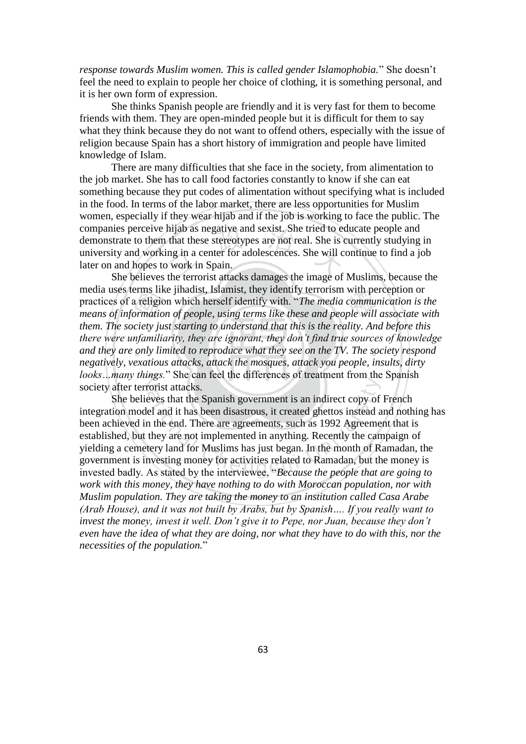*response towards Muslim women. This is called gender Islamophobia.*" She doesn't feel the need to explain to people her choice of clothing, it is something personal, and it is her own form of expression.

She thinks Spanish people are friendly and it is very fast for them to become friends with them. They are open-minded people but it is difficult for them to say what they think because they do not want to offend others, especially with the issue of religion because Spain has a short history of immigration and people have limited knowledge of Islam.

There are many difficulties that she face in the society, from alimentation to the job market. She has to call food factories constantly to know if she can eat something because they put codes of alimentation without specifying what is included in the food. In terms of the labor market, there are less opportunities for Muslim women, especially if they wear hijab and if the job is working to face the public. The companies perceive hijab as negative and sexist. She tried to educate people and demonstrate to them that these stereotypes are not real. She is currently studying in university and working in a center for adolescences. She will continue to find a job later on and hopes to work in Spain.

She believes the terrorist attacks damages the image of Muslims, because the media uses terms like jihadist, Islamist, they identify terrorism with perception or practices of a religion which herself identify with. "*The media communication is the means of information of people, using terms like these and people will associate with them. The society just starting to understand that this is the reality. And before this there were unfamiliarity, they are ignorant, they don't find true sources of knowledge and they are only limited to reproduce what they see on the TV. The society respond negatively, vexatious attacks, attack the mosques, attack you people, insults, dirty looks…many things.*" She can feel the differences of treatment from the Spanish society after terrorist attacks.

She believes that the Spanish government is an indirect copy of French integration model and it has been disastrous, it created ghettos instead and nothing has been achieved in the end. There are agreements, such as 1992 Agreement that is established, but they are not implemented in anything. Recently the campaign of yielding a cemetery land for Muslims has just began. In the month of Ramadan, the government is investing money for activities related to Ramadan, but the money is invested badly. As stated by the interviewee, "*Because the people that are going to work with this money, they have nothing to do with Moroccan population, nor with Muslim population. They are taking the money to an institution called Casa Arabe (Arab House), and it was not built by Arabs, but by Spanish…. If you really want to invest the money, invest it well. Don't give it to Pepe, nor Juan, because they don't even have the idea of what they are doing, nor what they have to do with this, nor the necessities of the population.*"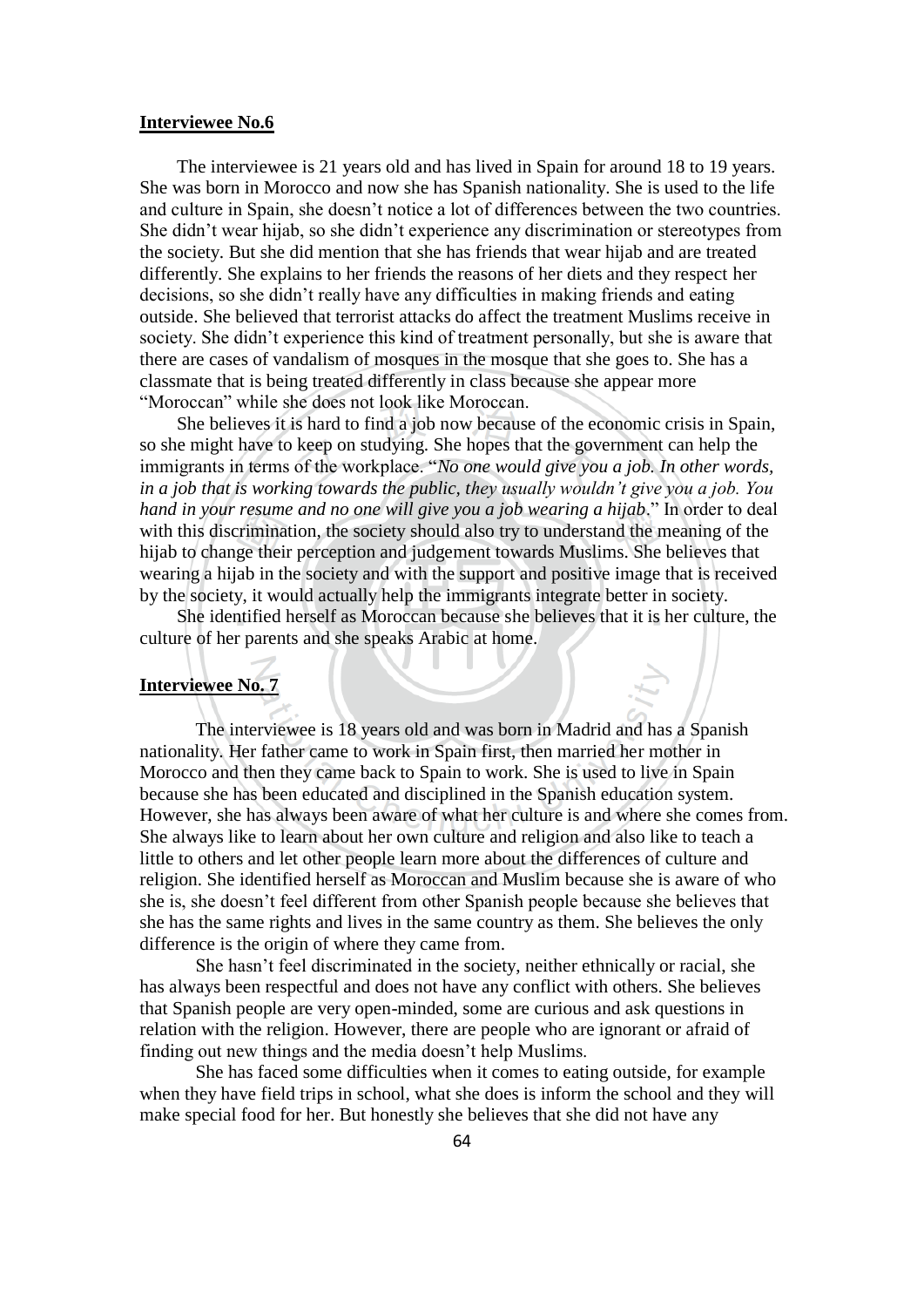**Interviewee No.6**

The interviewee is 21 years old and has lived in Spain for around 18 to 19 years. She was born in Morocco and now she has Spanish nationality. She is used to the life and culture in Spain, she doesn't notice a lot of differences between the two countries. She didn't wear hijab, so she didn't experience any discrimination or stereotypes from the society. But she did mention that she has friends that wear hijab and are treated differently. She explains to her friends the reasons of her diets and they respect her decisions, so she didn't really have any difficulties in making friends and eating outside. She believed that terrorist attacks do affect the treatment Muslims receive in society. She didn't experience this kind of treatment personally, but she is aware that there are cases of vandalism of mosques in the mosque that she goes to. She has a classmate that is being treated differently in class because she appear more "Moroccan" while she does not look like Moroccan.

She believes it is hard to find a job now because of the economic crisis in Spain, so she might have to keep on studying. She hopes that the government can help the immigrants in terms of the workplace. "*No one would give you a job. In other words, in a job that is working towards the public, they usually wouldn't give you a job. You hand in your resume and no one will give you a job wearing a hijab*." In order to deal with this discrimination, the society should also try to understand the meaning of the hijab to change their perception and judgement towards Muslims. She believes that wearing a hijab in the society and with the support and positive image that is received by the society, it would actually help the immigrants integrate better in society.

She identified herself as Moroccan because she believes that it is her culture, the culture of her parents and she speaks Arabic at home.

**Interviewee No. 7**

The interviewee is 18 years old and was born in Madrid and has a Spanish nationality. Her father came to work in Spain first, then married her mother in Morocco and then they came back to Spain to work. She is used to live in Spain because she has been educated and disciplined in the Spanish education system. However, she has always been aware of what her culture is and where she comes from. She always like to learn about her own culture and religion and also like to teach a little to others and let other people learn more about the differences of culture and religion. She identified herself as Moroccan and Muslim because she is aware of who she is, she doesn't feel different from other Spanish people because she believes that she has the same rights and lives in the same country as them. She believes the only difference is the origin of where they came from.

She hasn't feel discriminated in the society, neither ethnically or racial, she has always been respectful and does not have any conflict with others. She believes that Spanish people are very open-minded, some are curious and ask questions in relation with the religion. However, there are people who are ignorant or afraid of finding out new things and the media doesn't help Muslims.

She has faced some difficulties when it comes to eating outside, for example when they have field trips in school, what she does is inform the school and they will make special food for her. But honestly she believes that she did not have any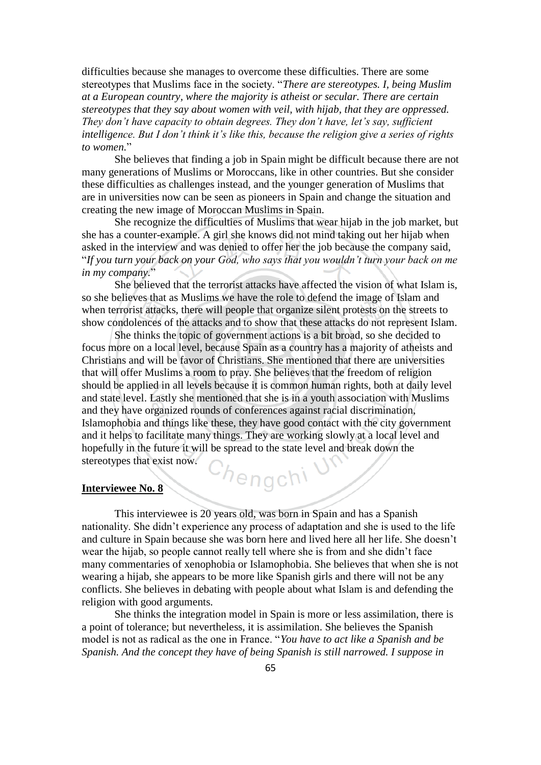difficulties because she manages to overcome these difficulties. There are some stereotypes that Muslims face in the society. "*There are stereotypes. I, being Muslim at a European country, where the majority is atheist or secular. There are certain stereotypes that they say about women with veil, with hijab, that they are oppressed. They don't have capacity to obtain degrees. They don't have, let's say, sufficient intelligence. But I don't think it's like this, because the religion give a series of rights to women.*"

She believes that finding a job in Spain might be difficult because there are not many generations of Muslims or Moroccans, like in other countries. But she consider these difficulties as challenges instead, and the younger generation of Muslims that are in universities now can be seen as pioneers in Spain and change the situation and creating the new image of Moroccan Muslims in Spain.

She recognize the difficulties of Muslims that wear hijab in the job market, but she has a counter-example. A girl she knows did not mind taking out her hijab when asked in the interview and was denied to offer her the job because the company said, "*If you turn your back on your God, who says that you wouldn't turn your back on me in my company.*"

She believed that the terrorist attacks have affected the vision of what Islam is, so she believes that as Muslims we have the role to defend the image of Islam and when terrorist attacks, there will people that organize silent protests on the streets to show condolences of the attacks and to show that these attacks do not represent Islam.

She thinks the topic of government actions is a bit broad, so she decided to focus more on a local level, because Spain as a country has a majority of atheists and Christians and will be favor of Christians. She mentioned that there are universities that will offer Muslims a room to pray. She believes that the freedom of religion should be applied in all levels because it is common human rights, both at daily level and state level. Lastly she mentioned that she is in a youth association with Muslims and they have organized rounds of conferences against racial discrimination, Islamophobia and things like these, they have good contact with the city government and it helps to facilitate many things. They are working slowly at a local level and hopefully in the future it will be spread to the state level and break down the stereotypes that exist now.

**Interviewee No. 8**

This interviewee is 20 years old, was born in Spain and has a Spanish nationality. She didn't experience any process of adaptation and she is used to the life and culture in Spain because she was born here and lived here all her life. She doesn't wear the hijab, so people cannot really tell where she is from and she didn't face many commentaries of xenophobia or Islamophobia. She believes that when she is not wearing a hijab, she appears to be more like Spanish girls and there will not be any conflicts. She believes in debating with people about what Islam is and defending the religion with good arguments.

She thinks the integration model in Spain is more or less assimilation, there is a point of tolerance; but nevertheless, it is assimilation. She believes the Spanish model is not as radical as the one in France. "*You have to act like a Spanish and be Spanish. And the concept they have of being Spanish is still narrowed. I suppose in*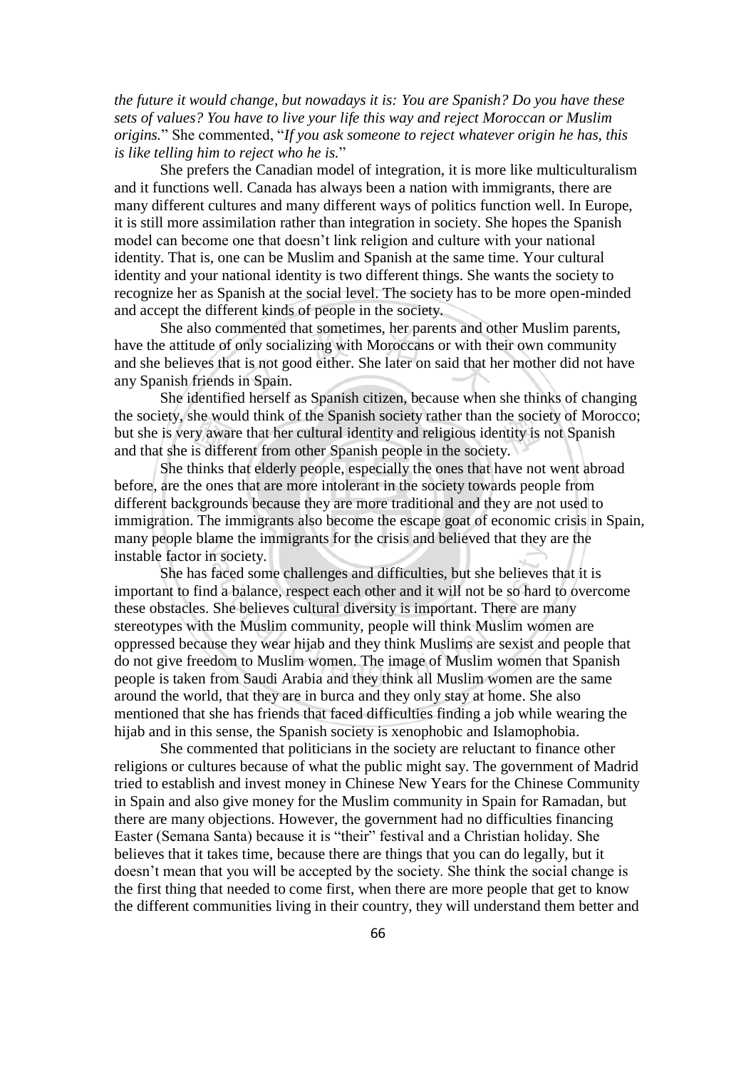*the future it would change, but nowadays it is: You are Spanish? Do you have these sets of values? You have to live your life this way and reject Moroccan or Muslim origins.*" She commented, "*If you ask someone to reject whatever origin he has, this is like telling him to reject who he is.*"

She prefers the Canadian model of integration, it is more like multiculturalism and it functions well. Canada has always been a nation with immigrants, there are many different cultures and many different ways of politics function well. In Europe, it is still more assimilation rather than integration in society. She hopes the Spanish model can become one that doesn't link religion and culture with your national identity. That is, one can be Muslim and Spanish at the same time. Your cultural identity and your national identity is two different things. She wants the society to recognize her as Spanish at the social level. The society has to be more open-minded and accept the different kinds of people in the society.

She also commented that sometimes, her parents and other Muslim parents, have the attitude of only socializing with Moroccans or with their own community and she believes that is not good either. She later on said that her mother did not have any Spanish friends in Spain.

She identified herself as Spanish citizen, because when she thinks of changing the society, she would think of the Spanish society rather than the society of Morocco; but she is very aware that her cultural identity and religious identity is not Spanish and that she is different from other Spanish people in the society.

She thinks that elderly people, especially the ones that have not went abroad before, are the ones that are more intolerant in the society towards people from different backgrounds because they are more traditional and they are not used to immigration. The immigrants also become the escape goat of economic crisis in Spain, many people blame the immigrants for the crisis and believed that they are the instable factor in society.

She has faced some challenges and difficulties, but she believes that it is important to find a balance, respect each other and it will not be so hard to overcome these obstacles. She believes cultural diversity is important. There are many stereotypes with the Muslim community, people will think Muslim women are oppressed because they wear hijab and they think Muslims are sexist and people that do not give freedom to Muslim women. The image of Muslim women that Spanish people is taken from Saudi Arabia and they think all Muslim women are the same around the world, that they are in burca and they only stay at home. She also mentioned that she has friends that faced difficulties finding a job while wearing the hijab and in this sense, the Spanish society is xenophobic and Islamophobia.

She commented that politicians in the society are reluctant to finance other religions or cultures because of what the public might say. The government of Madrid tried to establish and invest money in Chinese New Years for the Chinese Community in Spain and also give money for the Muslim community in Spain for Ramadan, but there are many objections. However, the government had no difficulties financing Easter (Semana Santa) because it is "their" festival and a Christian holiday. She believes that it takes time, because there are things that you can do legally, but it doesn't mean that you will be accepted by the society. She think the social change is the first thing that needed to come first, when there are more people that get to know the different communities living in their country, they will understand them better and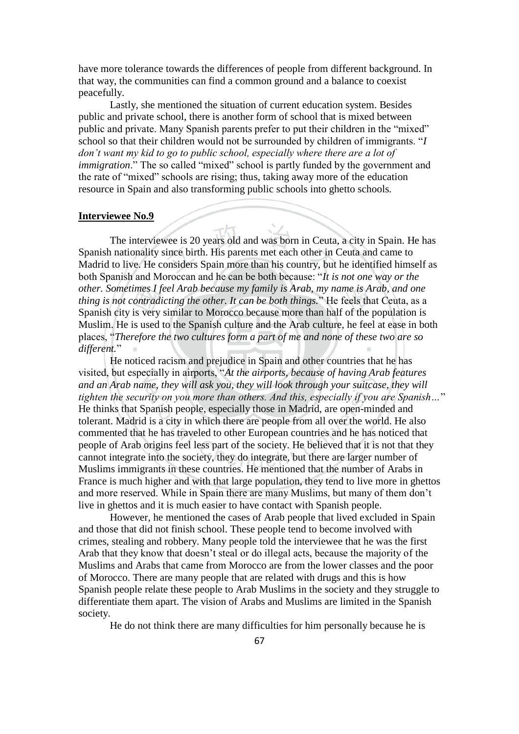have more tolerance towards the differences of people from different background. In that way, the communities can find a common ground and a balance to coexist peacefully.

Lastly, she mentioned the situation of current education system. Besides public and private school, there is another form of school that is mixed between public and private. Many Spanish parents prefer to put their children in the "mixed" school so that their children would not be surrounded by children of immigrants. "*I don't want my kid to go to public school, especially where there are a lot of immigration*." The so called "mixed" school is partly funded by the government and the rate of "mixed" schools are rising; thus, taking away more of the education resource in Spain and also transforming public schools into ghetto schools.

**Interviewee No.9**

The interviewee is 20 years old and was born in Ceuta, a city in Spain. He has Spanish nationality since birth. His parents met each other in Ceuta and came to Madrid to live. He considers Spain more than his country, but he identified himself as both Spanish and Moroccan and he can be both because: "*It is not one way or the other. Sometimes I feel Arab because my family is Arab, my name is Arab, and one thing is not contradicting the other. It can be both things.*" He feels that Ceuta, as a Spanish city is very similar to Morocco because more than half of the population is Muslim. He is used to the Spanish culture and the Arab culture, he feel at ease in both places, "*Therefore the two cultures form a part of me and none of these two are so different.*"

He noticed racism and prejudice in Spain and other countries that he has visited, but especially in airports, "*At the airports, because of having Arab features and an Arab name, they will ask you, they will look through your suitcase, they will tighten the security on you more than others. And this, especially if you are Spanish…*" He thinks that Spanish people, especially those in Madrid, are open-minded and tolerant. Madrid is a city in which there are people from all over the world. He also commented that he has traveled to other European countries and he has noticed that people of Arab origins feel less part of the society. He believed that it is not that they cannot integrate into the society, they do integrate, but there are larger number of Muslims immigrants in these countries. He mentioned that the number of Arabs in France is much higher and with that large population, they tend to live more in ghettos and more reserved. While in Spain there are many Muslims, but many of them don't live in ghettos and it is much easier to have contact with Spanish people.

However, he mentioned the cases of Arab people that lived excluded in Spain and those that did not finish school. These people tend to become involved with crimes, stealing and robbery. Many people told the interviewee that he was the first Arab that they know that doesn't steal or do illegal acts, because the majority of the Muslims and Arabs that came from Morocco are from the lower classes and the poor of Morocco. There are many people that are related with drugs and this is how Spanish people relate these people to Arab Muslims in the society and they struggle to differentiate them apart. The vision of Arabs and Muslims are limited in the Spanish society.

He do not think there are many difficulties for him personally because he is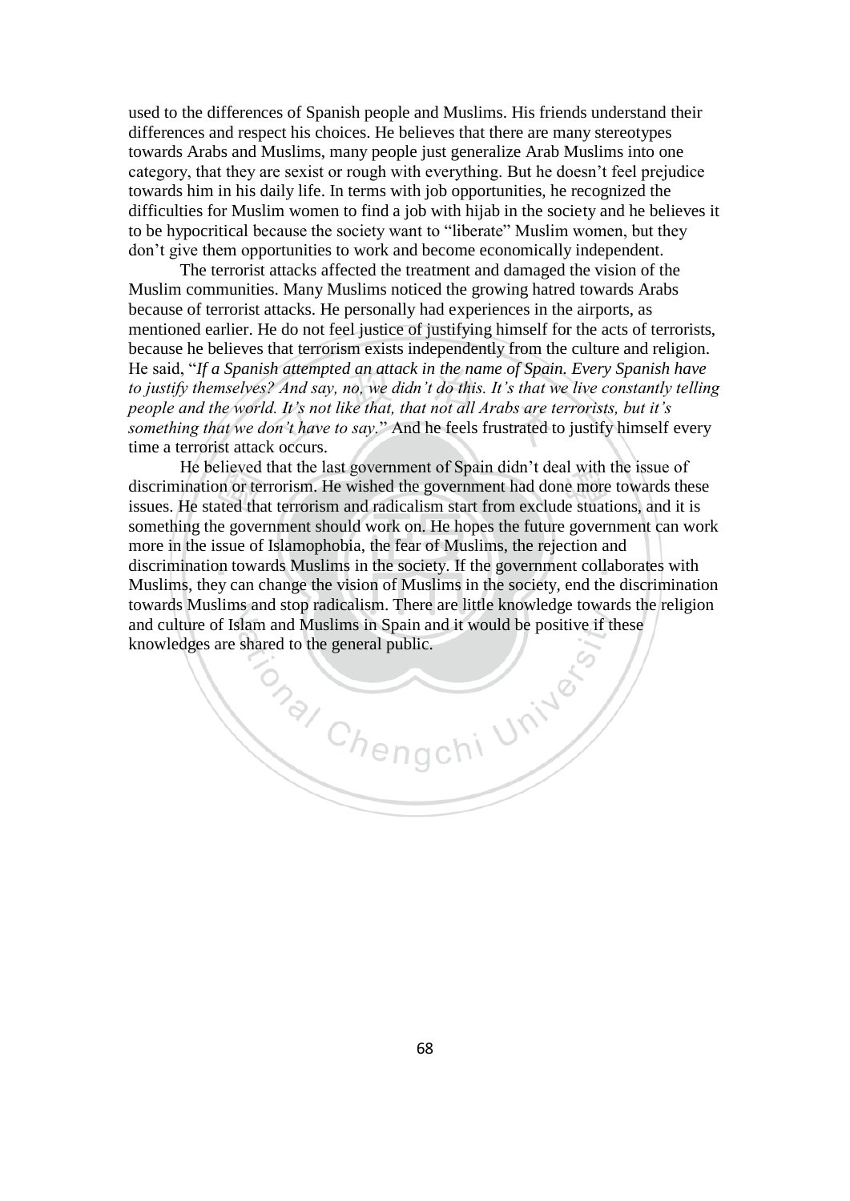used to the differences of Spanish people and Muslims. His friends understand their differences and respect his choices. He believes that there are many stereotypes towards Arabs and Muslims, many people just generalize Arab Muslims into one category, that they are sexist or rough with everything. But he doesn't feel prejudice towards him in his daily life. In terms with job opportunities, he recognized the difficulties for Muslim women to find a job with hijab in the society and he believes it to be hypocritical because the society want to "liberate" Muslim women, but they don't give them opportunities to work and become economically independent.

The terrorist attacks affected the treatment and damaged the vision of the Muslim communities. Many Muslims noticed the growing hatred towards Arabs because of terrorist attacks. He personally had experiences in the airports, as mentioned earlier. He do not feel justice of justifying himself for the acts of terrorists, because he believes that terrorism exists independently from the culture and religion. He said, "*If a Spanish attempted an attack in the name of Spain. Every Spanish have to justify themselves? And say, no, we didn't do this. It's that we live constantly telling people and the world. It's not like that, that not all Arabs are terrorists, but it's something that we don't have to say.*" And he feels frustrated to justify himself every time a terrorist attack occurs.

He believed that the last government of Spain didn't deal with the issue of discrimination or terrorism. He wished the government had done more towards these issues. He stated that terrorism and radicalism start from exclude stuations, and it is something the government should work on. He hopes the future government can work more in the issue of Islamophobia, the fear of Muslims, the rejection and discrimination towards Muslims in the society. If the government collaborates with Muslims, they can change the vision of Muslims in the society, end the discrimination towards Muslims and stop radicalism. There are little knowledge towards the religion and culture of Islam and Muslims in Spain and it would be positive if these knowledges are shared to the general public.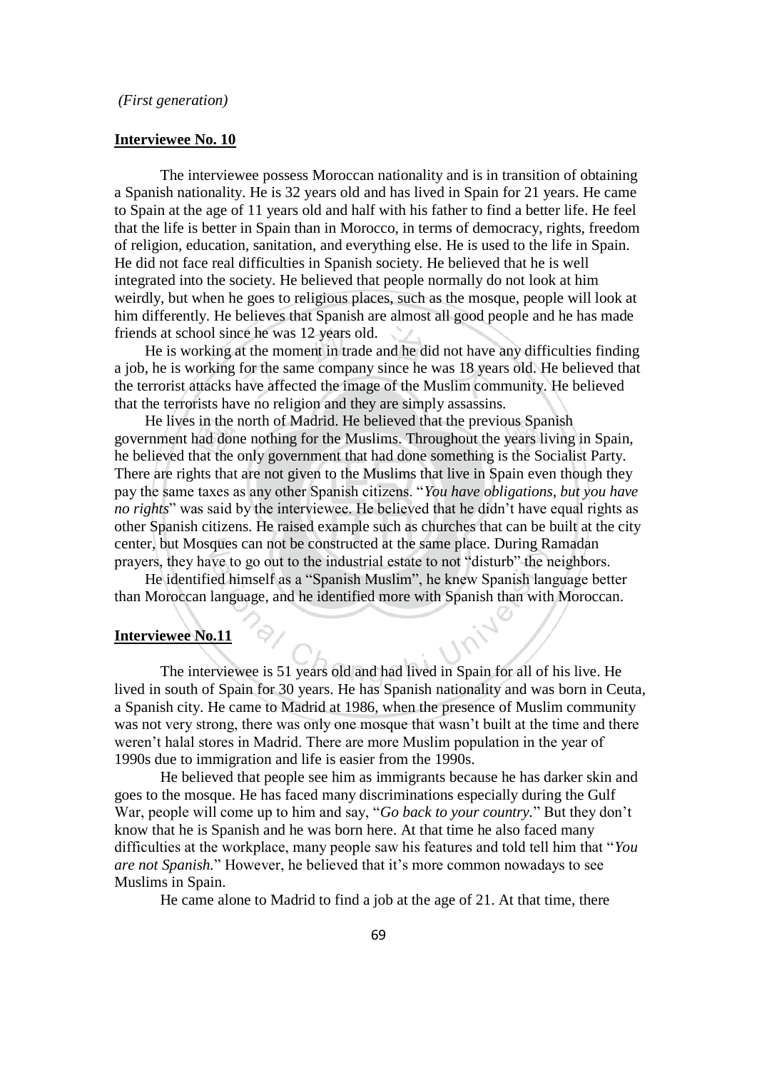*(First generation)*

**Interviewee No. 10**

The interviewee possess Moroccan nationality and is in transition of obtaining a Spanish nationality. He is 32 years old and has lived in Spain for 21 years. He came to Spain at the age of 11 years old and half with his father to find a better life. He feel that the life is better in Spain than in Morocco, in terms of democracy, rights, freedom of religion, education, sanitation, and everything else. He is used to the life in Spain. He did not face real difficulties in Spanish society. He believed that he is well integrated into the society. He believed that people normally do not look at him weirdly, but when he goes to religious places, such as the mosque, people will look at him differently. He believes that Spanish are almost all good people and he has made friends at school since he was 12 years old.

He is working at the moment in trade and he did not have any difficulties finding a job, he is working for the same company since he was 18 years old. He believed that the terrorist attacks have affected the image of the Muslim community. He believed that the terrorists have no religion and they are simply assassins.

He lives in the north of Madrid. He believed that the previous Spanish government had done nothing for the Muslims. Throughout the years living in Spain, he believed that the only government that had done something is the Socialist Party. There are rights that are not given to the Muslims that live in Spain even though they pay the same taxes as any other Spanish citizens. "*You have obligations, but you have no rights*" was said by the interviewee. He believed that he didn't have equal rights as other Spanish citizens. He raised example such as churches that can be built at the city center, but Mosques can not be constructed at the same place. During Ramadan prayers, they have to go out to the industrial estate to not "disturb" the neighbors.

He identified himself as a "Spanish Muslim", he knew Spanish language better than Moroccan language, and he identified more with Spanish than with Moroccan.

**Interviewee No.11**

The interviewee is 51 years old and had lived in Spain for all of his live. He lived in south of Spain for 30 years. He has Spanish nationality and was born in Ceuta, a Spanish city. He came to Madrid at 1986, when the presence of Muslim community was not very strong, there was only one mosque that wasn't built at the time and there weren't halal stores in Madrid. There are more Muslim population in the year of 1990s due to immigration and life is easier from the 1990s.

He believed that people see him as immigrants because he has darker skin and goes to the mosque. He has faced many discriminations especially during the Gulf War, people will come up to him and say, "*Go back to your country.*" But they don't know that he is Spanish and he was born here. At that time he also faced many difficulties at the workplace, many people saw his features and told tell him that "*You are not Spanish.*" However, he believed that it's more common nowadays to see Muslims in Spain.

He came alone to Madrid to find a job at the age of 21. At that time, there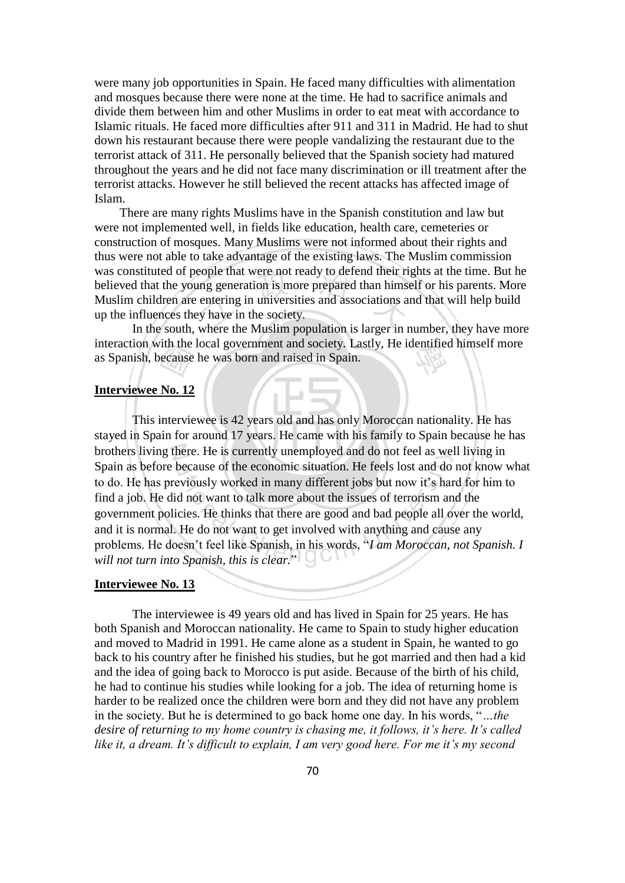were many job opportunities in Spain. He faced many difficulties with alimentation and mosques because there were none at the time. He had to sacrifice animals and divide them between him and other Muslims in order to eat meat with accordance to Islamic rituals. He faced more difficulties after 911 and 311 in Madrid. He had to shut down his restaurant because there were people vandalizing the restaurant due to the terrorist attack of 311. He personally believed that the Spanish society had matured throughout the years and he did not face many discrimination or ill treatment after the terrorist attacks. However he still believed the recent attacks has affected image of Islam.

There are many rights Muslims have in the Spanish constitution and law but were not implemented well, in fields like education, health care, cemeteries or construction of mosques. Many Muslims were not informed about their rights and thus were not able to take advantage of the existing laws. The Muslim commission was constituted of people that were not ready to defend their rights at the time. But he believed that the young generation is more prepared than himself or his parents. More Muslim children are entering in universities and associations and that will help build up the influences they have in the society.

In the south, where the Muslim population is larger in number, they have more interaction with the local government and society. Lastly, He identified himself more as Spanish, because he was born and raised in Spain.

**Interviewee No. 12**

This interviewee is 42 years old and has only Moroccan nationality. He has stayed in Spain for around 17 years. He came with his family to Spain because he has brothers living there. He is currently unemployed and do not feel as well living in Spain as before because of the economic situation. He feels lost and do not know what to do. He has previously worked in many different jobs but now it's hard for him to find a job. He did not want to talk more about the issues of terrorism and the government policies. He thinks that there are good and bad people all over the world, and it is normal. He do not want to get involved with anything and cause any problems. He doesn't feel like Spanish, in his words, "*I am Moroccan, not Spanish. I will not turn into Spanish, this is clear.*"

**Interviewee No. 13**

The interviewee is 49 years old and has lived in Spain for 25 years. He has both Spanish and Moroccan nationality. He came to Spain to study higher education and moved to Madrid in 1991. He came alone as a student in Spain, he wanted to go back to his country after he finished his studies, but he got married and then had a kid and the idea of going back to Morocco is put aside. Because of the birth of his child, he had to continue his studies while looking for a job. The idea of returning home is harder to be realized once the children were born and they did not have any problem in the society. But he is determined to go back home one day. In his words, "*…the desire of returning to my home country is chasing me, it follows, it's here. It's called like it, a dream. It's difficult to explain, I am very good here. For me it's my second*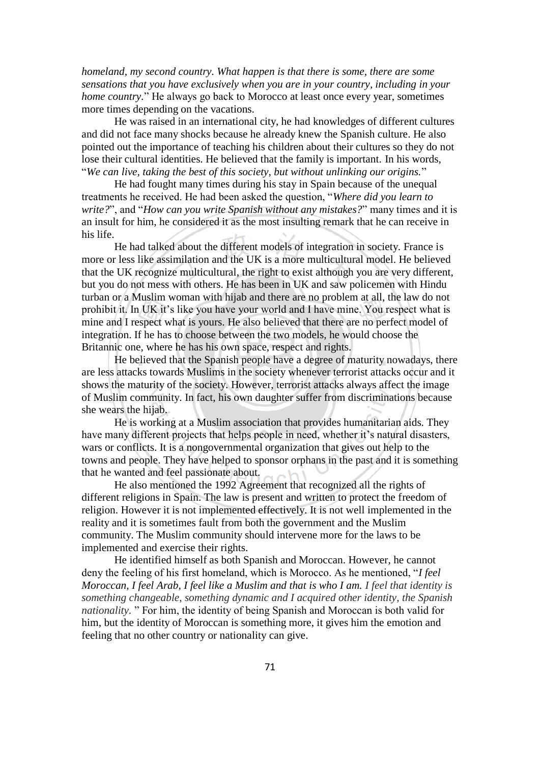*homeland, my second country. What happen is that there is some, there are some sensations that you have exclusively when you are in your country, including in your home country.*" He always go back to Morocco at least once every year, sometimes more times depending on the vacations.

He was raised in an international city, he had knowledges of different cultures and did not face many shocks because he already knew the Spanish culture. He also pointed out the importance of teaching his children about their cultures so they do not lose their cultural identities. He believed that the family is important. In his words, "*We can live, taking the best of this society, but without unlinking our origins.*"

He had fought many times during his stay in Spain because of the unequal treatments he received. He had been asked the question, "*Where did you learn to write?*", and "*How can you write Spanish without any mistakes?*" many times and it is an insult for him, he considered it as the most insulting remark that he can receive in his life.

He had talked about the different models of integration in society. France is more or less like assimilation and the UK is a more multicultural model. He believed that the UK recognize multicultural, the right to exist although you are very different, but you do not mess with others. He has been in UK and saw policemen with Hindu turban or a Muslim woman with hijab and there are no problem at all, the law do not prohibit it. In UK it's like you have your world and I have mine. You respect what is mine and I respect what is yours. He also believed that there are no perfect model of integration. If he has to choose between the two models, he would choose the Britannic one, where he has his own space, respect and rights.

He believed that the Spanish people have a degree of maturity nowadays, there are less attacks towards Muslims in the society whenever terrorist attacks occur and it shows the maturity of the society. However, terrorist attacks always affect the image of Muslim community. In fact, his own daughter suffer from discriminations because she wears the hijab.

He is working at a Muslim association that provides humanitarian aids. They have many different projects that helps people in need, whether it's natural disasters, wars or conflicts. It is a nongovernmental organization that gives out help to the towns and people. They have helped to sponsor orphans in the past and it is something that he wanted and feel passionate about.

He also mentioned the 1992 Agreement that recognized all the rights of different religions in Spain. The law is present and written to protect the freedom of religion. However it is not implemented effectively. It is not well implemented in the reality and it is sometimes fault from both the government and the Muslim community. The Muslim community should intervene more for the laws to be implemented and exercise their rights.

He identified himself as both Spanish and Moroccan. However, he cannot deny the feeling of his first homeland, which is Morocco. As he mentioned, "*I feel Moroccan, I feel Arab, I feel like a Muslim and that is who I am. I feel that identity is something changeable, something dynamic and I acquired other identity, the Spanish nationality.* " For him, the identity of being Spanish and Moroccan is both valid for him, but the identity of Moroccan is something more, it gives him the emotion and feeling that no other country or nationality can give.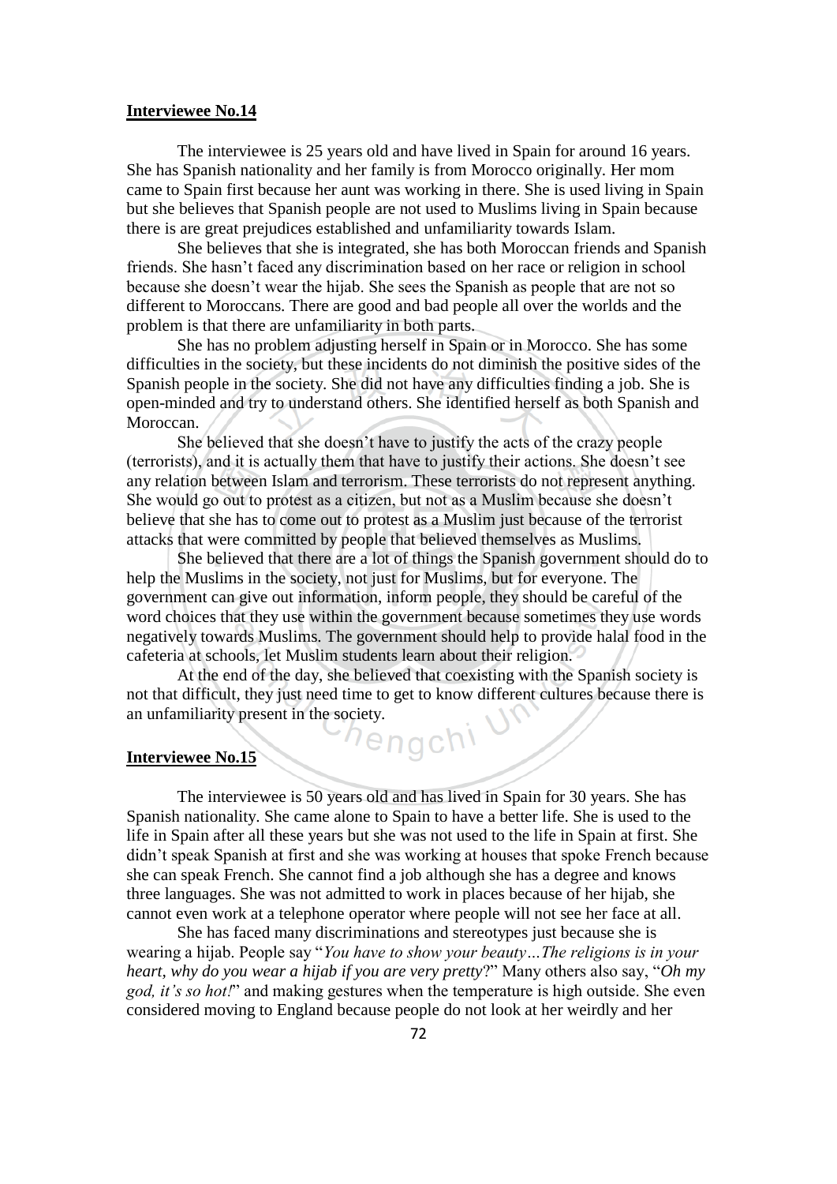**Interviewee No.14**

The interviewee is 25 years old and have lived in Spain for around 16 years. She has Spanish nationality and her family is from Morocco originally. Her mom came to Spain first because her aunt was working in there. She is used living in Spain but she believes that Spanish people are not used to Muslims living in Spain because there is are great prejudices established and unfamiliarity towards Islam.

She believes that she is integrated, she has both Moroccan friends and Spanish friends. She hasn't faced any discrimination based on her race or religion in school because she doesn't wear the hijab. She sees the Spanish as people that are not so different to Moroccans. There are good and bad people all over the worlds and the problem is that there are unfamiliarity in both parts.

She has no problem adjusting herself in Spain or in Morocco. She has some difficulties in the society, but these incidents do not diminish the positive sides of the Spanish people in the society. She did not have any difficulties finding a job. She is open-minded and try to understand others. She identified herself as both Spanish and Moroccan.

She believed that she doesn't have to justify the acts of the crazy people (terrorists), and it is actually them that have to justify their actions. She doesn't see any relation between Islam and terrorism. These terrorists do not represent anything. She would go out to protest as a citizen, but not as a Muslim because she doesn't believe that she has to come out to protest as a Muslim just because of the terrorist attacks that were committed by people that believed themselves as Muslims.

She believed that there are a lot of things the Spanish government should do to help the Muslims in the society, not just for Muslims, but for everyone. The government can give out information, inform people, they should be careful of the word choices that they use within the government because sometimes they use words negatively towards Muslims. The government should help to provide halal food in the cafeteria at schools, let Muslim students learn about their religion.

At the end of the day, she believed that coexisting with the Spanish society is not that difficult, they just need time to get to know different cultures because there is an unfamiliarity present in the society.

**Interviewee No.15**

The interviewee is 50 years old and has lived in Spain for 30 years. She has Spanish nationality. She came alone to Spain to have a better life. She is used to the life in Spain after all these years but she was not used to the life in Spain at first. She didn't speak Spanish at first and she was working at houses that spoke French because she can speak French. She cannot find a job although she has a degree and knows three languages. She was not admitted to work in places because of her hijab, she cannot even work at a telephone operator where people will not see her face at all.

She has faced many discriminations and stereotypes just because she is wearing a hijab. People say "*You have to show your beauty…The religions is in your heart, why do you wear a hijab if you are very pretty*?" Many others also say, "*Oh my god, it's so hot!*" and making gestures when the temperature is high outside. She even considered moving to England because people do not look at her weirdly and her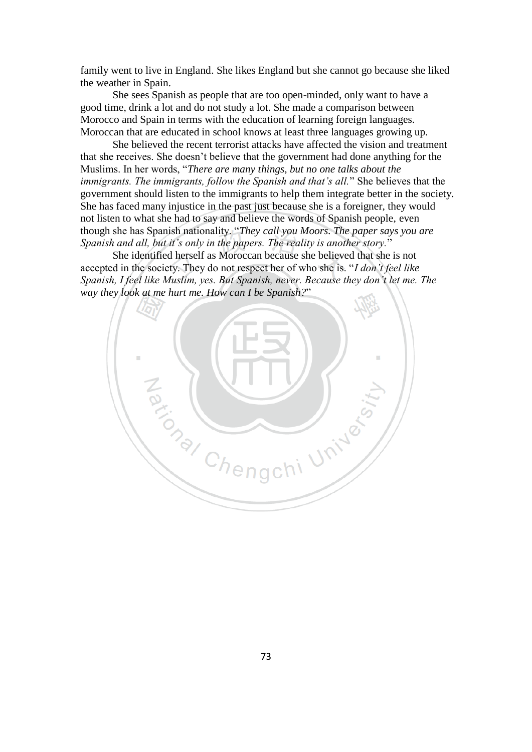family went to live in England. She likes England but she cannot go because she liked the weather in Spain.

She sees Spanish as people that are too open-minded, only want to have a good time, drink a lot and do not study a lot. She made a comparison between Morocco and Spain in terms with the education of learning foreign languages. Moroccan that are educated in school knows at least three languages growing up.

She believed the recent terrorist attacks have affected the vision and treatment that she receives. She doesn't believe that the government had done anything for the Muslims. In her words, "*There are many things, but no one talks about the immigrants. The immigrants, follow the Spanish and that's all.*" She believes that the government should listen to the immigrants to help them integrate better in the society. She has faced many injustice in the past just because she is a foreigner, they would not listen to what she had to say and believe the words of Spanish people, even though she has Spanish nationality. "*They call you Moors. The paper says you are Spanish and all, but it's only in the papers. The reality is another story.*"

She identified herself as Moroccan because she believed that she is not accepted in the society. They do not respect her of who she is. "*I don't feel like Spanish, I feel like Muslim, yes. But Spanish, never. Because they don't let me. The way they look at me hurt me. How can I be Spanish?*"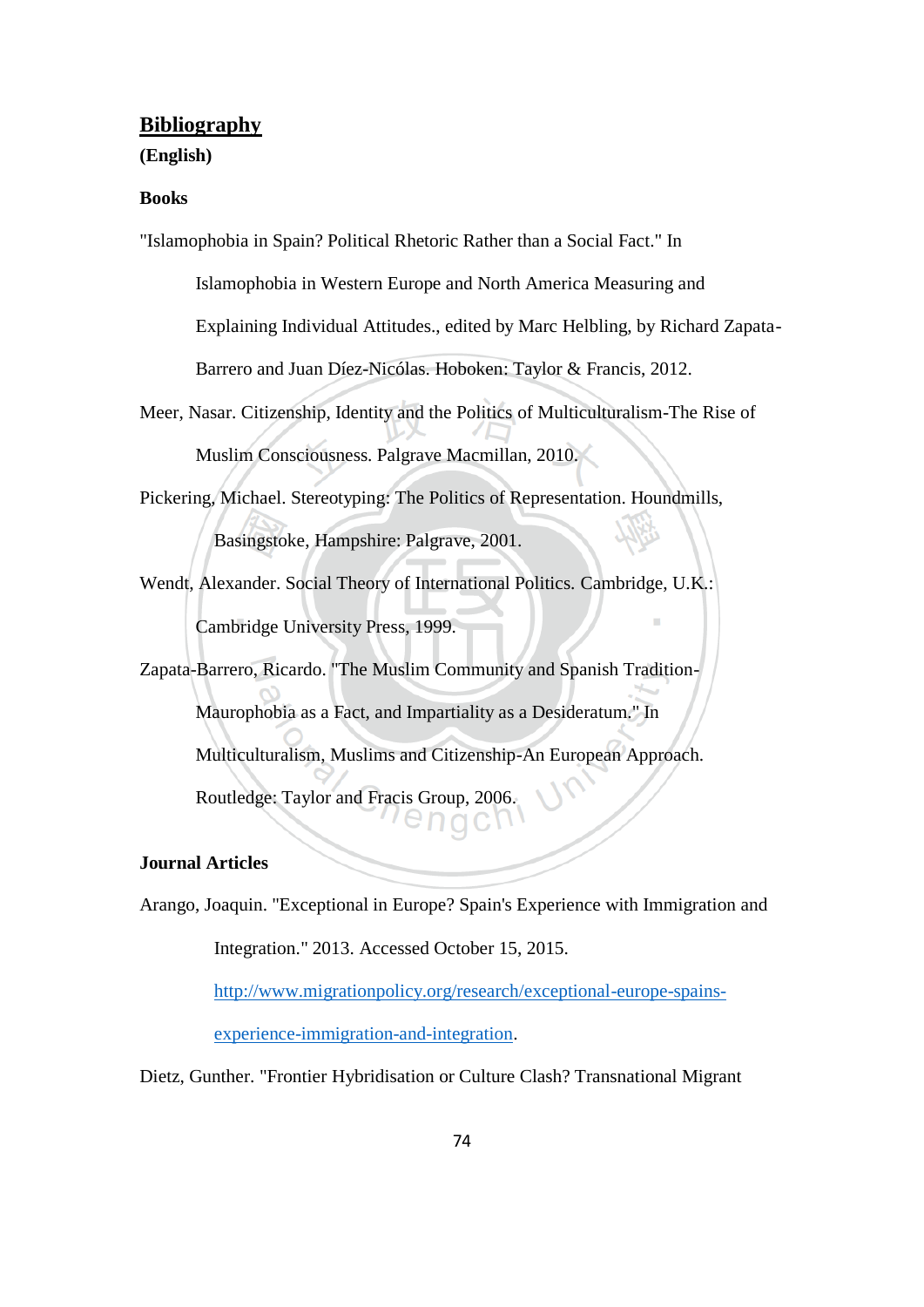## Bibliography

**(English)**

**Books**

"Islamophobia in Spain? Political Rhetoric Rather than a Social Fact." In Islamophobia in Western Europe and North America Measuring and Explaining Individual Attitudes., edited by Marc Helbling, by Richard Zapata-Barrero and Juan Díez-Nicólas. Hoboken: Taylor & Francis, 2012.

Meer, Nasar. Citizenship, Identity and the Politics of Multiculturalism-The Rise of Muslim Consciousness. Palgrave Macmillan, 2010.

Pickering, Michael. Stereotyping: The Politics of Representation. Houndmills, Basingstoke, Hampshire: Palgrave, 2001.

Wendt, Alexander. Social Theory of International Politics. Cambridge, U.K.: Cambridge University Press, 1999.

Zapata-Barrero, Ricardo. "The Muslim Community and Spanish Tradition-Maurophobia as a Fact, and Impartiality as a Desideratum." In Multiculturalism, Muslims and Citizenship-An European Approach. Routledge: Taylor and Fracis Group, 2006.

**Journal Articles**

Arango, Joaquin. "Exceptional in Europe? Spain's Experience with Immigration and Integration." 2013. Accessed October 15, 2015. http://www.migrationpolicy.org/research/exceptional-europe-spains-experience-immigration-and-integration.

Dietz, Gunther. "Frontier Hybridisation or Culture Clash? Transnational Migrant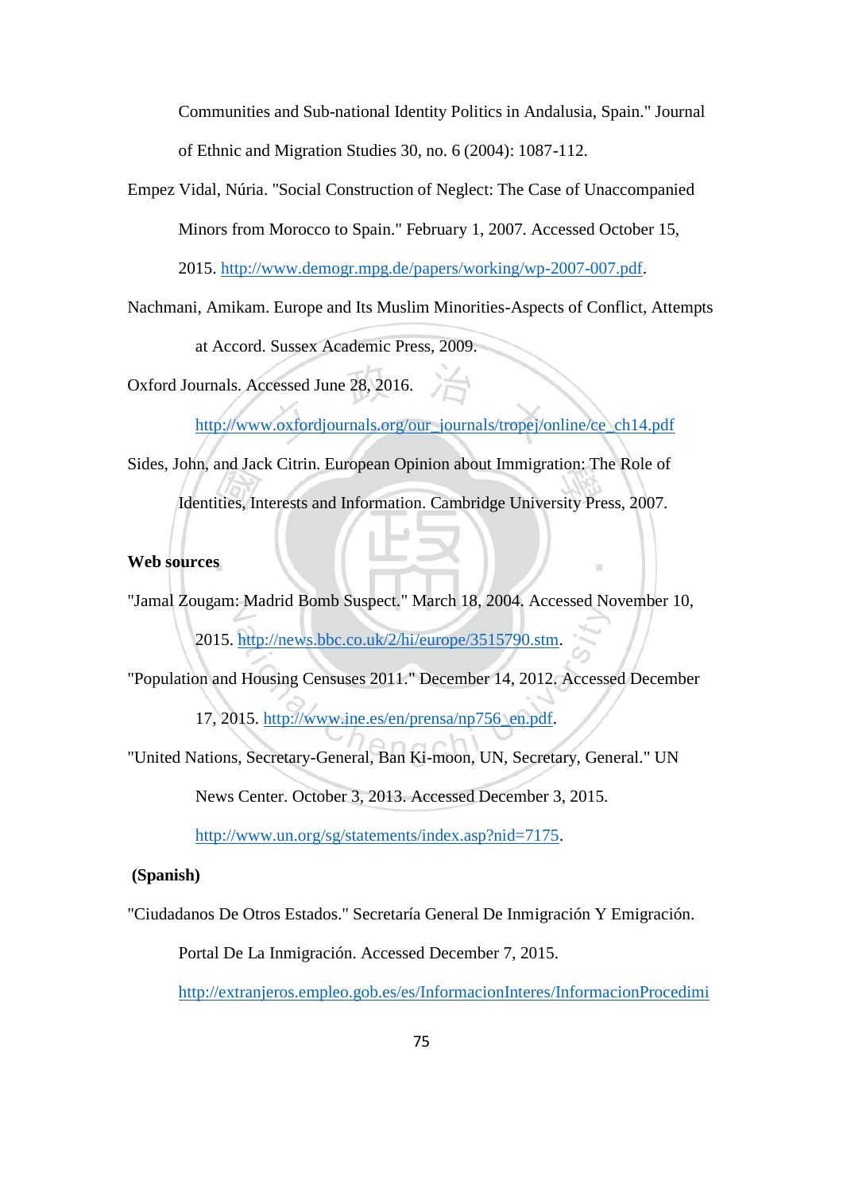Communities and Sub-national Identity Politics in Andalusia, Spain." Journal of Ethnic and Migration Studies 30, no. 6 (2004): 1087-112.

Empez Vidal, Núria. "Social Construction of Neglect: The Case of Unaccompanied Minors from Morocco to Spain." February 1, 2007. Accessed October 15, 2015. http://www.demogr.mpg.de/papers/working/wp-2007-007.pdf.

Nachmani, Amikam. Europe and Its Muslim Minorities-Aspects of Conflict, Attempts at Accord. Sussex Academic Press, 2009.

Oxford Journals. Accessed June 28, 2016. http://www.oxfordjournals.org/our_journals/tropej/online/ce_ch14.pdf

Sides, John, and Jack Citrin. European Opinion about Immigration: The Role of Identities, Interests and Information. Cambridge University Press, 2007.

**Web sources**

"Jamal Zougam: Madrid Bomb Suspect." March 18, 2004. Accessed November 10, 2015. http://news.bbc.co.uk/2/hi/europe/3515790.stm.

"Population and Housing Censuses 2011." December 14, 2012. Accessed December 17, 2015. http://www.ine.es/en/prensa/np756_en.pdf.

"United Nations, Secretary-General, Ban Ki-moon, UN, Secretary, General." UN News Center. October 3, 2013. Accessed December 3, 2015. http://www.un.org/sg/statements/index.asp?nid=7175.

**(Spanish)**

"Ciudadanos De Otros Estados." Secretaría General De Inmigración Y Emigración. Portal De La Inmigración. Accessed December 7, 2015. http://extranjeros.empleo.gob.es/es/InformacionInteres/InformacionProcedimi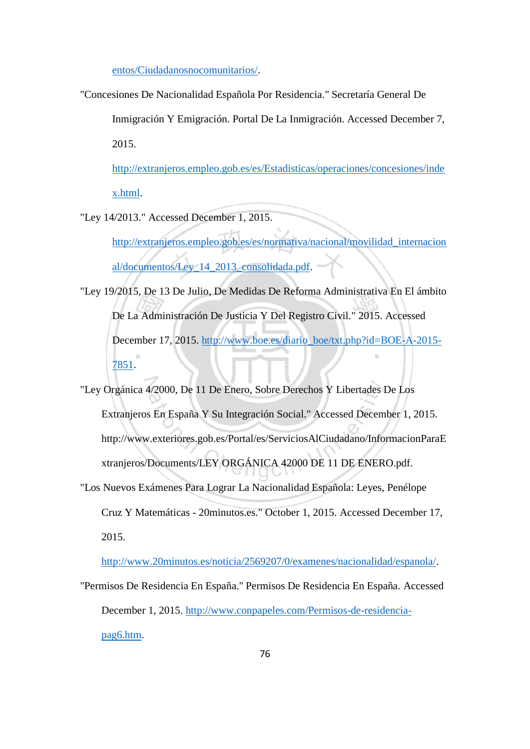entos/Ciudadanosnocomunitarios/.

"Concesiones De Nacionalidad Española Por Residencia." Secretaría General De Inmigración Y Emigración. Portal De La Inmigración. Accessed December 7, 2015. http://extranjeros.empleo.gob.es/es/Estadisticas/operaciones/concesiones/index.html.

"Ley 14/2013." Accessed December 1, 2015. http://extranjeros.empleo.gob.es/es/normativa/nacional/movilidad_internacional/documentos/Ley_14_2013_consolidada.pdf.

"Ley 19/2015, De 13 De Julio, De Medidas De Reforma Administrativa En El ámbito De La Administración De Justicia Y Del Registro Civil." 2015. Accessed December 17, 2015. http://www.boe.es/diario_boe/txt.php?id=BOE-A-2015-7851.

"Ley Orgánica 4/2000, De 11 De Enero, Sobre Derechos Y Libertades De Los Extranjeros En España Y Su Integración Social." Accessed December 1, 2015. http://www.exteriores.gob.es/Portal/es/ServiciosAlCiudadano/InformacionParaExtranjeros/Documents/LEY ORGÁNICA 42000 DE 11 DE ENERO.pdf.

"Los Nuevos Exámenes Para Lograr La Nacionalidad Española: Leyes, Penélope Cruz Y Matemáticas - 20minutos.es." October 1, 2015. Accessed December 17, 2015. http://www.20minutos.es/noticia/2569207/0/examenes/nacionalidad/espanola/.

"Permisos De Residencia En España." Permisos De Residencia En España. Accessed December 1, 2015. http://www.conpapeles.com/Permisos-de-residencia-pag6.htm.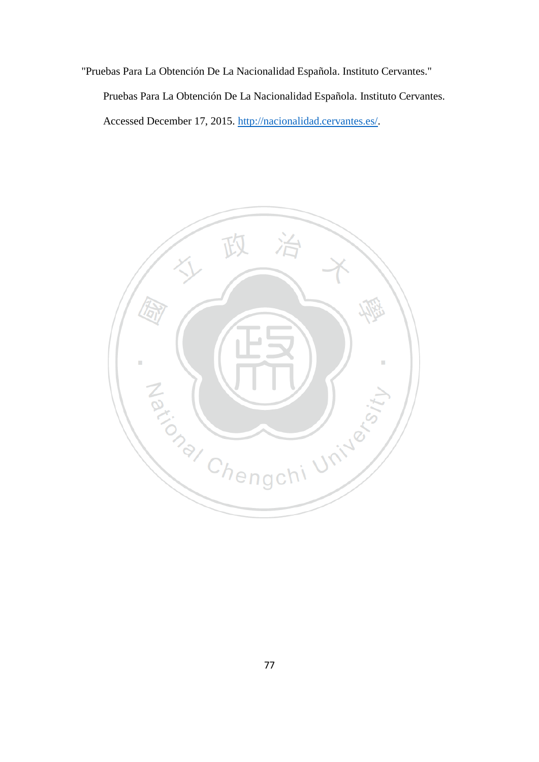"Pruebas Para La Obtención De La Nacionalidad Española. Instituto Cervantes." Pruebas Para La Obtención De La Nacionalidad Española. Instituto Cervantes. Accessed December 17, 2015. http://nacionalidad.cervantes.es/.